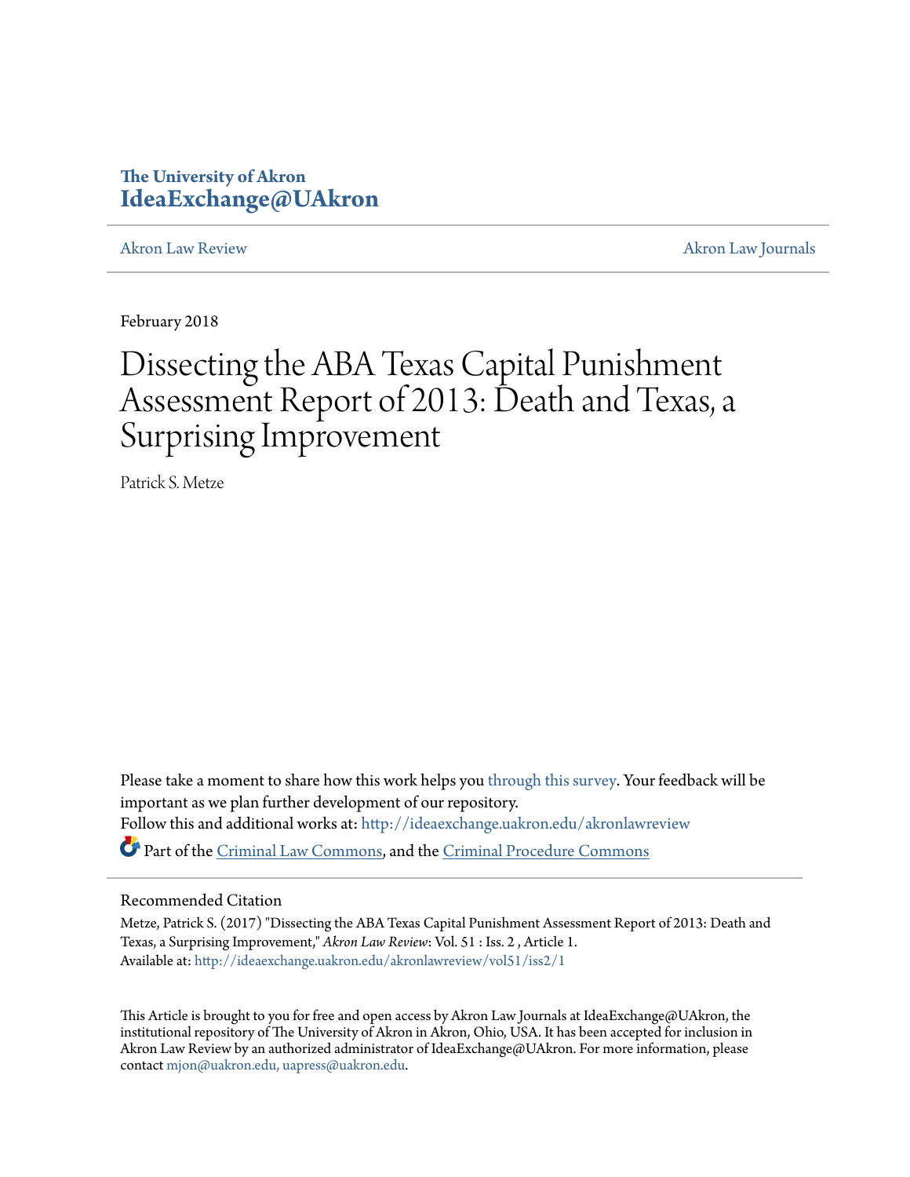The University of Akron
**IdeaExchange@UAkron**

Akron Law Review | Akron Law Journals

February 2018

# Dissecting the ABA Texas Capital Punishment Assessment Report of 2013: Death and Texas, a Surprising Improvement

Patrick S. Metze

Please take a moment to share how this work helps you through this survey. Your feedback will be important as we plan further development of our repository.
Follow this and additional works at: http://ideaexchange.uakron.edu/akronlawreview

Part of the Criminal Law Commons, and the Criminal Procedure Commons

## Recommended Citation

Metze, Patrick S. (2017) "Dissecting the ABA Texas Capital Punishment Assessment Report of 2013: Death and Texas, a Surprising Improvement," *Akron Law Review*: Vol. 51 : Iss. 2 , Article 1.
Available at: http://ideaexchange.uakron.edu/akronlawreview/vol51/iss2/1

This Article is brought to you for free and open access by Akron Law Journals at IdeaExchange@UAkron, the institutional repository of The University of Akron in Akron, Ohio, USA. It has been accepted for inclusion in Akron Law Review by an authorized administrator of IdeaExchange@UAkron. For more information, please contact mjon@uakron.edu, uapress@uakron.edu.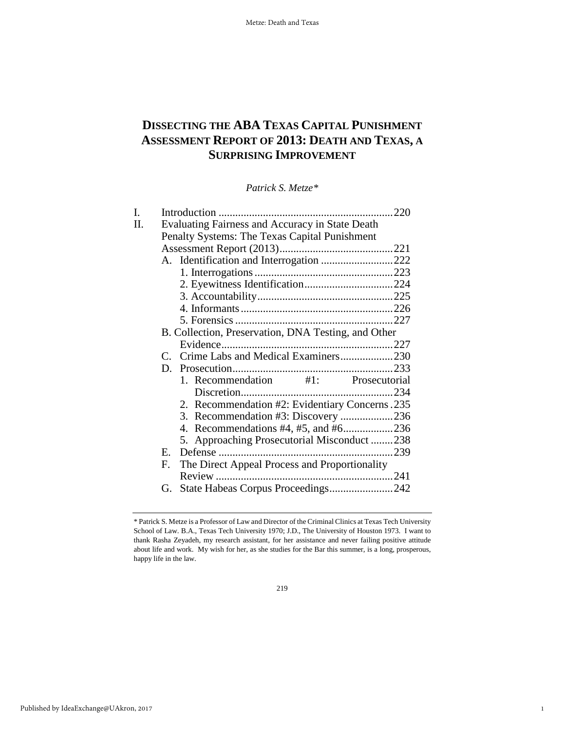# DISSECTING THE ABA TEXAS CAPITAL PUNISHMENT ASSESSMENT REPORT OF 2013: DEATH AND TEXAS, A SURPRISING IMPROVEMENT

*Patrick S. Metze\**

I. Introduction .............................................................220

II. Evaluating Fairness and Accuracy in State Death Penalty Systems: The Texas Capital Punishment Assessment Report (2013).........................................221

- A. Identification and Interrogation ..........................222
  - 1. Interrogations..................................................223
  - 2. Eyewitness Identification................................224
  - 3. Accountability.................................................225
  - 4. Informants.......................................................226
  - 5. Forensics.........................................................227
- B. Collection, Preservation, DNA Testing, and Other Evidence.............................................................227
- C. Crime Labs and Medical Examiners...................230
- D. Prosecution..........................................................233
  - 1. Recommendation #1: Prosecutorial Discretion......................................................234
  - 2. Recommendation #2: Evidentiary Concerns .235
  - 3. Recommendation #3: Discovery ...................236
  - 4. Recommendations #4, #5, and #6..................236
  - 5. Approaching Prosecutorial Misconduct ........238
- E. Defense ...............................................................239
- F. The Direct Appeal Process and Proportionality Review ...............................................................241
- G. State Habeas Corpus Proceedings.......................242

---

\* Patrick S. Metze is a Professor of Law and Director of the Criminal Clinics at Texas Tech University School of Law. B.A., Texas Tech University 1970; J.D., The University of Houston 1973. I want to thank Rasha Zeyadeh, my research assistant, for her assistance and never failing positive attitude about life and work. My wish for her, as she studies for the Bar this summer, is a long, prosperous, happy life in the law.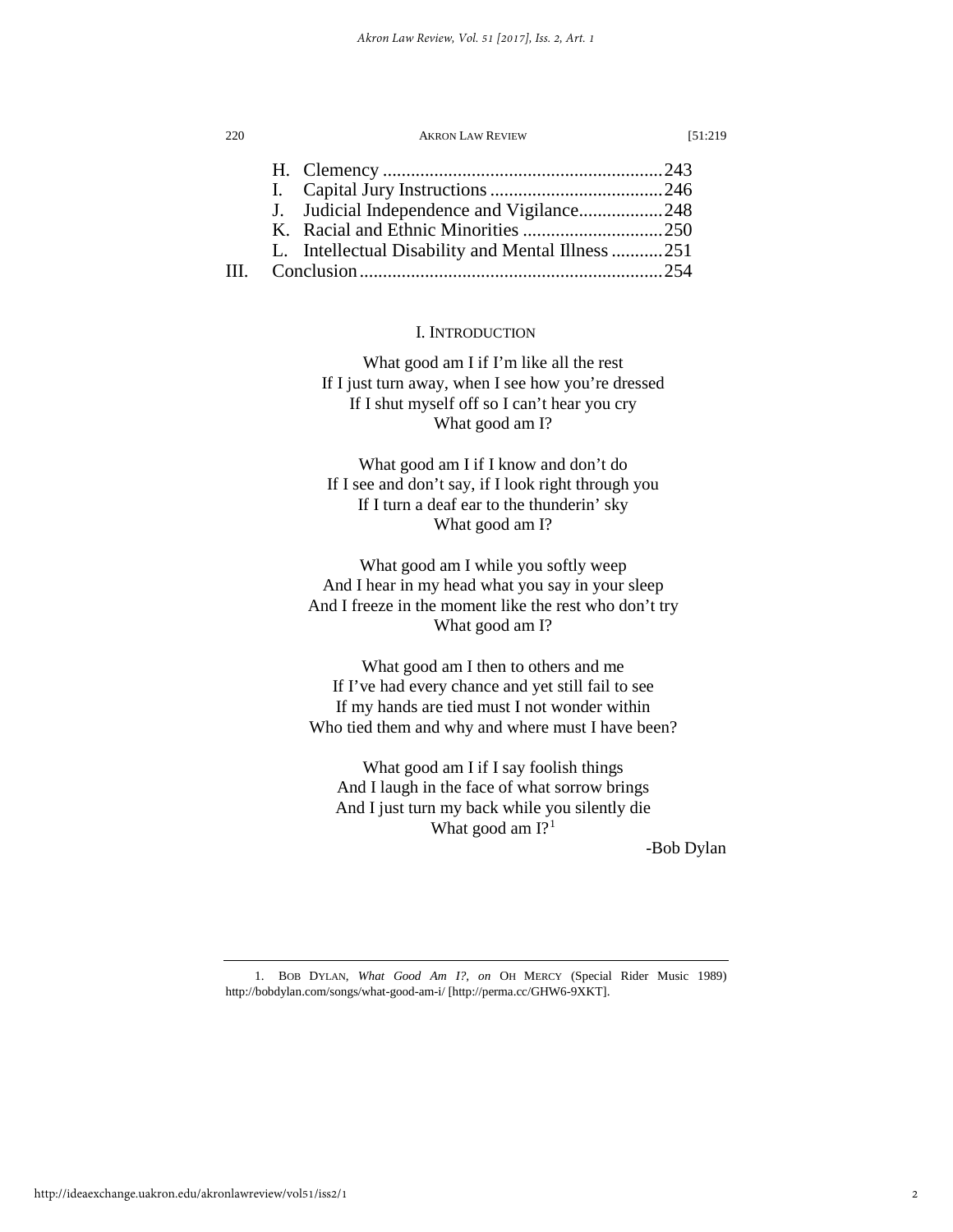H. Clemency ............................................................243
I. Capital Jury Instructions .....................................246
J. Judicial Independence and Vigilance..................248
K. Racial and Ethnic Minorities ..............................250
L. Intellectual Disability and Mental Illness ...........251

III. Conclusion.................................................................254

# I. INTRODUCTION

What good am I if I'm like all the rest
If I just turn away, when I see how you're dressed
If I shut myself off so I can't hear you cry
What good am I?

What good am I if I know and don't do
If I see and don't say, if I look right through you
If I turn a deaf ear to the thunderin' sky
What good am I?

What good am I while you softly weep
And I hear in my head what you say in your sleep
And I freeze in the moment like the rest who don't try
What good am I?

What good am I then to others and me
If I've had every chance and yet still fail to see
If my hands are tied must I not wonder within
Who tied them and why and where must I have been?

What good am I if I say foolish things
And I laugh in the face of what sorrow brings
And I just turn my back while you silently die
What good am I?[1]

-Bob Dylan

1. BOB DYLAN, *What Good Am I?*, *on* OH MERCY (Special Rider Music 1989) http://bobdylan.com/songs/what-good-am-i/ [http://perma.cc/GHW6-9XKT].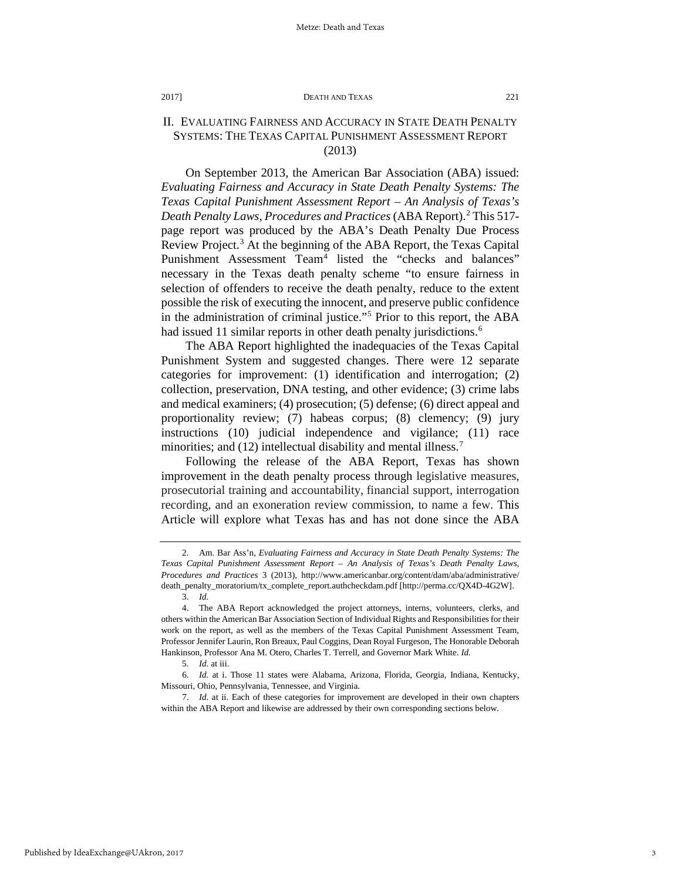## II. EVALUATING FAIRNESS AND ACCURACY IN STATE DEATH PENALTY SYSTEMS: THE TEXAS CAPITAL PUNISHMENT ASSESSMENT REPORT (2013)

On September 2013, the American Bar Association (ABA) issued: *Evaluating Fairness and Accuracy in State Death Penalty Systems: The Texas Capital Punishment Assessment Report – An Analysis of Texas's Death Penalty Laws, Procedures and Practices* (ABA Report).[2] This 517-page report was produced by the ABA's Death Penalty Due Process Review Project.[3] At the beginning of the ABA Report, the Texas Capital Punishment Assessment Team[4] listed the "checks and balances" necessary in the Texas death penalty scheme "to ensure fairness in selection of offenders to receive the death penalty, reduce to the extent possible the risk of executing the innocent, and preserve public confidence in the administration of criminal justice."[5] Prior to this report, the ABA had issued 11 similar reports in other death penalty jurisdictions.[6]

The ABA Report highlighted the inadequacies of the Texas Capital Punishment System and suggested changes. There were 12 separate categories for improvement: (1) identification and interrogation; (2) collection, preservation, DNA testing, and other evidence; (3) crime labs and medical examiners; (4) prosecution; (5) defense; (6) direct appeal and proportionality review; (7) habeas corpus; (8) clemency; (9) jury instructions (10) judicial independence and vigilance; (11) race minorities; and (12) intellectual disability and mental illness.[7]

Following the release of the ABA Report, Texas has shown improvement in the death penalty process through legislative measures, prosecutorial training and accountability, financial support, interrogation recording, and an exoneration review commission, to name a few. This Article will explore what Texas has and has not done since the ABA

---

2. Am. Bar Ass'n, *Evaluating Fairness and Accuracy in State Death Penalty Systems: The Texas Capital Punishment Assessment Report – An Analysis of Texas's Death Penalty Laws, Procedures and Practices* 3 (2013), http://www.americanbar.org/content/dam/aba/administrative/death_penalty_moratorium/tx_complete_report.authcheckdam.pdf [http://perma.cc/QX4D-4G2W].

3. *Id.*

4. The ABA Report acknowledged the project attorneys, interns, volunteers, clerks, and others within the American Bar Association Section of Individual Rights and Responsibilities for their work on the report, as well as the members of the Texas Capital Punishment Assessment Team, Professor Jennifer Laurin, Ron Breaux, Paul Coggins, Dean Royal Furgeson, The Honorable Deborah Hankinson, Professor Ana M. Otero, Charles T. Terrell, and Governor Mark White. *Id.*

5. *Id.* at iii.

6. *Id.* at i. Those 11 states were Alabama, Arizona, Florida, Georgia, Indiana, Kentucky, Missouri, Ohio, Pennsylvania, Tennessee, and Virginia.

7. *Id.* at ii. Each of these categories for improvement are developed in their own chapters within the ABA Report and likewise are addressed by their own corresponding sections below.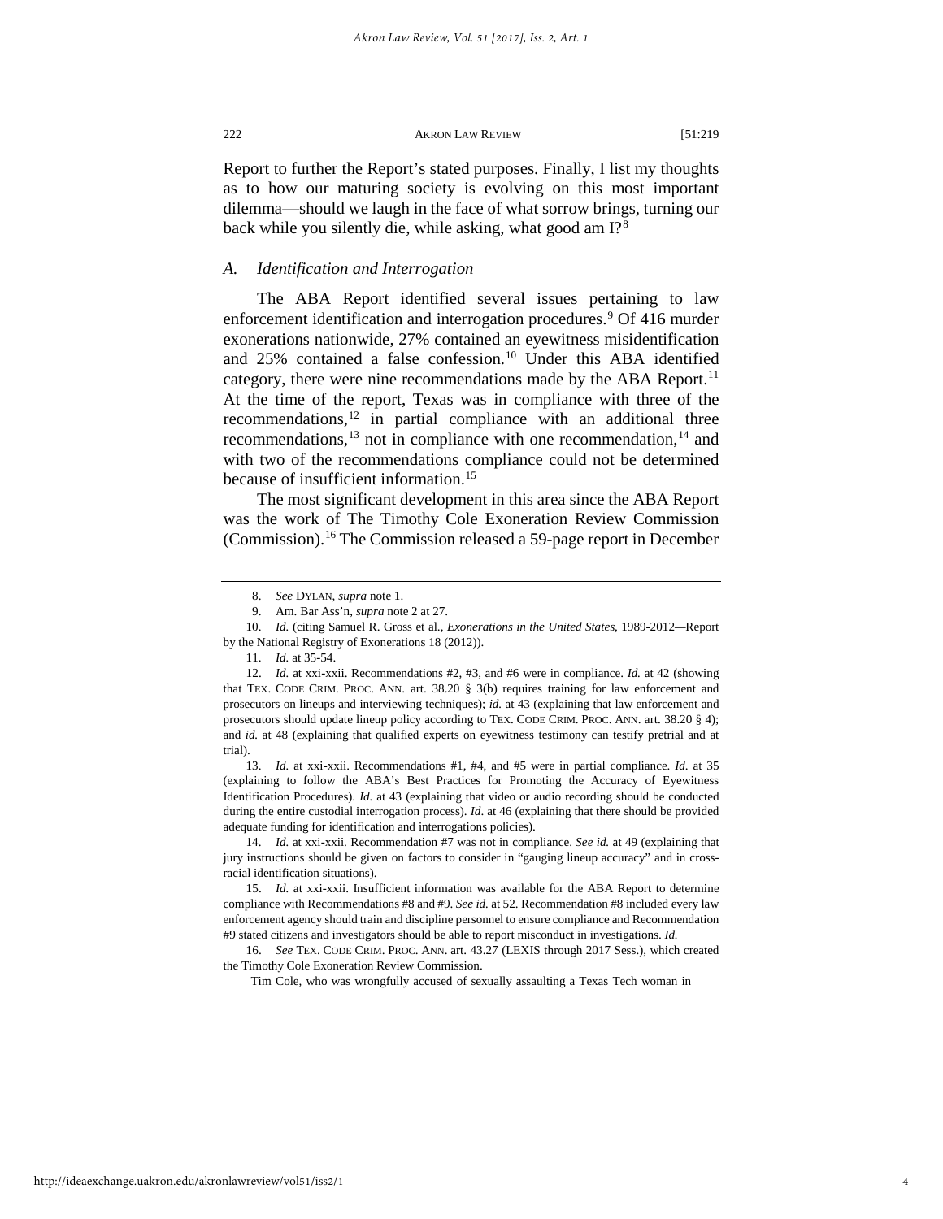Report to further the Report's stated purposes. Finally, I list my thoughts as to how our maturing society is evolving on this most important dilemma—should we laugh in the face of what sorrow brings, turning our back while you silently die, while asking, what good am I?[8]

### *A. Identification and Interrogation*

The ABA Report identified several issues pertaining to law enforcement identification and interrogation procedures.[9] Of 416 murder exonerations nationwide, 27% contained an eyewitness misidentification and 25% contained a false confession.[10] Under this ABA identified category, there were nine recommendations made by the ABA Report.[11] At the time of the report, Texas was in compliance with three of the recommendations,[12] in partial compliance with an additional three recommendations,[13] not in compliance with one recommendation,[14] and with two of the recommendations compliance could not be determined because of insufficient information.[15]

The most significant development in this area since the ABA Report was the work of The Timothy Cole Exoneration Review Commission (Commission).[16] The Commission released a 59-page report in December

---

8. *See* DYLAN, *supra* note 1.

9. Am. Bar Ass'n, *supra* note 2 at 27.

10. *Id.* (citing Samuel R. Gross et al., *Exonerations in the United States*, 1989-2012—Report by the National Registry of Exonerations 18 (2012)).

11. *Id.* at 35-54.

12. *Id.* at xxi-xxii. Recommendations #2, #3, and #6 were in compliance. *Id.* at 42 (showing that TEX. CODE CRIM. PROC. ANN. art. 38.20 § 3(b) requires training for law enforcement and prosecutors on lineups and interviewing techniques); *id.* at 43 (explaining that law enforcement and prosecutors should update lineup policy according to TEX. CODE CRIM. PROC. ANN. art. 38.20 § 4); and *id.* at 48 (explaining that qualified experts on eyewitness testimony can testify pretrial and at trial).

13. *Id.* at xxi-xxii. Recommendations #1, #4, and #5 were in partial compliance. *Id.* at 35 (explaining to follow the ABA's Best Practices for Promoting the Accuracy of Eyewitness Identification Procedures). *Id.* at 43 (explaining that video or audio recording should be conducted during the entire custodial interrogation process). *Id*. at 46 (explaining that there should be provided adequate funding for identification and interrogations policies).

14. *Id.* at xxi-xxii. Recommendation #7 was not in compliance. *See id.* at 49 (explaining that jury instructions should be given on factors to consider in "gauging lineup accuracy" and in cross-racial identification situations).

15. *Id.* at xxi-xxii. Insufficient information was available for the ABA Report to determine compliance with Recommendations #8 and #9. *See id.* at 52. Recommendation #8 included every law enforcement agency should train and discipline personnel to ensure compliance and Recommendation #9 stated citizens and investigators should be able to report misconduct in investigations. *Id.*

16. *See* TEX. CODE CRIM. PROC. ANN. art. 43.27 (LEXIS through 2017 Sess.), which created the Timothy Cole Exoneration Review Commission.

Tim Cole, who was wrongfully accused of sexually assaulting a Texas Tech woman in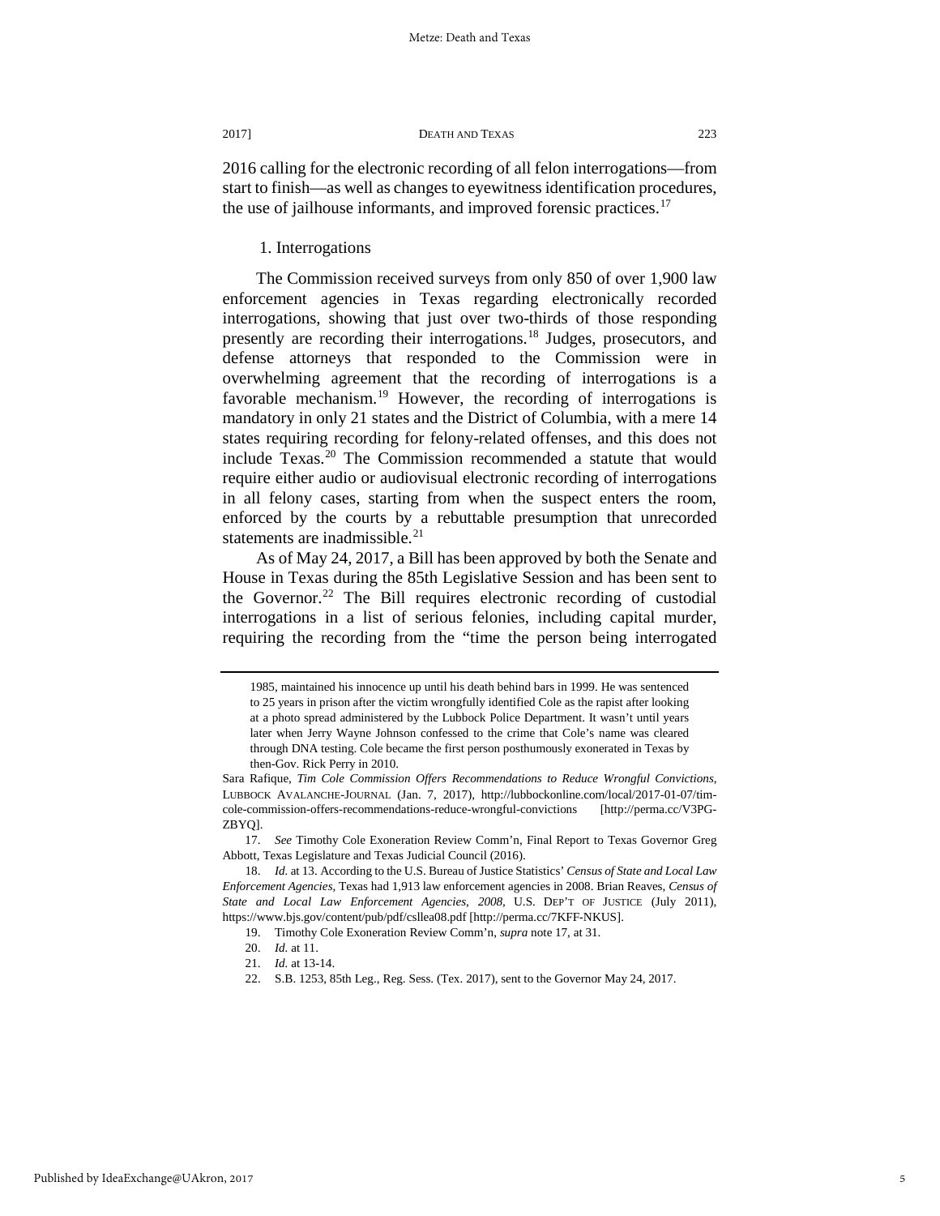2016 calling for the electronic recording of all felon interrogations—from start to finish—as well as changes to eyewitness identification procedures, the use of jailhouse informants, and improved forensic practices.[17]

### 1. Interrogations

The Commission received surveys from only 850 of over 1,900 law enforcement agencies in Texas regarding electronically recorded interrogations, showing that just over two-thirds of those responding presently are recording their interrogations.[18] Judges, prosecutors, and defense attorneys that responded to the Commission were in overwhelming agreement that the recording of interrogations is a favorable mechanism.[19] However, the recording of interrogations is mandatory in only 21 states and the District of Columbia, with a mere 14 states requiring recording for felony-related offenses, and this does not include Texas.[20] The Commission recommended a statute that would require either audio or audiovisual electronic recording of interrogations in all felony cases, starting from when the suspect enters the room, enforced by the courts by a rebuttable presumption that unrecorded statements are inadmissible.[21]

As of May 24, 2017, a Bill has been approved by both the Senate and House in Texas during the 85th Legislative Session and has been sent to the Governor.[22] The Bill requires electronic recording of custodial interrogations in a list of serious felonies, including capital murder, requiring the recording from the "time the person being interrogated

---

> 1985, maintained his innocence up until his death behind bars in 1999. He was sentenced to 25 years in prison after the victim wrongfully identified Cole as the rapist after looking at a photo spread administered by the Lubbock Police Department. It wasn't until years later when Jerry Wayne Johnson confessed to the crime that Cole's name was cleared through DNA testing. Cole became the first person posthumously exonerated in Texas by then-Gov. Rick Perry in 2010.

Sara Rafique, *Tim Cole Commission Offers Recommendations to Reduce Wrongful Convictions*, LUBBOCK AVALANCHE-JOURNAL (Jan. 7, 2017), http://lubbockonline.com/local/2017-01-07/tim-cole-commission-offers-recommendations-reduce-wrongful-convictions [http://perma.cc/V3PG-ZBYQ].

17. *See* Timothy Cole Exoneration Review Comm'n, Final Report to Texas Governor Greg Abbott, Texas Legislature and Texas Judicial Council (2016).

18. *Id.* at 13. According to the U.S. Bureau of Justice Statistics' *Census of State and Local Law Enforcement Agencies*, Texas had 1,913 law enforcement agencies in 2008. Brian Reaves, *Census of State and Local Law Enforcement Agencies, 2008*, U.S. DEP'T OF JUSTICE (July 2011), https://www.bjs.gov/content/pub/pdf/csllea08.pdf [http://perma.cc/7KFF-NKUS].

19. Timothy Cole Exoneration Review Comm'n, *supra* note 17, at 31.

20. *Id.* at 11.

21. *Id.* at 13-14.

22. S.B. 1253, 85th Leg., Reg. Sess. (Tex. 2017), sent to the Governor May 24, 2017.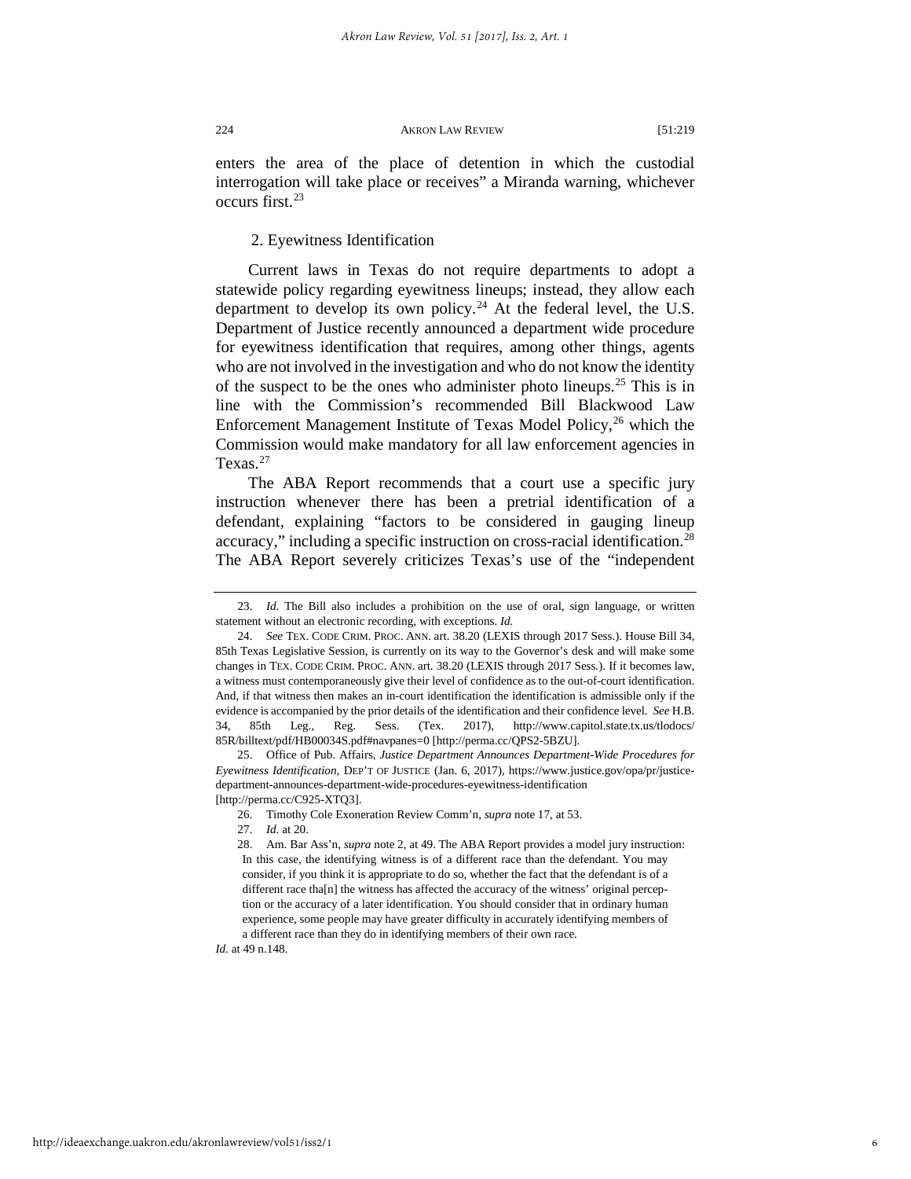enters the area of the place of detention in which the custodial interrogation will take place or receives" a Miranda warning, whichever occurs first.[23]

### 2. Eyewitness Identification

Current laws in Texas do not require departments to adopt a statewide policy regarding eyewitness lineups; instead, they allow each department to develop its own policy.[24] At the federal level, the U.S. Department of Justice recently announced a department wide procedure for eyewitness identification that requires, among other things, agents who are not involved in the investigation and who do not know the identity of the suspect to be the ones who administer photo lineups.[25] This is in line with the Commission's recommended Bill Blackwood Law Enforcement Management Institute of Texas Model Policy,[26] which the Commission would make mandatory for all law enforcement agencies in Texas.[27]

The ABA Report recommends that a court use a specific jury instruction whenever there has been a pretrial identification of a defendant, explaining "factors to be considered in gauging lineup accuracy," including a specific instruction on cross-racial identification.[28] The ABA Report severely criticizes Texas's use of the "independent

---

23. *Id.* The Bill also includes a prohibition on the use of oral, sign language, or written statement without an electronic recording, with exceptions. *Id.*

24. *See* TEX. CODE CRIM. PROC. ANN. art. 38.20 (LEXIS through 2017 Sess.). House Bill 34, 85th Texas Legislative Session, is currently on its way to the Governor's desk and will make some changes in TEX. CODE CRIM. PROC. ANN. art. 38.20 (LEXIS through 2017 Sess.). If it becomes law, a witness must contemporaneously give their level of confidence as to the out-of-court identification. And, if that witness then makes an in-court identification the identification is admissible only if the evidence is accompanied by the prior details of the identification and their confidence level. *See* H.B. 34, 85th Leg., Reg. Sess. (Tex. 2017), http://www.capitol.state.tx.us/tlodocs/85R/billtext/pdf/HB00034S.pdf#navpanes=0 [http://perma.cc/QPS2-5BZU].

25. Office of Pub. Affairs, *Justice Department Announces Department-Wide Procedures for Eyewitness Identification*, DEP'T OF JUSTICE (Jan. 6, 2017), https://www.justice.gov/opa/pr/justice-department-announces-department-wide-procedures-eyewitness-identification [http://perma.cc/C925-XTQ3].

26. Timothy Cole Exoneration Review Comm'n, *supra* note 17, at 53.

27. *Id.* at 20.

28. Am. Bar Ass'n, *supra* note 2, at 49. The ABA Report provides a model jury instruction:

> In this case, the identifying witness is of a different race than the defendant. You may consider, if you think it is appropriate to do so, whether the fact that the defendant is of a different race tha[n] the witness has affected the accuracy of the witness' original perception or the accuracy of a later identification. You should consider that in ordinary human experience, some people may have greater difficulty in accurately identifying members of a different race than they do in identifying members of their own race.

*Id.* at 49 n.148.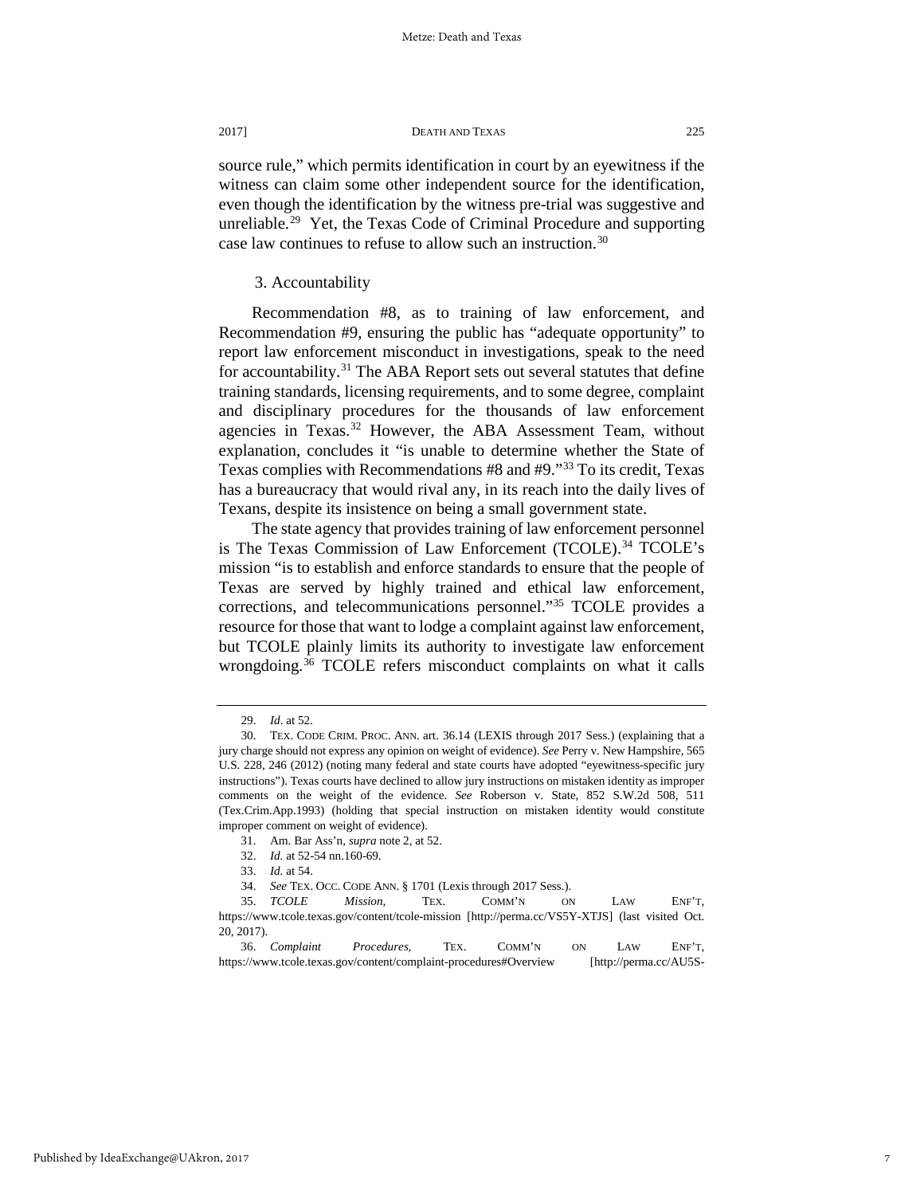source rule," which permits identification in court by an eyewitness if the witness can claim some other independent source for the identification, even though the identification by the witness pre-trial was suggestive and unreliable.[29] Yet, the Texas Code of Criminal Procedure and supporting case law continues to refuse to allow such an instruction.[30]

### 3. Accountability

Recommendation #8, as to training of law enforcement, and Recommendation #9, ensuring the public has "adequate opportunity" to report law enforcement misconduct in investigations, speak to the need for accountability.[31] The ABA Report sets out several statutes that define training standards, licensing requirements, and to some degree, complaint and disciplinary procedures for the thousands of law enforcement agencies in Texas.[32] However, the ABA Assessment Team, without explanation, concludes it "is unable to determine whether the State of Texas complies with Recommendations #8 and #9."[33] To its credit, Texas has a bureaucracy that would rival any, in its reach into the daily lives of Texans, despite its insistence on being a small government state.

The state agency that provides training of law enforcement personnel is The Texas Commission of Law Enforcement (TCOLE).[34] TCOLE's mission "is to establish and enforce standards to ensure that the people of Texas are served by highly trained and ethical law enforcement, corrections, and telecommunications personnel."[35] TCOLE provides a resource for those that want to lodge a complaint against law enforcement, but TCOLE plainly limits its authority to investigate law enforcement wrongdoing.[36] TCOLE refers misconduct complaints on what it calls

---

29. *Id*. at 52.

30. TEX. CODE CRIM. PROC. ANN. art. 36.14 (LEXIS through 2017 Sess.) (explaining that a jury charge should not express any opinion on weight of evidence). *See* Perry v. New Hampshire, 565 U.S. 228, 246 (2012) (noting many federal and state courts have adopted "eyewitness-specific jury instructions"). Texas courts have declined to allow jury instructions on mistaken identity as improper comments on the weight of the evidence. *See* Roberson v. State, 852 S.W.2d 508, 511 (Tex.Crim.App.1993) (holding that special instruction on mistaken identity would constitute improper comment on weight of evidence).

31. Am. Bar Ass'n, *supra* note 2, at 52.

32. *Id.* at 52-54 nn.160-69.

33. *Id.* at 54.

34. *See* TEX. OCC. CODE ANN. § 1701 (Lexis through 2017 Sess.).

35. *TCOLE Mission*, TEX. COMM'N ON LAW ENF'T, https://www.tcole.texas.gov/content/tcole-mission [http://perma.cc/VS5Y-XTJS] (last visited Oct. 20, 2017).

36. *Complaint Procedures*, TEX. COMM'N ON LAW ENF'T, https://www.tcole.texas.gov/content/complaint-procedures#Overview [http://perma.cc/AU5S-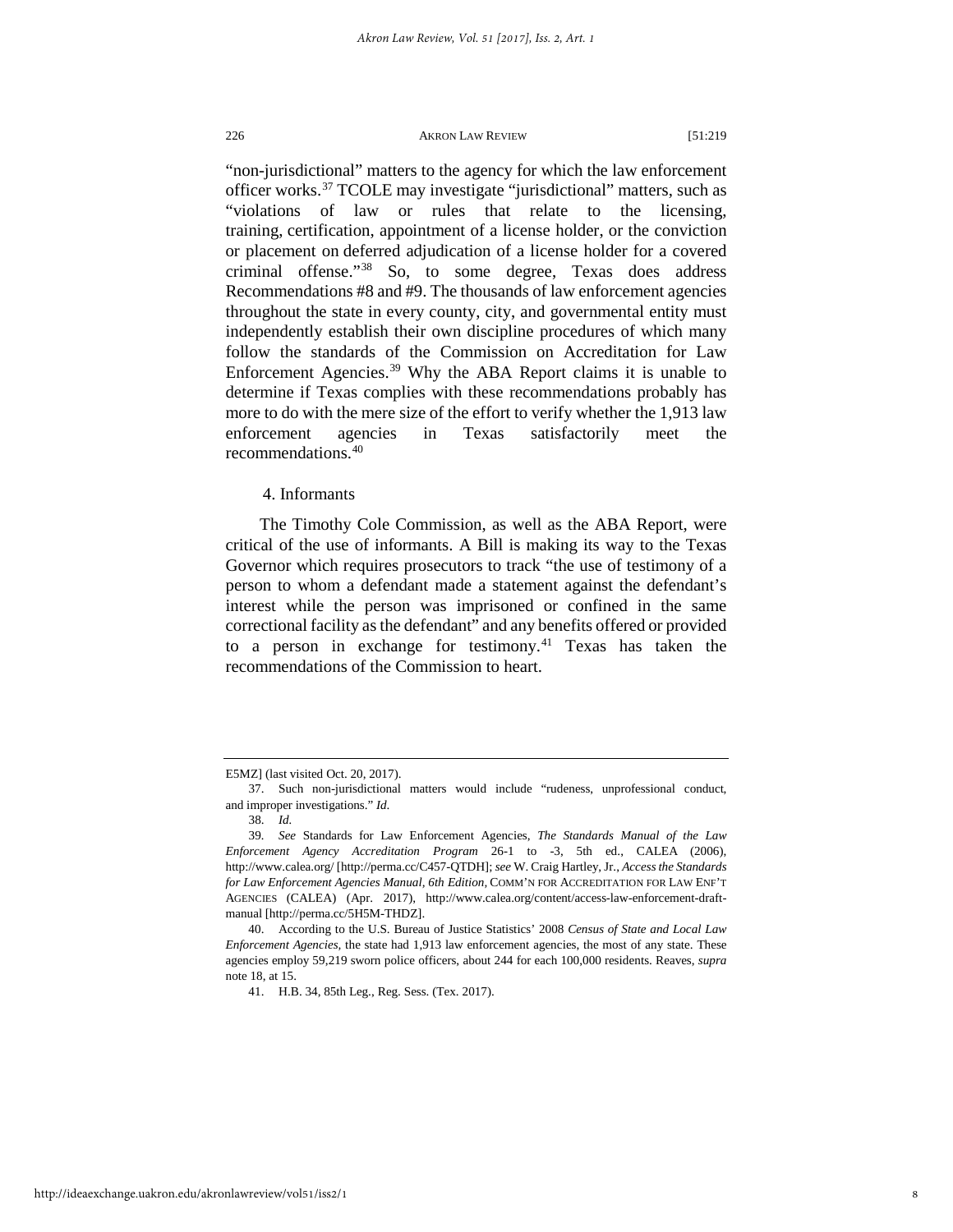"non-jurisdictional" matters to the agency for which the law enforcement officer works.[37] TCOLE may investigate "jurisdictional" matters, such as "violations of law or rules that relate to the licensing, training, certification, appointment of a license holder, or the conviction or placement on deferred adjudication of a license holder for a covered criminal offense."[38] So, to some degree, Texas does address Recommendations #8 and #9. The thousands of law enforcement agencies throughout the state in every county, city, and governmental entity must independently establish their own discipline procedures of which many follow the standards of the Commission on Accreditation for Law Enforcement Agencies.[39] Why the ABA Report claims it is unable to determine if Texas complies with these recommendations probably has more to do with the mere size of the effort to verify whether the 1,913 law enforcement agencies in Texas satisfactorily meet the recommendations.[40]

4. Informants

The Timothy Cole Commission, as well as the ABA Report, were critical of the use of informants. A Bill is making its way to the Texas Governor which requires prosecutors to track "the use of testimony of a person to whom a defendant made a statement against the defendant's interest while the person was imprisoned or confined in the same correctional facility as the defendant" and any benefits offered or provided to a person in exchange for testimony.[41] Texas has taken the recommendations of the Commission to heart.

---

E5MZ] (last visited Oct. 20, 2017).

37. Such non-jurisdictional matters would include "rudeness, unprofessional conduct, and improper investigations." *Id.*

38. *Id.*

39. *See* Standards for Law Enforcement Agencies, *The Standards Manual of the Law Enforcement Agency Accreditation Program* 26-1 to -3, 5th ed., CALEA (2006), http://www.calea.org/ [http://perma.cc/C457-QTDH]; *see* W. Craig Hartley, Jr., *Access the Standards for Law Enforcement Agencies Manual, 6th Edition*, COMM'N FOR ACCREDITATION FOR LAW ENF'T AGENCIES (CALEA) (Apr. 2017), http://www.calea.org/content/access-law-enforcement-draft-manual [http://perma.cc/5H5M-THDZ].

40. According to the U.S. Bureau of Justice Statistics' 2008 *Census of State and Local Law Enforcement Agencies*, the state had 1,913 law enforcement agencies, the most of any state. These agencies employ 59,219 sworn police officers, about 244 for each 100,000 residents. Reaves, *supra* note 18, at 15.

41. H.B. 34, 85th Leg., Reg. Sess. (Tex. 2017).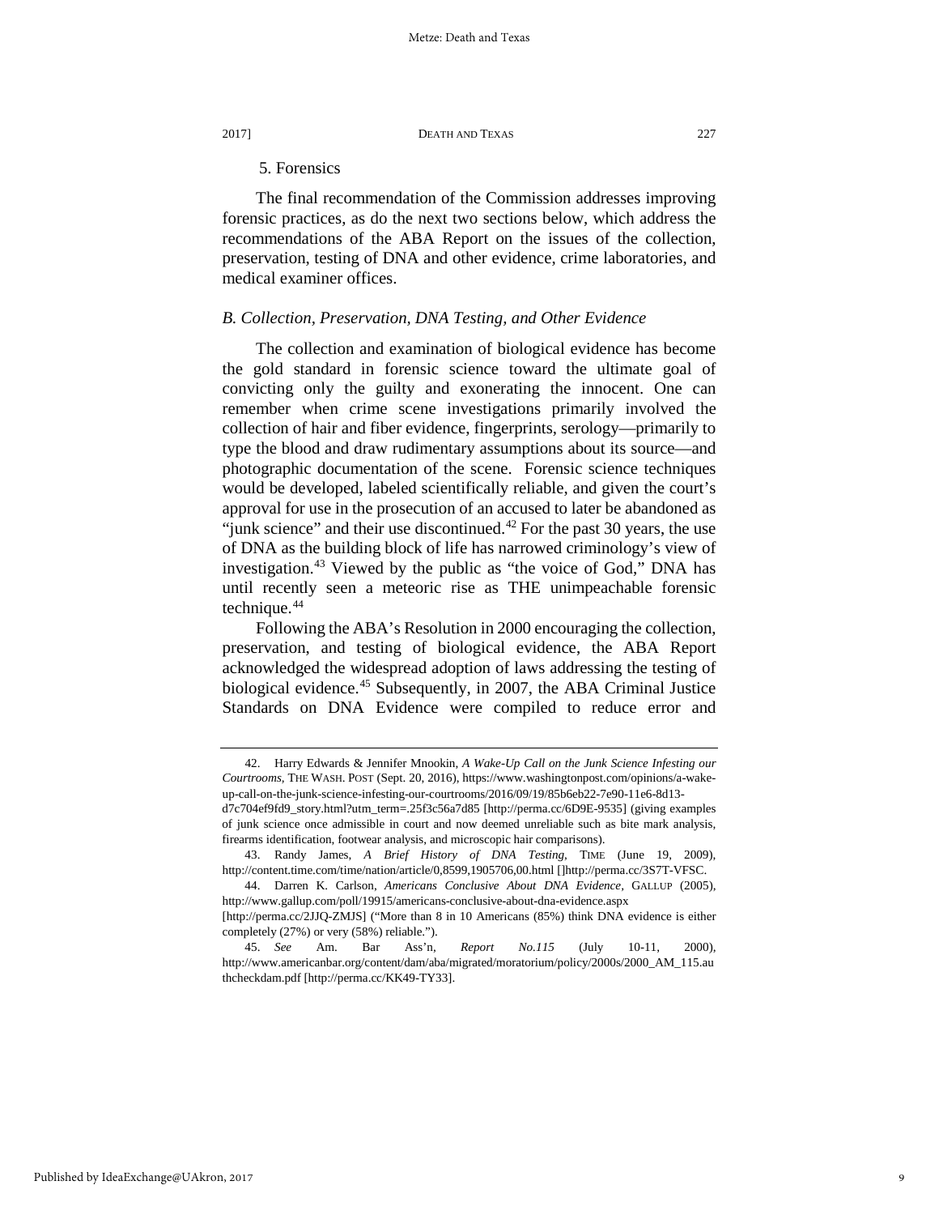5. Forensics

The final recommendation of the Commission addresses improving forensic practices, as do the next two sections below, which address the recommendations of the ABA Report on the issues of the collection, preservation, testing of DNA and other evidence, crime laboratories, and medical examiner offices.

### *B. Collection, Preservation, DNA Testing, and Other Evidence*

The collection and examination of biological evidence has become the gold standard in forensic science toward the ultimate goal of convicting only the guilty and exonerating the innocent. One can remember when crime scene investigations primarily involved the collection of hair and fiber evidence, fingerprints, serology—primarily to type the blood and draw rudimentary assumptions about its source—and photographic documentation of the scene. Forensic science techniques would be developed, labeled scientifically reliable, and given the court's approval for use in the prosecution of an accused to later be abandoned as "junk science" and their use discontinued.[42] For the past 30 years, the use of DNA as the building block of life has narrowed criminology's view of investigation.[43] Viewed by the public as "the voice of God," DNA has until recently seen a meteoric rise as THE unimpeachable forensic technique.[44]

Following the ABA's Resolution in 2000 encouraging the collection, preservation, and testing of biological evidence, the ABA Report acknowledged the widespread adoption of laws addressing the testing of biological evidence.[45] Subsequently, in 2007, the ABA Criminal Justice Standards on DNA Evidence were compiled to reduce error and

---

42. Harry Edwards & Jennifer Mnookin, *A Wake-Up Call on the Junk Science Infesting our Courtrooms*, THE WASH. POST (Sept. 20, 2016), https://www.washingtonpost.com/opinions/a-wake-up-call-on-the-junk-science-infesting-our-courtrooms/2016/09/19/85b6eb22-7e90-11e6-8d13-d7c704ef9fd9_story.html?utm_term=.25f3c56a7d85 [http://perma.cc/6D9E-9535] (giving examples of junk science once admissible in court and now deemed unreliable such as bite mark analysis, firearms identification, footwear analysis, and microscopic hair comparisons).

43. Randy James, *A Brief History of DNA Testing*, TIME (June 19, 2009), http://content.time.com/time/nation/article/0,8599,1905706,00.html []http://perma.cc/3S7T-VFSC.

44. Darren K. Carlson, *Americans Conclusive About DNA Evidence*, GALLUP (2005), http://www.gallup.com/poll/19915/americans-conclusive-about-dna-evidence.aspx [http://perma.cc/2JJQ-ZMJS] ("More than 8 in 10 Americans (85%) think DNA evidence is either completely (27%) or very (58%) reliable.").

45. *See* Am. Bar Ass'n, *Report No.115* (July 10-11, 2000), http://www.americanbar.org/content/dam/aba/migrated/moratorium/policy/2000s/2000_AM_115.authcheckdam.pdf [http://perma.cc/KK49-TY33].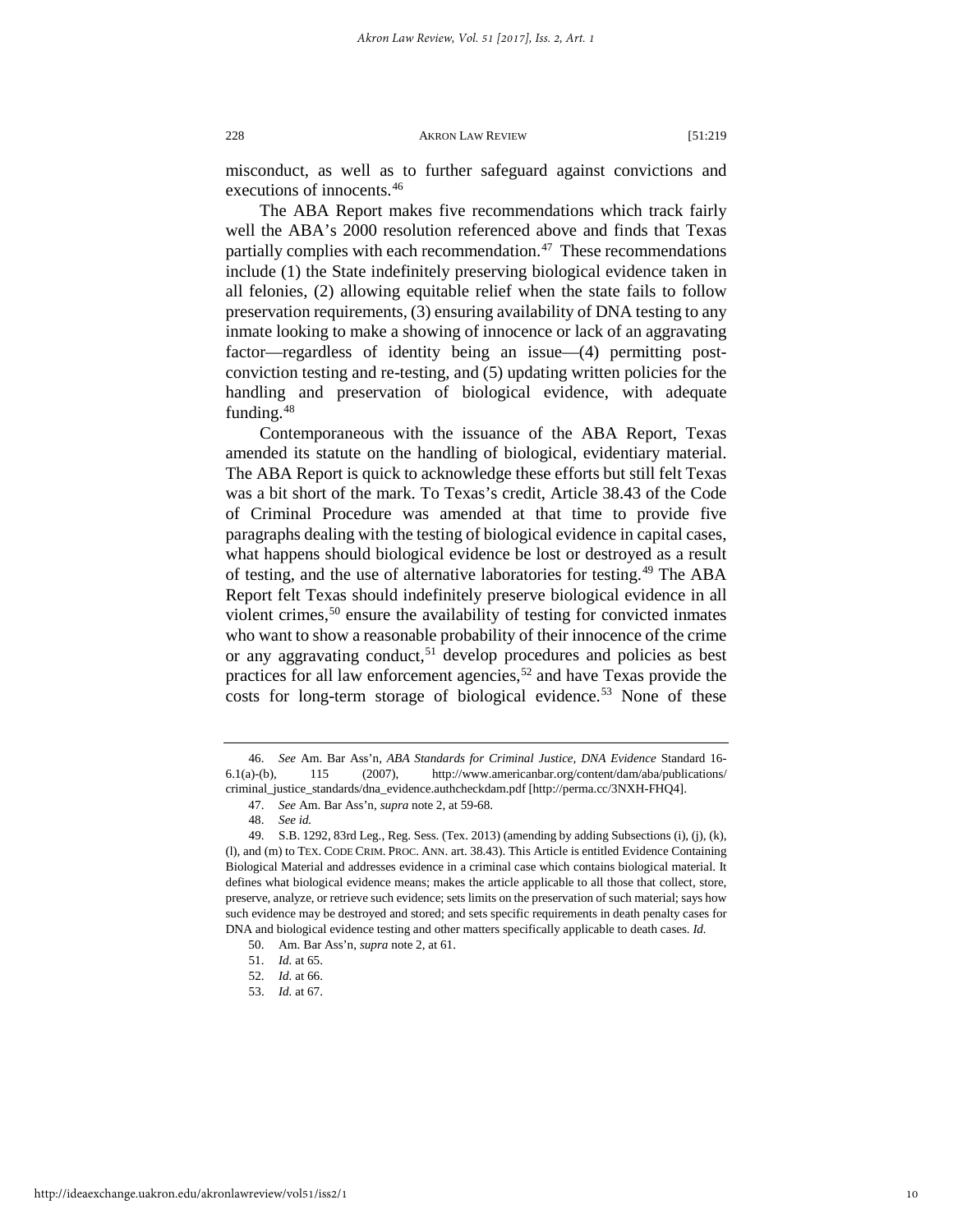misconduct, as well as to further safeguard against convictions and executions of innocents.[46]

The ABA Report makes five recommendations which track fairly well the ABA's 2000 resolution referenced above and finds that Texas partially complies with each recommendation.[47] These recommendations include (1) the State indefinitely preserving biological evidence taken in all felonies, (2) allowing equitable relief when the state fails to follow preservation requirements, (3) ensuring availability of DNA testing to any inmate looking to make a showing of innocence or lack of an aggravating factor—regardless of identity being an issue—(4) permitting post-conviction testing and re-testing, and (5) updating written policies for the handling and preservation of biological evidence, with adequate funding.[48]

Contemporaneous with the issuance of the ABA Report, Texas amended its statute on the handling of biological, evidentiary material. The ABA Report is quick to acknowledge these efforts but still felt Texas was a bit short of the mark. To Texas's credit, Article 38.43 of the Code of Criminal Procedure was amended at that time to provide five paragraphs dealing with the testing of biological evidence in capital cases, what happens should biological evidence be lost or destroyed as a result of testing, and the use of alternative laboratories for testing.[49] The ABA Report felt Texas should indefinitely preserve biological evidence in all violent crimes,[50] ensure the availability of testing for convicted inmates who want to show a reasonable probability of their innocence of the crime or any aggravating conduct,[51] develop procedures and policies as best practices for all law enforcement agencies,[52] and have Texas provide the costs for long-term storage of biological evidence.[53] None of these

---

46. *See* Am. Bar Ass'n, *ABA Standards for Criminal Justice, DNA Evidence* Standard 16-6.1(a)-(b), 115 (2007), http://www.americanbar.org/content/dam/aba/publications/criminal_justice_standards/dna_evidence.authcheckdam.pdf [http://perma.cc/3NXH-FHQ4].

47. *See* Am. Bar Ass'n, *supra* note 2, at 59-68.

48. *See id.*

49. S.B. 1292, 83rd Leg., Reg. Sess. (Tex. 2013) (amending by adding Subsections (i), (j), (k), (l), and (m) to TEX. CODE CRIM. PROC. ANN. art. 38.43). This Article is entitled Evidence Containing Biological Material and addresses evidence in a criminal case which contains biological material. It defines what biological evidence means; makes the article applicable to all those that collect, store, preserve, analyze, or retrieve such evidence; sets limits on the preservation of such material; says how such evidence may be destroyed and stored; and sets specific requirements in death penalty cases for DNA and biological evidence testing and other matters specifically applicable to death cases. *Id.*

50. Am. Bar Ass'n, *supra* note 2, at 61.

51. *Id.* at 65.

52. *Id.* at 66.

53. *Id.* at 67.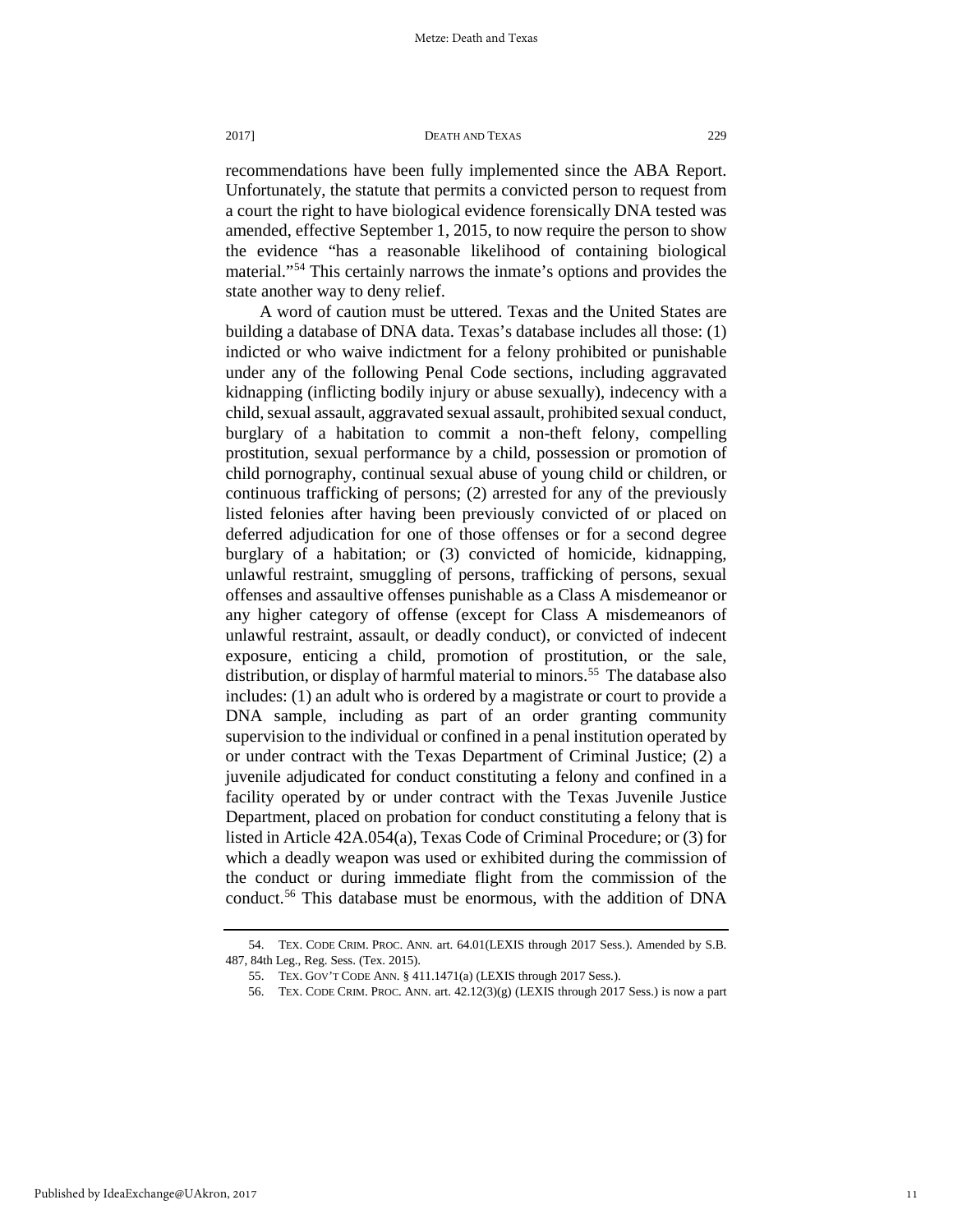recommendations have been fully implemented since the ABA Report. Unfortunately, the statute that permits a convicted person to request from a court the right to have biological evidence forensically DNA tested was amended, effective September 1, 2015, to now require the person to show the evidence "has a reasonable likelihood of containing biological material."[54] This certainly narrows the inmate's options and provides the state another way to deny relief.

A word of caution must be uttered. Texas and the United States are building a database of DNA data. Texas's database includes all those: (1) indicted or who waive indictment for a felony prohibited or punishable under any of the following Penal Code sections, including aggravated kidnapping (inflicting bodily injury or abuse sexually), indecency with a child, sexual assault, aggravated sexual assault, prohibited sexual conduct, burglary of a habitation to commit a non-theft felony, compelling prostitution, sexual performance by a child, possession or promotion of child pornography, continual sexual abuse of young child or children, or continuous trafficking of persons; (2) arrested for any of the previously listed felonies after having been previously convicted of or placed on deferred adjudication for one of those offenses or for a second degree burglary of a habitation; or (3) convicted of homicide, kidnapping, unlawful restraint, smuggling of persons, trafficking of persons, sexual offenses and assaultive offenses punishable as a Class A misdemeanor or any higher category of offense (except for Class A misdemeanors of unlawful restraint, assault, or deadly conduct), or convicted of indecent exposure, enticing a child, promotion of prostitution, or the sale, distribution, or display of harmful material to minors.[55] The database also includes: (1) an adult who is ordered by a magistrate or court to provide a DNA sample, including as part of an order granting community supervision to the individual or confined in a penal institution operated by or under contract with the Texas Department of Criminal Justice; (2) a juvenile adjudicated for conduct constituting a felony and confined in a facility operated by or under contract with the Texas Juvenile Justice Department, placed on probation for conduct constituting a felony that is listed in Article 42A.054(a), Texas Code of Criminal Procedure; or (3) for which a deadly weapon was used or exhibited during the commission of the conduct or during immediate flight from the commission of the conduct.[56] This database must be enormous, with the addition of DNA

---

54. TEX. CODE CRIM. PROC. ANN. art. 64.01(LEXIS through 2017 Sess.). Amended by S.B. 487, 84th Leg., Reg. Sess. (Tex. 2015).

55. TEX. GOV'T CODE ANN. § 411.1471(a) (LEXIS through 2017 Sess.).

56. TEX. CODE CRIM. PROC. ANN. art. 42.12(3)(g) (LEXIS through 2017 Sess.) is now a part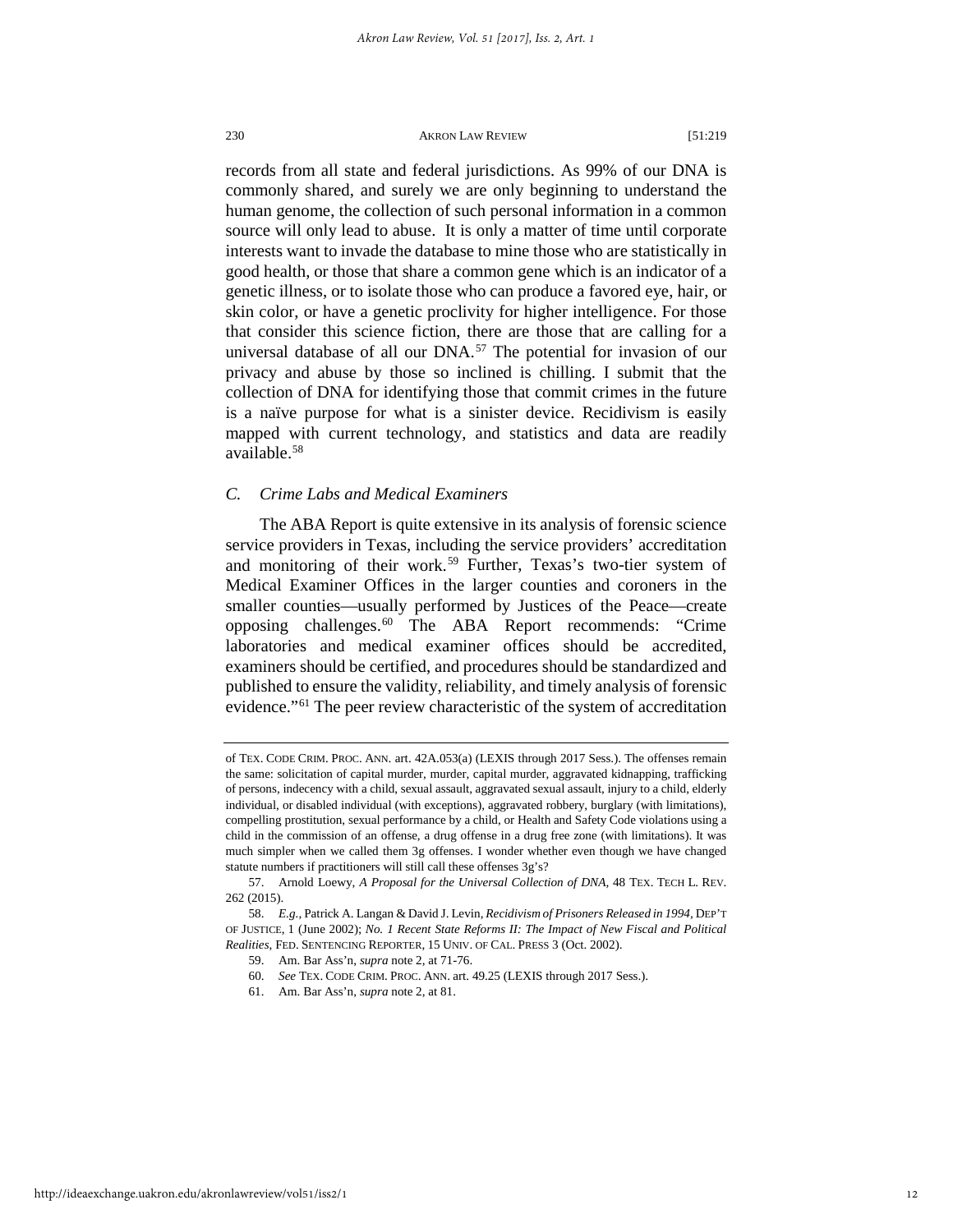records from all state and federal jurisdictions. As 99% of our DNA is commonly shared, and surely we are only beginning to understand the human genome, the collection of such personal information in a common source will only lead to abuse. It is only a matter of time until corporate interests want to invade the database to mine those who are statistically in good health, or those that share a common gene which is an indicator of a genetic illness, or to isolate those who can produce a favored eye, hair, or skin color, or have a genetic proclivity for higher intelligence. For those that consider this science fiction, there are those that are calling for a universal database of all our DNA.[57] The potential for invasion of our privacy and abuse by those so inclined is chilling. I submit that the collection of DNA for identifying those that commit crimes in the future is a naïve purpose for what is a sinister device. Recidivism is easily mapped with current technology, and statistics and data are readily available.[58]

### *C. Crime Labs and Medical Examiners*

The ABA Report is quite extensive in its analysis of forensic science service providers in Texas, including the service providers' accreditation and monitoring of their work.[59] Further, Texas's two-tier system of Medical Examiner Offices in the larger counties and coroners in the smaller counties—usually performed by Justices of the Peace—create opposing challenges.[60] The ABA Report recommends: "Crime laboratories and medical examiner offices should be accredited, examiners should be certified, and procedures should be standardized and published to ensure the validity, reliability, and timely analysis of forensic evidence."[61] The peer review characteristic of the system of accreditation

---

of TEX. CODE CRIM. PROC. ANN. art. 42A.053(a) (LEXIS through 2017 Sess.). The offenses remain the same: solicitation of capital murder, murder, capital murder, aggravated kidnapping, trafficking of persons, indecency with a child, sexual assault, aggravated sexual assault, injury to a child, elderly individual, or disabled individual (with exceptions), aggravated robbery, burglary (with limitations), compelling prostitution, sexual performance by a child, or Health and Safety Code violations using a child in the commission of an offense, a drug offense in a drug free zone (with limitations). It was much simpler when we called them 3g offenses. I wonder whether even though we have changed statute numbers if practitioners will still call these offenses 3g's?

57. Arnold Loewy, *A Proposal for the Universal Collection of DNA*, 48 TEX. TECH L. REV. 262 (2015).

58. *E.g.*, Patrick A. Langan & David J. Levin, *Recidivism of Prisoners Released in 1994*, DEP'T OF JUSTICE, 1 (June 2002); *No. 1 Recent State Reforms II: The Impact of New Fiscal and Political Realities*, FED. SENTENCING REPORTER, 15 UNIV. OF CAL. PRESS 3 (Oct. 2002).

59. Am. Bar Ass'n, *supra* note 2, at 71-76.

60. *See* TEX. CODE CRIM. PROC. ANN. art. 49.25 (LEXIS through 2017 Sess.).

61. Am. Bar Ass'n, *supra* note 2, at 81.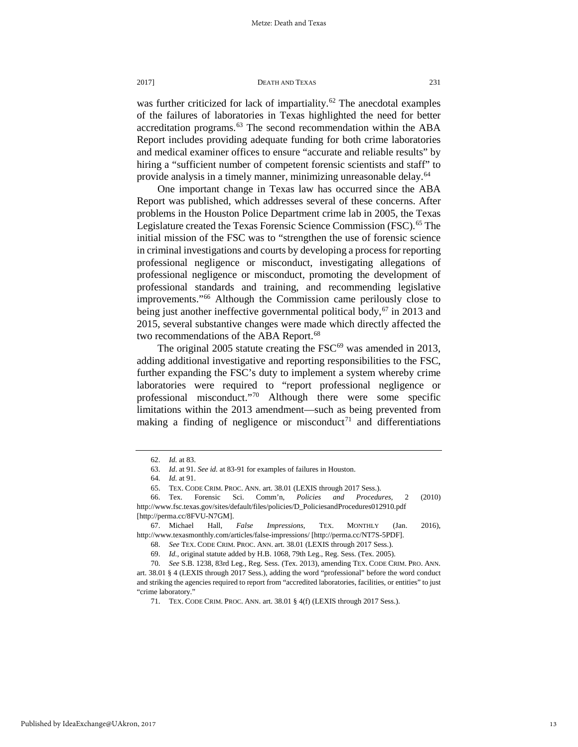was further criticized for lack of impartiality.[62] The anecdotal examples of the failures of laboratories in Texas highlighted the need for better accreditation programs.[63] The second recommendation within the ABA Report includes providing adequate funding for both crime laboratories and medical examiner offices to ensure "accurate and reliable results" by hiring a "sufficient number of competent forensic scientists and staff" to provide analysis in a timely manner, minimizing unreasonable delay.[64]

One important change in Texas law has occurred since the ABA Report was published, which addresses several of these concerns. After problems in the Houston Police Department crime lab in 2005, the Texas Legislature created the Texas Forensic Science Commission (FSC).[65] The initial mission of the FSC was to "strengthen the use of forensic science in criminal investigations and courts by developing a process for reporting professional negligence or misconduct, investigating allegations of professional negligence or misconduct, promoting the development of professional standards and training, and recommending legislative improvements."[66] Although the Commission came perilously close to being just another ineffective governmental political body,[67] in 2013 and 2015, several substantive changes were made which directly affected the two recommendations of the ABA Report.[68]

The original 2005 statute creating the FSC[69] was amended in 2013, adding additional investigative and reporting responsibilities to the FSC, further expanding the FSC's duty to implement a system whereby crime laboratories were required to "report professional negligence or professional misconduct."[70] Although there were some specific limitations within the 2013 amendment—such as being prevented from making a finding of negligence or misconduct[71] and differentiations

---

62. *Id.* at 83.

63. *Id.* at 91. *See id.* at 83-91 for examples of failures in Houston.

64. *Id.* at 91.

65. TEX. CODE CRIM. PROC. ANN. art. 38.01 (LEXIS through 2017 Sess.).

66. Tex. Forensic Sci. Comm'n, *Policies and Procedures*, 2 (2010) http://www.fsc.texas.gov/sites/default/files/policies/D_PoliciesandProcedures012910.pdf [http://perma.cc/8FVU-N7GM].

67. Michael Hall, *False Impressions*, TEX. MONTHLY (Jan. 2016), http://www.texasmonthly.com/articles/false-impressions/ [http://perma.cc/NT7S-5PDF].

68. *See* TEX. CODE CRIM. PROC. ANN. art. 38.01 (LEXIS through 2017 Sess.).

69. *Id.*, original statute added by H.B. 1068, 79th Leg., Reg. Sess. (Tex. 2005).

70. *See* S.B. 1238, 83rd Leg., Reg. Sess. (Tex. 2013), amending TEX. CODE CRIM. PRO. ANN. art. 38.01 § 4 (LEXIS through 2017 Sess.), adding the word "professional" before the word conduct and striking the agencies required to report from "accredited laboratories, facilities, or entities" to just "crime laboratory."

71. TEX. CODE CRIM. PROC. ANN. art. 38.01 § 4(f) (LEXIS through 2017 Sess.).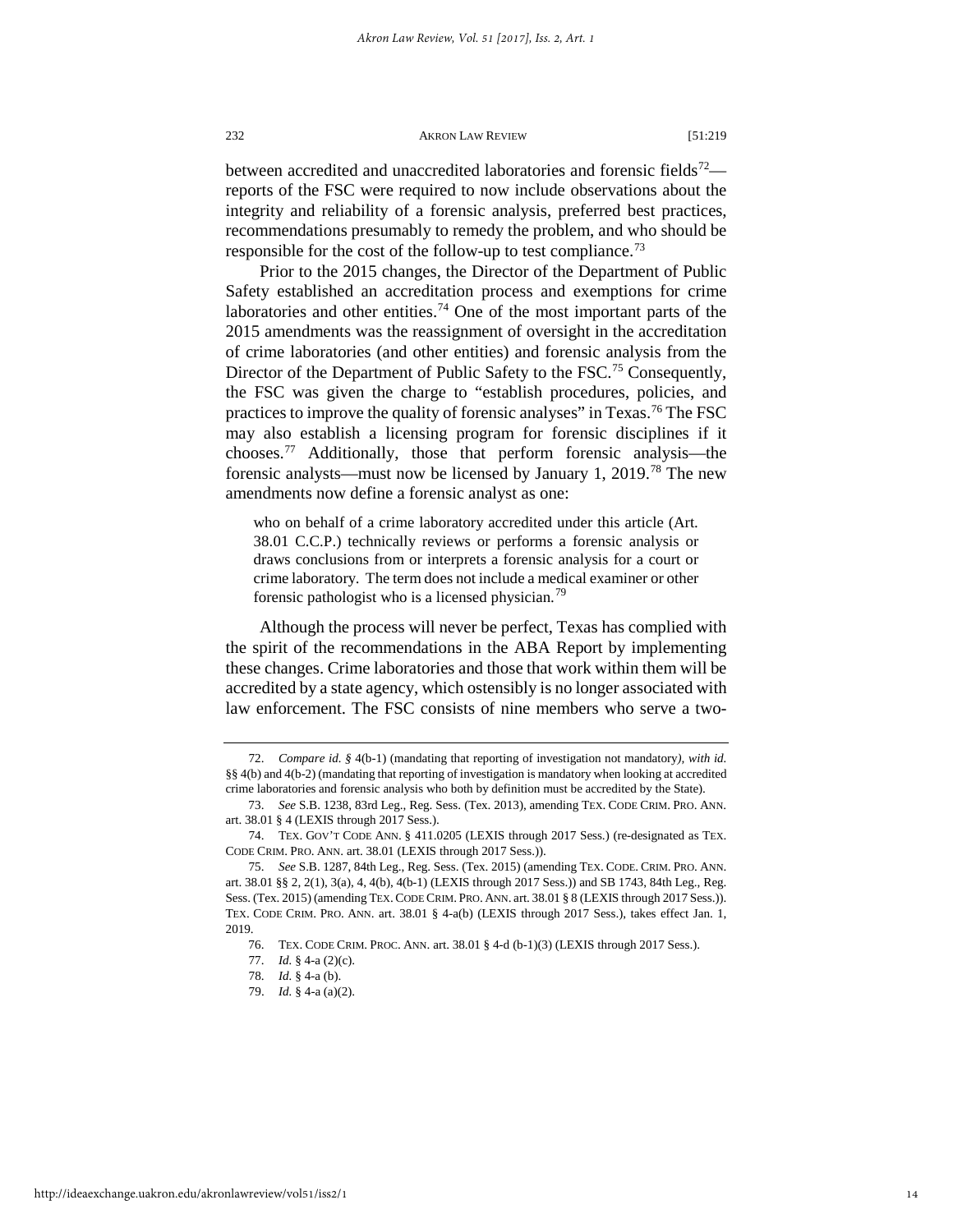between accredited and unaccredited laboratories and forensic fields[72]—reports of the FSC were required to now include observations about the integrity and reliability of a forensic analysis, preferred best practices, recommendations presumably to remedy the problem, and who should be responsible for the cost of the follow-up to test compliance.[73]

Prior to the 2015 changes, the Director of the Department of Public Safety established an accreditation process and exemptions for crime laboratories and other entities.[74] One of the most important parts of the 2015 amendments was the reassignment of oversight in the accreditation of crime laboratories (and other entities) and forensic analysis from the Director of the Department of Public Safety to the FSC.[75] Consequently, the FSC was given the charge to "establish procedures, policies, and practices to improve the quality of forensic analyses" in Texas.[76] The FSC may also establish a licensing program for forensic disciplines if it chooses.[77] Additionally, those that perform forensic analysis—the forensic analysts—must now be licensed by January 1, 2019.[78] The new amendments now define a forensic analyst as one:

> who on behalf of a crime laboratory accredited under this article (Art. 38.01 C.C.P.) technically reviews or performs a forensic analysis or draws conclusions from or interprets a forensic analysis for a court or crime laboratory. The term does not include a medical examiner or other forensic pathologist who is a licensed physician.[79]

Although the process will never be perfect, Texas has complied with the spirit of the recommendations in the ABA Report by implementing these changes. Crime laboratories and those that work within them will be accredited by a state agency, which ostensibly is no longer associated with law enforcement. The FSC consists of nine members who serve a two-

---

72. *Compare id. §* 4(b-1) (mandating that reporting of investigation not mandatory), *with id.* §§ 4(b) and 4(b-2) (mandating that reporting of investigation is mandatory when looking at accredited crime laboratories and forensic analysis who both by definition must be accredited by the State).

73. *See* S.B. 1238, 83rd Leg., Reg. Sess. (Tex. 2013), amending TEX. CODE CRIM. PRO. ANN. art. 38.01 § 4 (LEXIS through 2017 Sess.).

74. TEX. GOV'T CODE ANN. § 411.0205 (LEXIS through 2017 Sess.) (re-designated as TEX. CODE CRIM. PRO. ANN. art. 38.01 (LEXIS through 2017 Sess.)).

75. *See* S.B. 1287, 84th Leg., Reg. Sess. (Tex. 2015) (amending TEX. CODE. CRIM. PRO. ANN. art. 38.01 §§ 2, 2(1), 3(a), 4, 4(b), 4(b-1) (LEXIS through 2017 Sess.)) and SB 1743, 84th Leg., Reg. Sess. (Tex. 2015) (amending TEX. CODE CRIM. PRO. ANN. art. 38.01 § 8 (LEXIS through 2017 Sess.)). TEX. CODE CRIM. PRO. ANN. art. 38.01 § 4-a(b) (LEXIS through 2017 Sess.), takes effect Jan. 1, 2019.

76. TEX. CODE CRIM. PROC. ANN. art. 38.01 § 4-d (b-1)(3) (LEXIS through 2017 Sess.).

77. *Id.* § 4-a (2)(c).

78. *Id.* § 4-a (b).

79. *Id.* § 4-a (a)(2).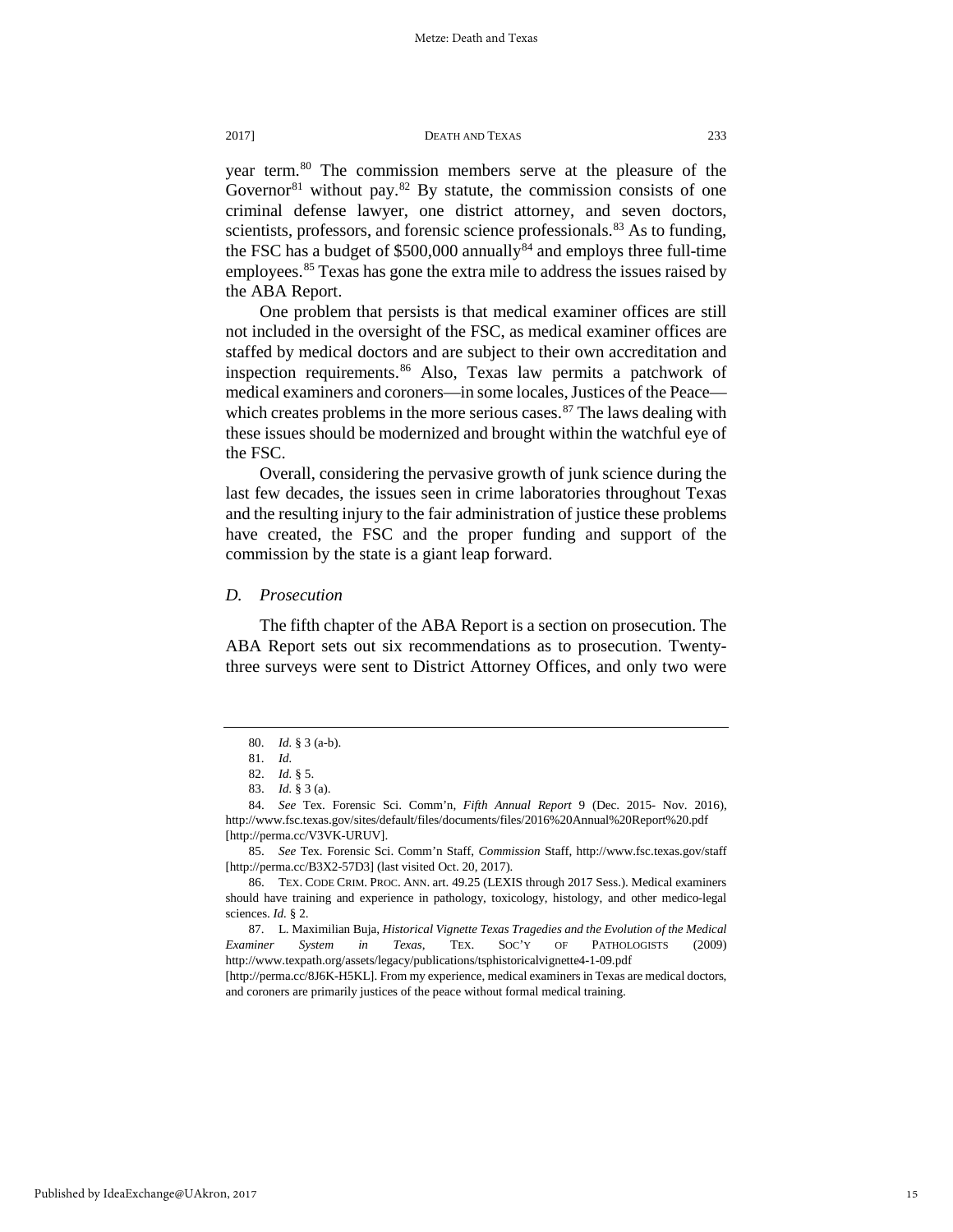year term.[80] The commission members serve at the pleasure of the Governor[81] without pay.[82] By statute, the commission consists of one criminal defense lawyer, one district attorney, and seven doctors, scientists, professors, and forensic science professionals.[83] As to funding, the FSC has a budget of $500,000 annually[84] and employs three full-time employees.[85] Texas has gone the extra mile to address the issues raised by the ABA Report.

One problem that persists is that medical examiner offices are still not included in the oversight of the FSC, as medical examiner offices are staffed by medical doctors and are subject to their own accreditation and inspection requirements.[86] Also, Texas law permits a patchwork of medical examiners and coroners—in some locales, Justices of the Peace—which creates problems in the more serious cases.[87] The laws dealing with these issues should be modernized and brought within the watchful eye of the FSC.

Overall, considering the pervasive growth of junk science during the last few decades, the issues seen in crime laboratories throughout Texas and the resulting injury to the fair administration of justice these problems have created, the FSC and the proper funding and support of the commission by the state is a giant leap forward.

### *D. Prosecution*

The fifth chapter of the ABA Report is a section on prosecution. The ABA Report sets out six recommendations as to prosecution. Twenty-three surveys were sent to District Attorney Offices, and only two were

---

80. *Id.* § 3 (a-b).

81. *Id.*

82. *Id.* § 5.

83. *Id.* § 3 (a).

84. *See* Tex. Forensic Sci. Comm'n, *Fifth Annual Report* 9 (Dec. 2015- Nov. 2016), http://www.fsc.texas.gov/sites/default/files/documents/files/2016%20Annual%20Report%20.pdf [http://perma.cc/V3VK-URUV].

85. *See* Tex. Forensic Sci. Comm'n Staff, *Commission* Staff, http://www.fsc.texas.gov/staff [http://perma.cc/B3X2-57D3] (last visited Oct. 20, 2017).

86. TEX. CODE CRIM. PROC. ANN. art. 49.25 (LEXIS through 2017 Sess.). Medical examiners should have training and experience in pathology, toxicology, histology, and other medico-legal sciences. *Id.* § 2.

87. L. Maximilian Buja, *Historical Vignette Texas Tragedies and the Evolution of the Medical Examiner System in Texas*, TEX. SOC'Y OF PATHOLOGISTS (2009) http://www.texpath.org/assets/legacy/publications/tsphistoricalvignette4-1-09.pdf [http://perma.cc/8J6K-H5KL]. From my experience, medical examiners in Texas are medical doctors, and coroners are primarily justices of the peace without formal medical training.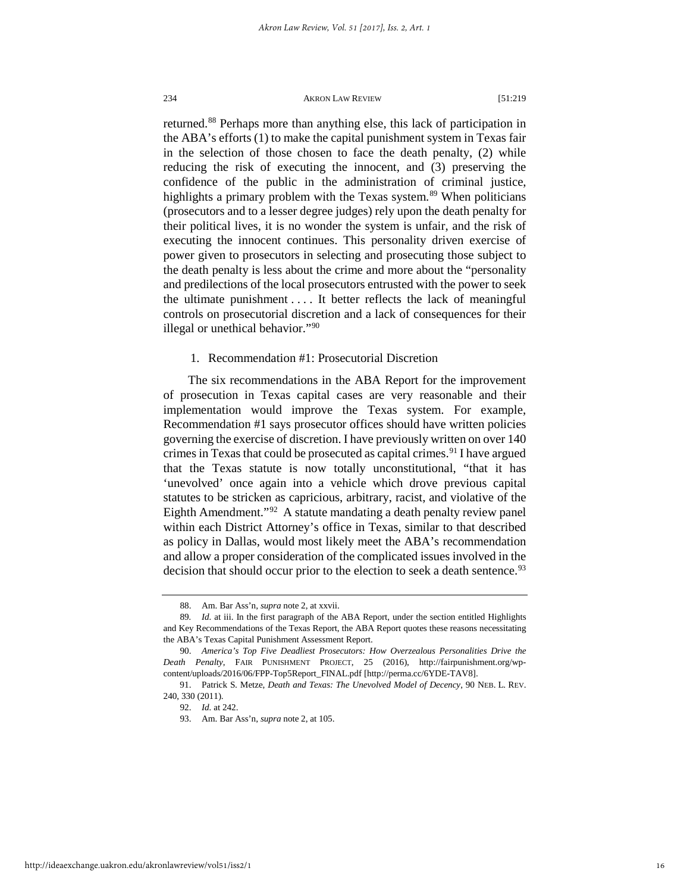returned.[88] Perhaps more than anything else, this lack of participation in the ABA's efforts (1) to make the capital punishment system in Texas fair in the selection of those chosen to face the death penalty, (2) while reducing the risk of executing the innocent, and (3) preserving the confidence of the public in the administration of criminal justice, highlights a primary problem with the Texas system.[89] When politicians (prosecutors and to a lesser degree judges) rely upon the death penalty for their political lives, it is no wonder the system is unfair, and the risk of executing the innocent continues. This personality driven exercise of power given to prosecutors in selecting and prosecuting those subject to the death penalty is less about the crime and more about the "personality and predilections of the local prosecutors entrusted with the power to seek the ultimate punishment . . . . It better reflects the lack of meaningful controls on prosecutorial discretion and a lack of consequences for their illegal or unethical behavior."[90]

1. Recommendation #1: Prosecutorial Discretion

The six recommendations in the ABA Report for the improvement of prosecution in Texas capital cases are very reasonable and their implementation would improve the Texas system. For example, Recommendation #1 says prosecutor offices should have written policies governing the exercise of discretion. I have previously written on over 140 crimes in Texas that could be prosecuted as capital crimes.[91] I have argued that the Texas statute is now totally unconstitutional, "that it has 'unevolved' once again into a vehicle which drove previous capital statutes to be stricken as capricious, arbitrary, racist, and violative of the Eighth Amendment."[92] A statute mandating a death penalty review panel within each District Attorney's office in Texas, similar to that described as policy in Dallas, would most likely meet the ABA's recommendation and allow a proper consideration of the complicated issues involved in the decision that should occur prior to the election to seek a death sentence.[93]

---

88. Am. Bar Ass'n, *supra* note 2, at xxvii.

89. *Id.* at iii. In the first paragraph of the ABA Report, under the section entitled Highlights and Key Recommendations of the Texas Report, the ABA Report quotes these reasons necessitating the ABA's Texas Capital Punishment Assessment Report.

90. *America's Top Five Deadliest Prosecutors: How Overzealous Personalities Drive the Death Penalty*, FAIR PUNISHMENT PROJECT, 25 (2016), http://fairpunishment.org/wp-content/uploads/2016/06/FPP-Top5Report_FINAL.pdf [http://perma.cc/6YDE-TAV8].

91. Patrick S. Metze, *Death and Texas: The Unevolved Model of Decency*, 90 NEB. L. REV. 240, 330 (2011).

92. *Id.* at 242.

93. Am. Bar Ass'n, *supra* note 2, at 105.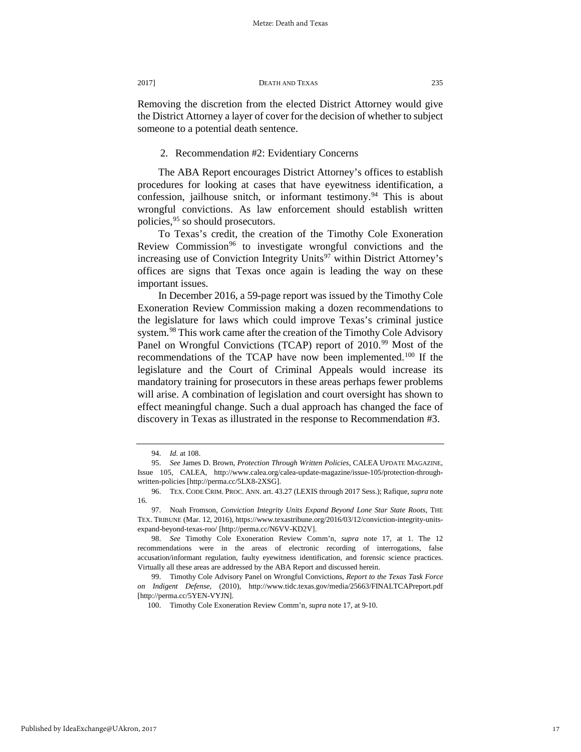Removing the discretion from the elected District Attorney would give the District Attorney a layer of cover for the decision of whether to subject someone to a potential death sentence.

### 2. Recommendation #2: Evidentiary Concerns

The ABA Report encourages District Attorney's offices to establish procedures for looking at cases that have eyewitness identification, a confession, jailhouse snitch, or informant testimony.[94] This is about wrongful convictions. As law enforcement should establish written policies,[95] so should prosecutors.

To Texas's credit, the creation of the Timothy Cole Exoneration Review Commission[96] to investigate wrongful convictions and the increasing use of Conviction Integrity Units[97] within District Attorney's offices are signs that Texas once again is leading the way on these important issues.

In December 2016, a 59-page report was issued by the Timothy Cole Exoneration Review Commission making a dozen recommendations to the legislature for laws which could improve Texas's criminal justice system.[98] This work came after the creation of the Timothy Cole Advisory Panel on Wrongful Convictions (TCAP) report of 2010.[99] Most of the recommendations of the TCAP have now been implemented.[100] If the legislature and the Court of Criminal Appeals would increase its mandatory training for prosecutors in these areas perhaps fewer problems will arise. A combination of legislation and court oversight has shown to effect meaningful change. Such a dual approach has changed the face of discovery in Texas as illustrated in the response to Recommendation #3.

---

94. *Id.* at 108.

95. *See* James D. Brown, *Protection Through Written Policies*, CALEA UPDATE MAGAZINE, Issue 105, CALEA, http://www.calea.org/calea-update-magazine/issue-105/protection-through-written-policies [http://perma.cc/5LX8-2XSG].

96. TEX. CODE CRIM. PROC. ANN. art. 43.27 (LEXIS through 2017 Sess.); Rafique, *supra* note 16.

97. Noah Fromson, *Conviction Integrity Units Expand Beyond Lone Star State Roots*, THE TEX. TRIBUNE (Mar. 12, 2016), https://www.texastribune.org/2016/03/12/conviction-integrity-units-expand-beyond-texas-roo/ [http://perma.cc/N6VV-KD2V].

98. *See* Timothy Cole Exoneration Review Comm'n, *supra* note 17, at 1. The 12 recommendations were in the areas of electronic recording of interrogations, false accusation/informant regulation, faulty eyewitness identification, and forensic science practices. Virtually all these areas are addressed by the ABA Report and discussed herein.

99. Timothy Cole Advisory Panel on Wrongful Convictions, *Report to the Texas Task Force on Indigent Defense*, (2010), http://www.tidc.texas.gov/media/25663/FINALTCAPreport.pdf [http://perma.cc/5YEN-VYJN].

100. Timothy Cole Exoneration Review Comm'n, *supra* note 17, at 9-10.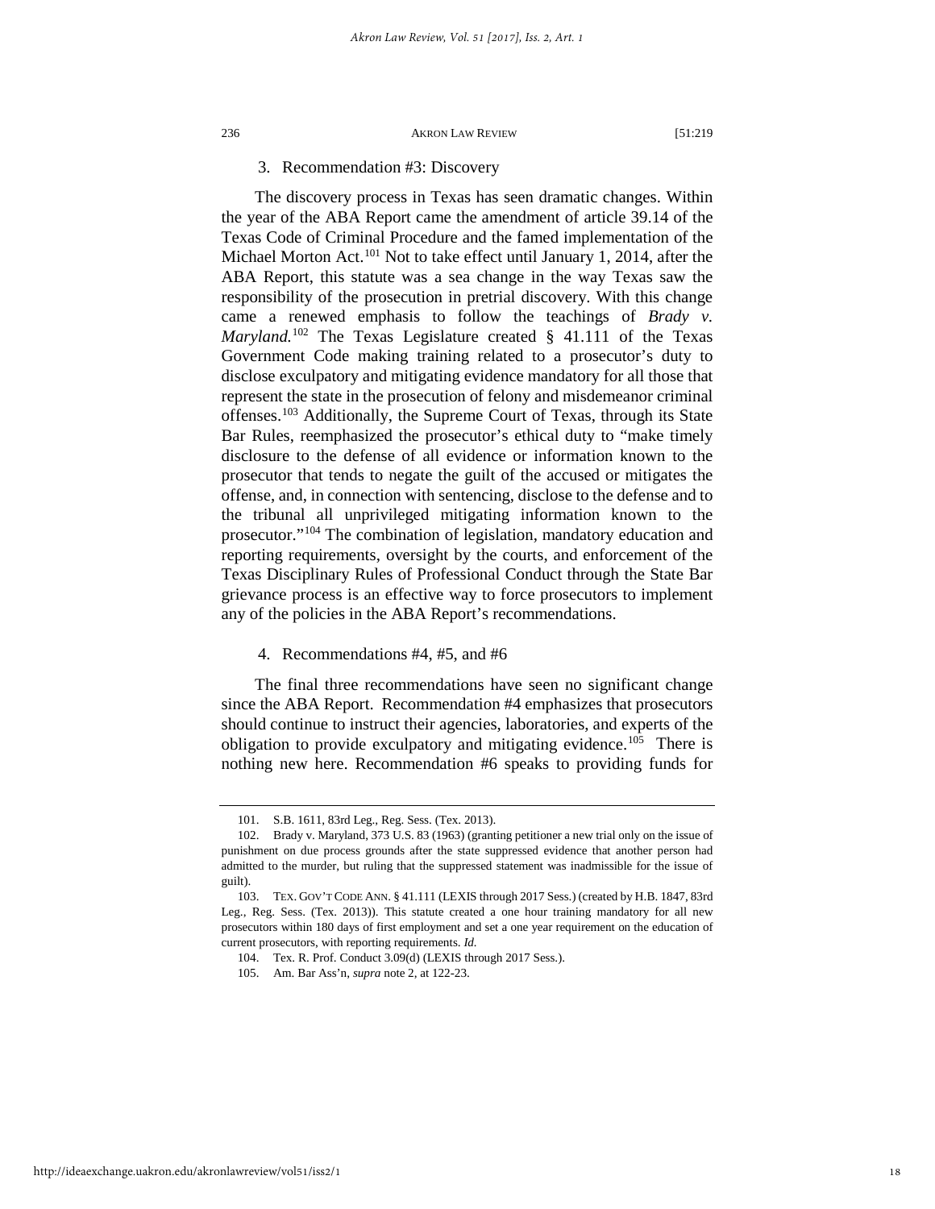### 3. Recommendation #3: Discovery

The discovery process in Texas has seen dramatic changes. Within the year of the ABA Report came the amendment of article 39.14 of the Texas Code of Criminal Procedure and the famed implementation of the Michael Morton Act.[101] Not to take effect until January 1, 2014, after the ABA Report, this statute was a sea change in the way Texas saw the responsibility of the prosecution in pretrial discovery. With this change came a renewed emphasis to follow the teachings of *Brady v. Maryland.*[102] The Texas Legislature created § 41.111 of the Texas Government Code making training related to a prosecutor's duty to disclose exculpatory and mitigating evidence mandatory for all those that represent the state in the prosecution of felony and misdemeanor criminal offenses.[103] Additionally, the Supreme Court of Texas, through its State Bar Rules, reemphasized the prosecutor's ethical duty to "make timely disclosure to the defense of all evidence or information known to the prosecutor that tends to negate the guilt of the accused or mitigates the offense, and, in connection with sentencing, disclose to the defense and to the tribunal all unprivileged mitigating information known to the prosecutor."[104] The combination of legislation, mandatory education and reporting requirements, oversight by the courts, and enforcement of the Texas Disciplinary Rules of Professional Conduct through the State Bar grievance process is an effective way to force prosecutors to implement any of the policies in the ABA Report's recommendations.

### 4. Recommendations #4, #5, and #6

The final three recommendations have seen no significant change since the ABA Report. Recommendation #4 emphasizes that prosecutors should continue to instruct their agencies, laboratories, and experts of the obligation to provide exculpatory and mitigating evidence.[105] There is nothing new here. Recommendation #6 speaks to providing funds for

---

101. S.B. 1611, 83rd Leg., Reg. Sess. (Tex. 2013).

102. Brady v. Maryland, 373 U.S. 83 (1963) (granting petitioner a new trial only on the issue of punishment on due process grounds after the state suppressed evidence that another person had admitted to the murder, but ruling that the suppressed statement was inadmissible for the issue of guilt).

103. TEX. GOV'T CODE ANN. § 41.111 (LEXIS through 2017 Sess.) (created by H.B. 1847, 83rd Leg., Reg. Sess. (Tex. 2013)). This statute created a one hour training mandatory for all new prosecutors within 180 days of first employment and set a one year requirement on the education of current prosecutors, with reporting requirements. *Id.*

104. Tex. R. Prof. Conduct 3.09(d) (LEXIS through 2017 Sess.).

105. Am. Bar Ass'n, *supra* note 2, at 122-23.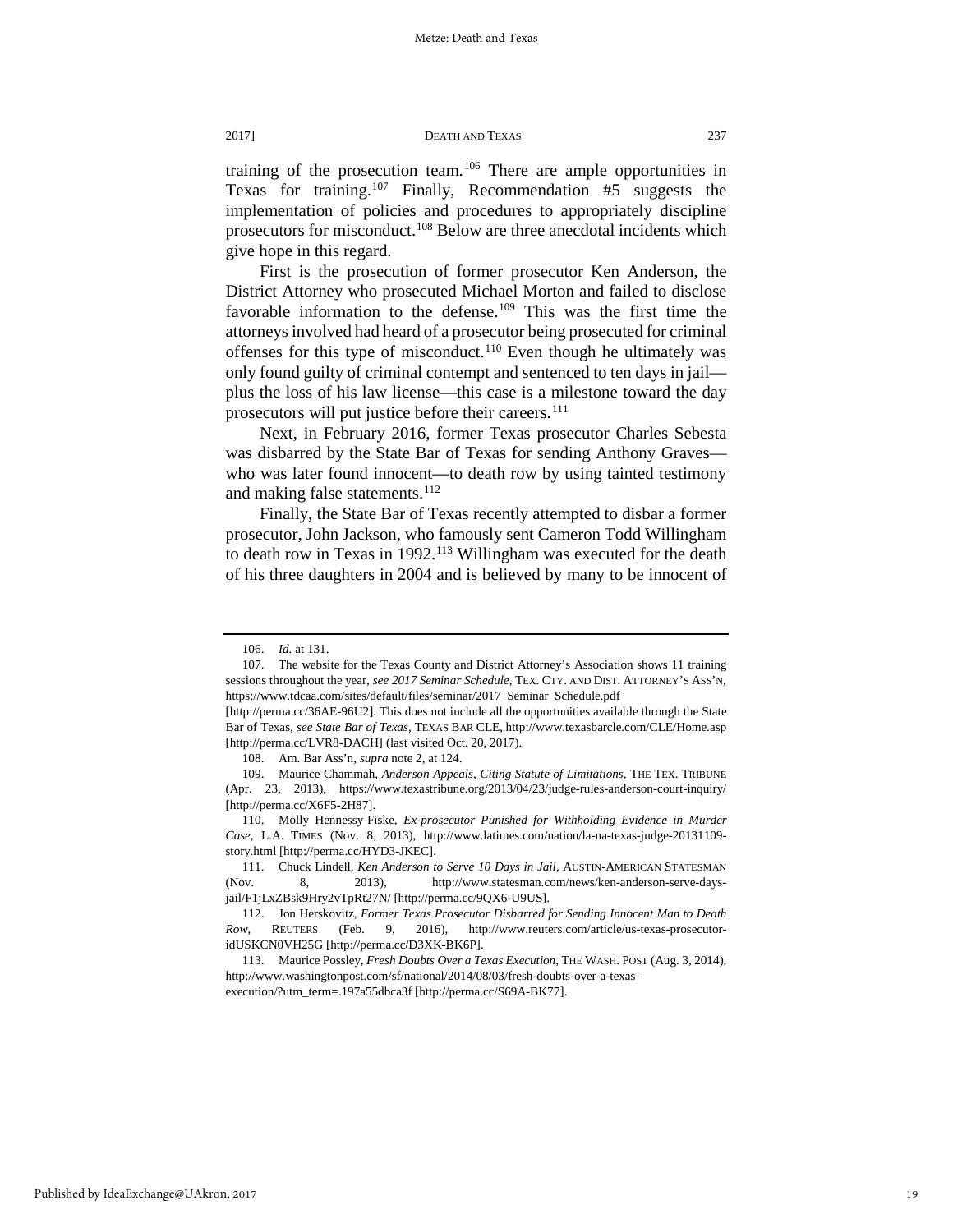training of the prosecution team.[106] There are ample opportunities in Texas for training.[107] Finally, Recommendation #5 suggests the implementation of policies and procedures to appropriately discipline prosecutors for misconduct.[108] Below are three anecdotal incidents which give hope in this regard.

First is the prosecution of former prosecutor Ken Anderson, the District Attorney who prosecuted Michael Morton and failed to disclose favorable information to the defense.[109] This was the first time the attorneys involved had heard of a prosecutor being prosecuted for criminal offenses for this type of misconduct.[110] Even though he ultimately was only found guilty of criminal contempt and sentenced to ten days in jail—plus the loss of his law license—this case is a milestone toward the day prosecutors will put justice before their careers.[111]

Next, in February 2016, former Texas prosecutor Charles Sebesta was disbarred by the State Bar of Texas for sending Anthony Graves—who was later found innocent—to death row by using tainted testimony and making false statements.[112]

Finally, the State Bar of Texas recently attempted to disbar a former prosecutor, John Jackson, who famously sent Cameron Todd Willingham to death row in Texas in 1992.[113] Willingham was executed for the death of his three daughters in 2004 and is believed by many to be innocent of

---

106. *Id.* at 131.

107. The website for the Texas County and District Attorney's Association shows 11 training sessions throughout the year, *see 2017 Seminar Schedule*, TEX. CTY. AND DIST. ATTORNEY'S ASS'N, https://www.tdcaa.com/sites/default/files/seminar/2017_Seminar_Schedule.pdf [http://perma.cc/36AE-96U2]. This does not include all the opportunities available through the State Bar of Texas, *see State Bar of Texas*, TEXAS BAR CLE, http://www.texasbarcle.com/CLE/Home.asp [http://perma.cc/LVR8-DACH] (last visited Oct. 20, 2017).

108. Am. Bar Ass'n, *supra* note 2, at 124.

109. Maurice Chammah, *Anderson Appeals, Citing Statute of Limitations*, THE TEX. TRIBUNE (Apr. 23, 2013), https://www.texastribune.org/2013/04/23/judge-rules-anderson-court-inquiry/ [http://perma.cc/X6F5-2H87].

110. Molly Hennessy-Fiske, *Ex-prosecutor Punished for Withholding Evidence in Murder Case*, L.A. TIMES (Nov. 8, 2013), http://www.latimes.com/nation/la-na-texas-judge-20131109-story.html [http://perma.cc/HYD3-JKEC].

111. Chuck Lindell, *Ken Anderson to Serve 10 Days in Jail*, AUSTIN-AMERICAN STATESMAN (Nov. 8, 2013), http://www.statesman.com/news/ken-anderson-serve-days-jail/F1jLxZBsk9Hry2vTpRt27N/ [http://perma.cc/9QX6-U9US].

112. Jon Herskovitz, *Former Texas Prosecutor Disbarred for Sending Innocent Man to Death Row*, REUTERS (Feb. 9, 2016), http://www.reuters.com/article/us-texas-prosecutor-idUSKCN0VH25G [http://perma.cc/D3XK-BK6P].

113. Maurice Possley, *Fresh Doubts Over a Texas Execution*, THE WASH. POST (Aug. 3, 2014), http://www.washingtonpost.com/sf/national/2014/08/03/fresh-doubts-over-a-texas-execution/?utm_term=.197a55dbca3f [http://perma.cc/S69A-BK77].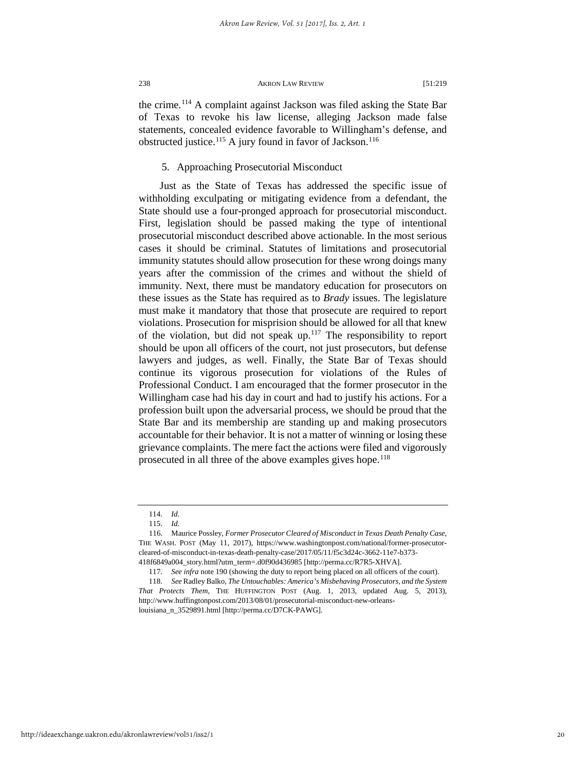the crime.[114] A complaint against Jackson was filed asking the State Bar of Texas to revoke his law license, alleging Jackson made false statements, concealed evidence favorable to Willingham's defense, and obstructed justice.[115] A jury found in favor of Jackson.[116]

### 5. Approaching Prosecutorial Misconduct

Just as the State of Texas has addressed the specific issue of withholding exculpating or mitigating evidence from a defendant, the State should use a four-pronged approach for prosecutorial misconduct. First, legislation should be passed making the type of intentional prosecutorial misconduct described above actionable. In the most serious cases it should be criminal. Statutes of limitations and prosecutorial immunity statutes should allow prosecution for these wrong doings many years after the commission of the crimes and without the shield of immunity. Next, there must be mandatory education for prosecutors on these issues as the State has required as to *Brady* issues. The legislature must make it mandatory that those that prosecute are required to report violations. Prosecution for misprision should be allowed for all that knew of the violation, but did not speak up.[117] The responsibility to report should be upon all officers of the court, not just prosecutors, but defense lawyers and judges, as well. Finally, the State Bar of Texas should continue its vigorous prosecution for violations of the Rules of Professional Conduct. I am encouraged that the former prosecutor in the Willingham case had his day in court and had to justify his actions. For a profession built upon the adversarial process, we should be proud that the State Bar and its membership are standing up and making prosecutors accountable for their behavior. It is not a matter of winning or losing these grievance complaints. The mere fact the actions were filed and vigorously prosecuted in all three of the above examples gives hope.[118]

---

114. *Id.*

115. *Id.*

116. Maurice Possley, *Former Prosecutor Cleared of Misconduct in Texas Death Penalty Case*, THE WASH. POST (May 11, 2017), https://www.washingtonpost.com/national/former-prosecutor-cleared-of-misconduct-in-texas-death-penalty-case/2017/05/11/f5c3d24c-3662-11e7-b373-418f6849a004_story.html?utm_term=.d0f90d436985 [http://perma.cc/R7R5-XHVA].

117. *See infra* note 190 (showing the duty to report being placed on all officers of the court).

118. *See* Radley Balko, *The Untouchables: America's Misbehaving Prosecutors, and the System That Protects Them*, THE HUFFINGTON POST (Aug. 1, 2013, updated Aug. 5, 2013), http://www.huffingtonpost.com/2013/08/01/prosecutorial-misconduct-new-orleans-louisiana_n_3529891.html [http://perma.cc/D7CK-PAWG].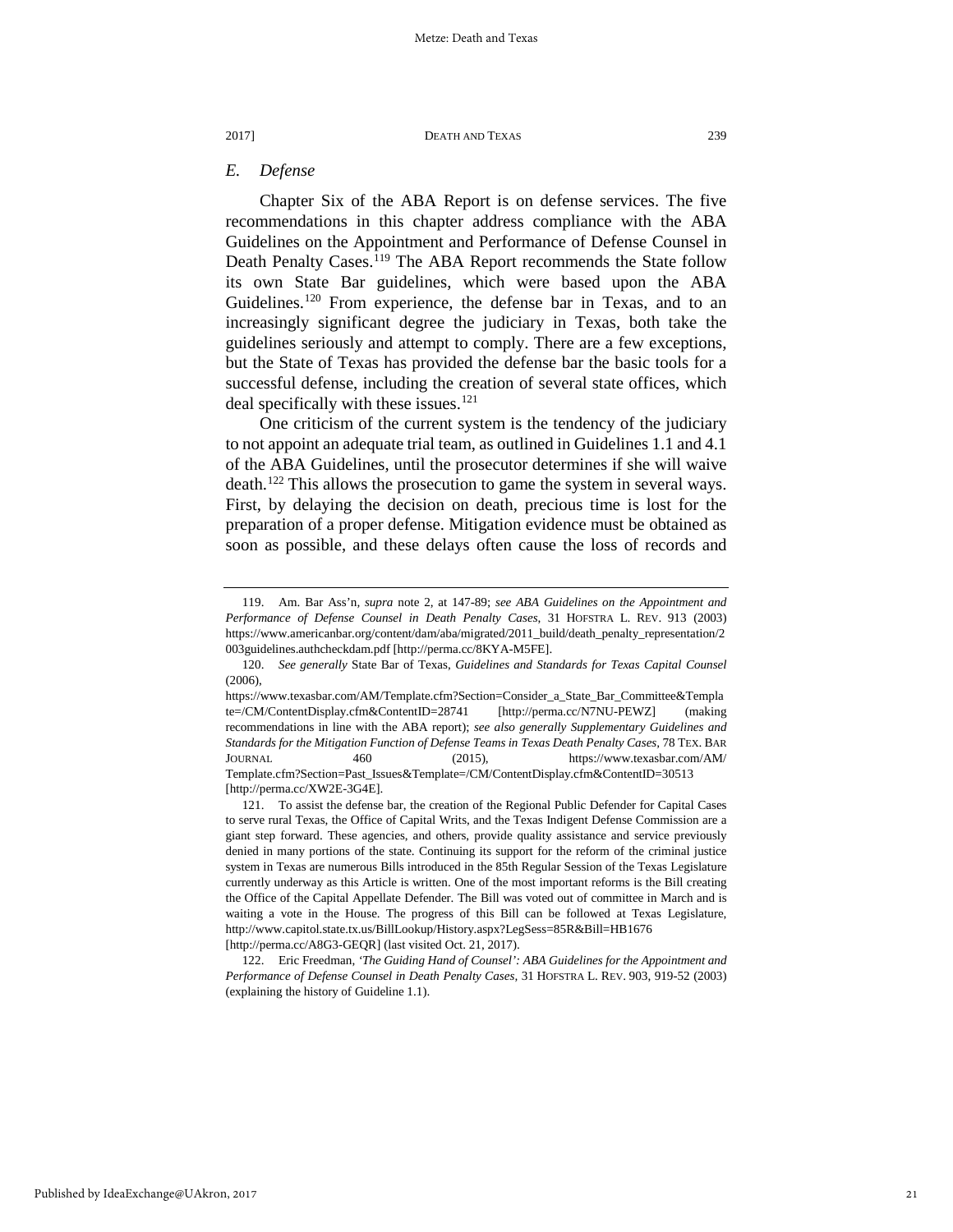### E. Defense

Chapter Six of the ABA Report is on defense services. The five recommendations in this chapter address compliance with the ABA Guidelines on the Appointment and Performance of Defense Counsel in Death Penalty Cases.[119] The ABA Report recommends the State follow its own State Bar guidelines, which were based upon the ABA Guidelines.[120] From experience, the defense bar in Texas, and to an increasingly significant degree the judiciary in Texas, both take the guidelines seriously and attempt to comply. There are a few exceptions, but the State of Texas has provided the defense bar the basic tools for a successful defense, including the creation of several state offices, which deal specifically with these issues.[121]

One criticism of the current system is the tendency of the judiciary to not appoint an adequate trial team, as outlined in Guidelines 1.1 and 4.1 of the ABA Guidelines, until the prosecutor determines if she will waive death.[122] This allows the prosecution to game the system in several ways. First, by delaying the decision on death, precious time is lost for the preparation of a proper defense. Mitigation evidence must be obtained as soon as possible, and these delays often cause the loss of records and

---

119. Am. Bar Ass'n, *supra* note 2, at 147-89; *see ABA Guidelines on the Appointment and Performance of Defense Counsel in Death Penalty Cases*, 31 HOFSTRA L. REV. 913 (2003) https://www.americanbar.org/content/dam/aba/migrated/2011_build/death_penalty_representation/2003guidelines.authcheckdam.pdf [http://perma.cc/8KYA-M5FE].

120. *See generally* State Bar of Texas, *Guidelines and Standards for Texas Capital Counsel* (2006), https://www.texasbar.com/AM/Template.cfm?Section=Consider_a_State_Bar_Committee&Template=/CM/ContentDisplay.cfm&ContentID=28741 [http://perma.cc/N7NU-PEWZ] (making recommendations in line with the ABA report); *see also generally Supplementary Guidelines and Standards for the Mitigation Function of Defense Teams in Texas Death Penalty Cases*, 78 TEX. BAR JOURNAL 460 (2015), https://www.texasbar.com/AM/Template.cfm?Section=Past_Issues&Template=/CM/ContentDisplay.cfm&ContentID=30513 [http://perma.cc/XW2E-3G4E].

121. To assist the defense bar, the creation of the Regional Public Defender for Capital Cases to serve rural Texas, the Office of Capital Writs, and the Texas Indigent Defense Commission are a giant step forward. These agencies, and others, provide quality assistance and service previously denied in many portions of the state. Continuing its support for the reform of the criminal justice system in Texas are numerous Bills introduced in the 85th Regular Session of the Texas Legislature currently underway as this Article is written. One of the most important reforms is the Bill creating the Office of the Capital Appellate Defender. The Bill was voted out of committee in March and is waiting a vote in the House. The progress of this Bill can be followed at Texas Legislature, http://www.capitol.state.tx.us/BillLookup/History.aspx?LegSess=85R&Bill=HB1676 [http://perma.cc/A8G3-GEQR] (last visited Oct. 21, 2017).

122. Eric Freedman, *'The Guiding Hand of Counsel': ABA Guidelines for the Appointment and Performance of Defense Counsel in Death Penalty Cases*, 31 HOFSTRA L. REV. 903, 919-52 (2003) (explaining the history of Guideline 1.1).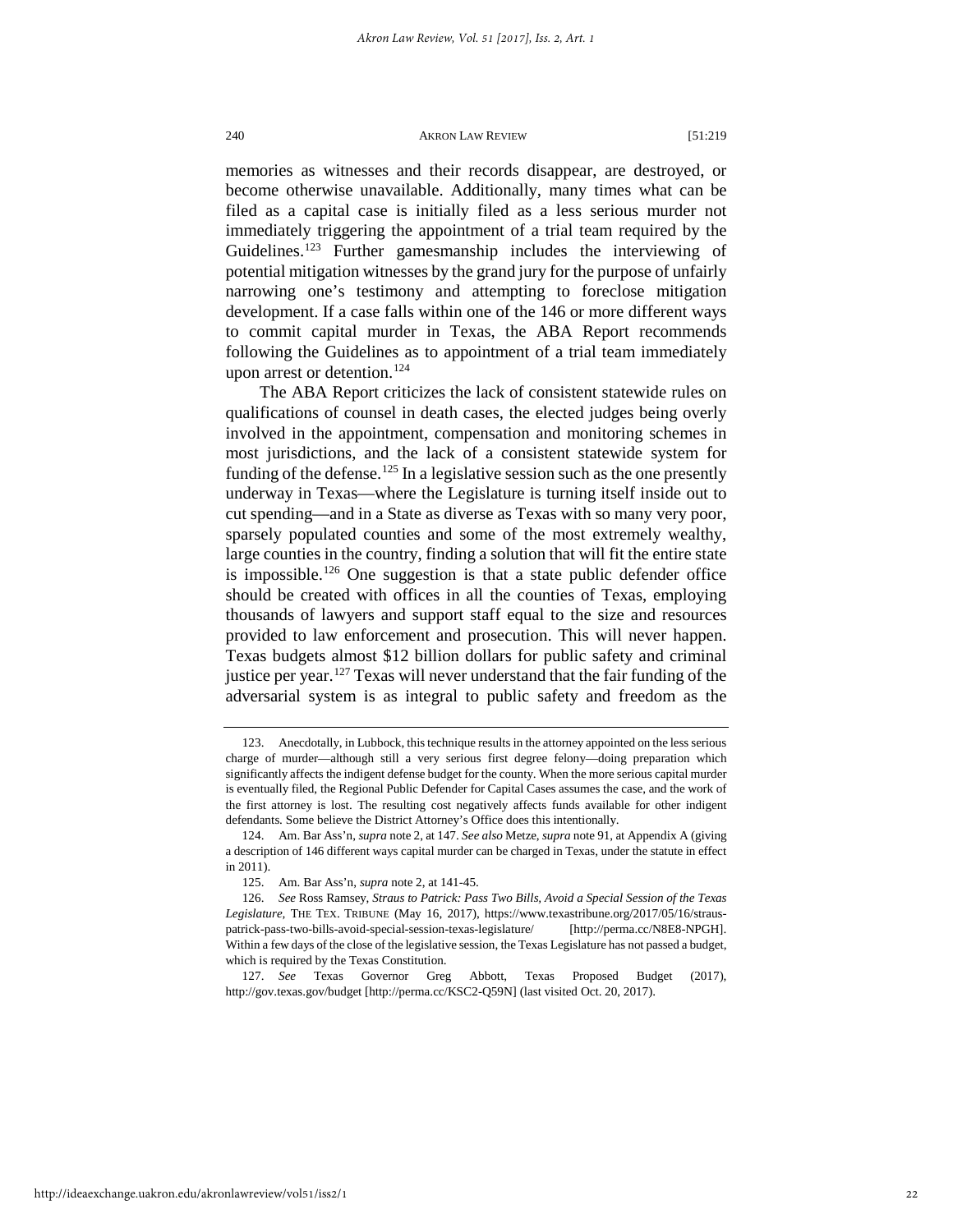memories as witnesses and their records disappear, are destroyed, or become otherwise unavailable. Additionally, many times what can be filed as a capital case is initially filed as a less serious murder not immediately triggering the appointment of a trial team required by the Guidelines.[123] Further gamesmanship includes the interviewing of potential mitigation witnesses by the grand jury for the purpose of unfairly narrowing one's testimony and attempting to foreclose mitigation development. If a case falls within one of the 146 or more different ways to commit capital murder in Texas, the ABA Report recommends following the Guidelines as to appointment of a trial team immediately upon arrest or detention.[124]

The ABA Report criticizes the lack of consistent statewide rules on qualifications of counsel in death cases, the elected judges being overly involved in the appointment, compensation and monitoring schemes in most jurisdictions, and the lack of a consistent statewide system for funding of the defense.[125] In a legislative session such as the one presently underway in Texas—where the Legislature is turning itself inside out to cut spending—and in a State as diverse as Texas with so many very poor, sparsely populated counties and some of the most extremely wealthy, large counties in the country, finding a solution that will fit the entire state is impossible.[126] One suggestion is that a state public defender office should be created with offices in all the counties of Texas, employing thousands of lawyers and support staff equal to the size and resources provided to law enforcement and prosecution. This will never happen. Texas budgets almost $12 billion dollars for public safety and criminal justice per year.[127] Texas will never understand that the fair funding of the adversarial system is as integral to public safety and freedom as the

---

123. Anecdotally, in Lubbock, this technique results in the attorney appointed on the less serious charge of murder—although still a very serious first degree felony—doing preparation which significantly affects the indigent defense budget for the county. When the more serious capital murder is eventually filed, the Regional Public Defender for Capital Cases assumes the case, and the work of the first attorney is lost. The resulting cost negatively affects funds available for other indigent defendants. Some believe the District Attorney's Office does this intentionally.

124. Am. Bar Ass'n, *supra* note 2, at 147. *See also* Metze, *supra* note 91, at Appendix A (giving a description of 146 different ways capital murder can be charged in Texas, under the statute in effect in 2011).

125. Am. Bar Ass'n, *supra* note 2, at 141-45.

126. *See* Ross Ramsey, *Straus to Patrick: Pass Two Bills, Avoid a Special Session of the Texas Legislature*, THE TEX. TRIBUNE (May 16, 2017), https://www.texastribune.org/2017/05/16/straus-patrick-pass-two-bills-avoid-special-session-texas-legislature/ [http://perma.cc/N8E8-NPGH]. Within a few days of the close of the legislative session, the Texas Legislature has not passed a budget, which is required by the Texas Constitution.

127. *See* Texas Governor Greg Abbott, Texas Proposed Budget (2017), http://gov.texas.gov/budget [http://perma.cc/KSC2-Q59N] (last visited Oct. 20, 2017).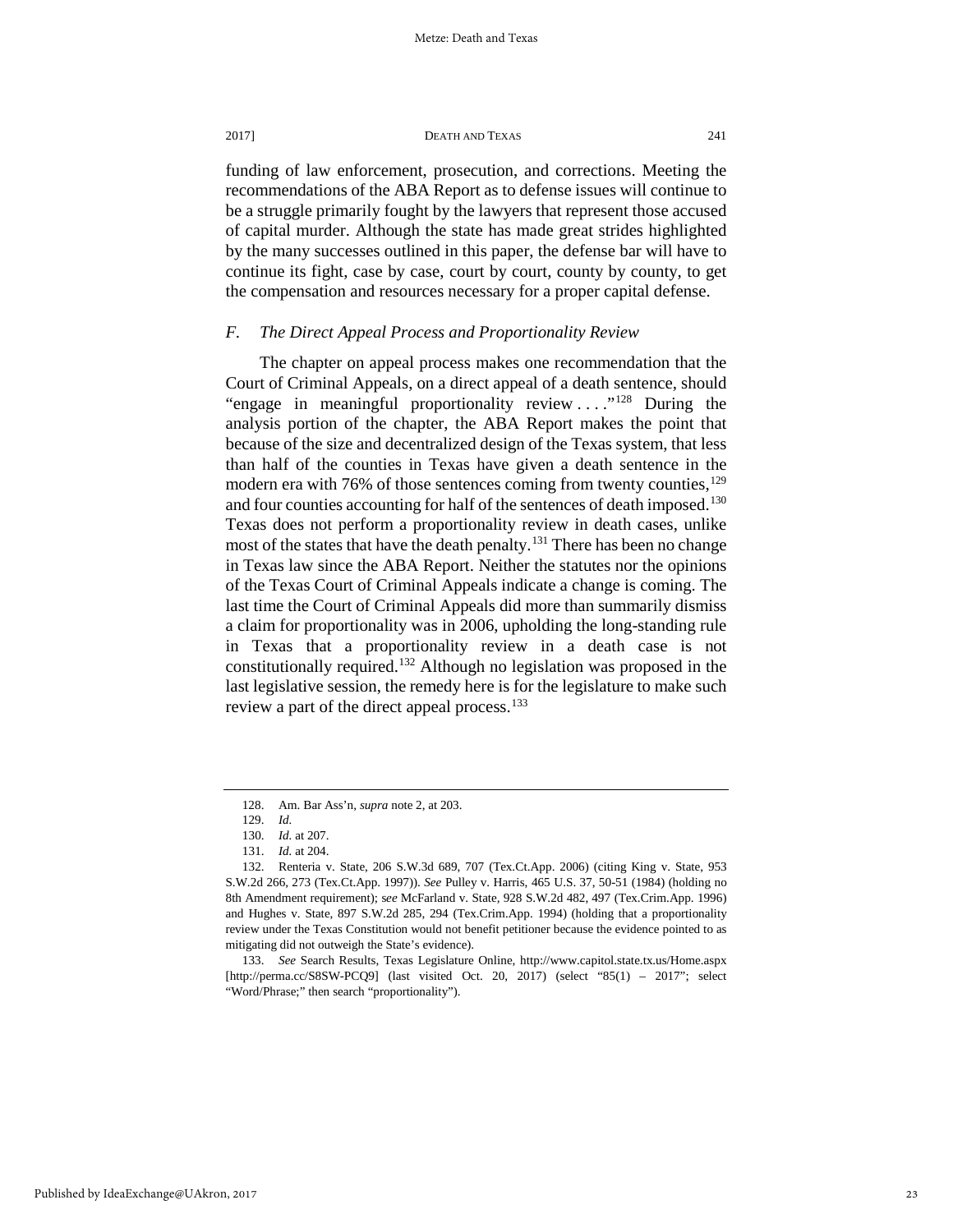funding of law enforcement, prosecution, and corrections. Meeting the recommendations of the ABA Report as to defense issues will continue to be a struggle primarily fought by the lawyers that represent those accused of capital murder. Although the state has made great strides highlighted by the many successes outlined in this paper, the defense bar will have to continue its fight, case by case, court by court, county by county, to get the compensation and resources necessary for a proper capital defense.

### *F. The Direct Appeal Process and Proportionality Review*

The chapter on appeal process makes one recommendation that the Court of Criminal Appeals, on a direct appeal of a death sentence, should "engage in meaningful proportionality review . . . ."[128] During the analysis portion of the chapter, the ABA Report makes the point that because of the size and decentralized design of the Texas system, that less than half of the counties in Texas have given a death sentence in the modern era with 76% of those sentences coming from twenty counties,[129] and four counties accounting for half of the sentences of death imposed.[130] Texas does not perform a proportionality review in death cases, unlike most of the states that have the death penalty.[131] There has been no change in Texas law since the ABA Report. Neither the statutes nor the opinions of the Texas Court of Criminal Appeals indicate a change is coming. The last time the Court of Criminal Appeals did more than summarily dismiss a claim for proportionality was in 2006, upholding the long-standing rule in Texas that a proportionality review in a death case is not constitutionally required.[132] Although no legislation was proposed in the last legislative session, the remedy here is for the legislature to make such review a part of the direct appeal process.[133]

---

128. Am. Bar Ass'n, *supra* note 2, at 203.

129. *Id.*

130. *Id.* at 207.

131. *Id.* at 204.

132. Renteria v. State, 206 S.W.3d 689, 707 (Tex.Ct.App. 2006) (citing King v. State, 953 S.W.2d 266, 273 (Tex.Ct.App. 1997)). *See* Pulley v. Harris, 465 U.S. 37, 50-51 (1984) (holding no 8th Amendment requirement); s*ee* McFarland v. State, 928 S.W.2d 482, 497 (Tex.Crim.App. 1996) and Hughes v. State, 897 S.W.2d 285, 294 (Tex.Crim.App. 1994) (holding that a proportionality review under the Texas Constitution would not benefit petitioner because the evidence pointed to as mitigating did not outweigh the State's evidence).

133. *See* Search Results, Texas Legislature Online, http://www.capitol.state.tx.us/Home.aspx [http://perma.cc/S8SW-PCQ9] (last visited Oct. 20, 2017) (select "85(1) – 2017"; select "Word/Phrase;" then search "proportionality").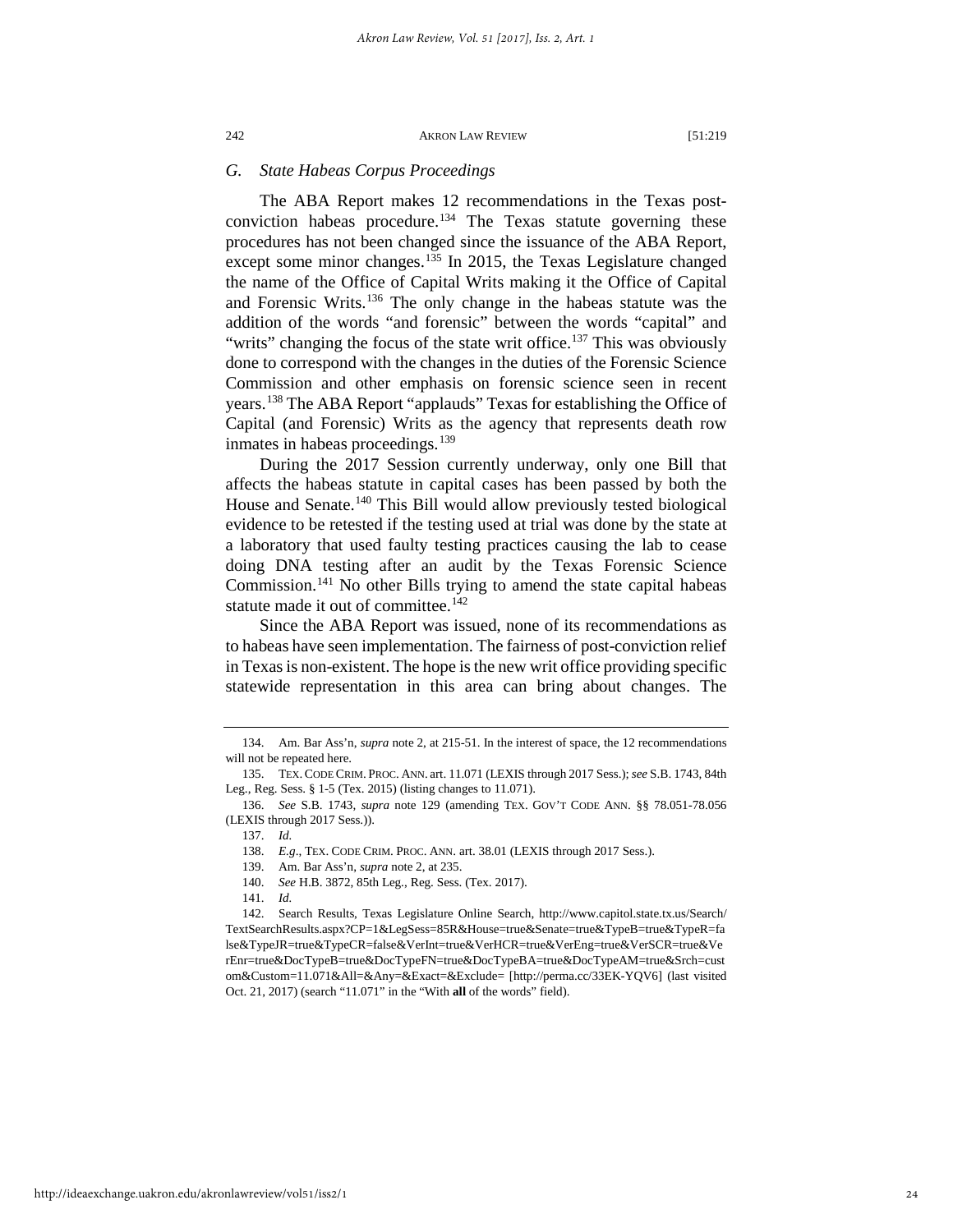## *G. State Habeas Corpus Proceedings*

The ABA Report makes 12 recommendations in the Texas post-conviction habeas procedure.[134] The Texas statute governing these procedures has not been changed since the issuance of the ABA Report, except some minor changes.[135] In 2015, the Texas Legislature changed the name of the Office of Capital Writs making it the Office of Capital and Forensic Writs.[136] The only change in the habeas statute was the addition of the words "and forensic" between the words "capital" and "writs" changing the focus of the state writ office.[137] This was obviously done to correspond with the changes in the duties of the Forensic Science Commission and other emphasis on forensic science seen in recent years.[138] The ABA Report "applauds" Texas for establishing the Office of Capital (and Forensic) Writs as the agency that represents death row inmates in habeas proceedings.[139]

During the 2017 Session currently underway, only one Bill that affects the habeas statute in capital cases has been passed by both the House and Senate.[140] This Bill would allow previously tested biological evidence to be retested if the testing used at trial was done by the state at a laboratory that used faulty testing practices causing the lab to cease doing DNA testing after an audit by the Texas Forensic Science Commission.[141] No other Bills trying to amend the state capital habeas statute made it out of committee.[142]

Since the ABA Report was issued, none of its recommendations as to habeas have seen implementation. The fairness of post-conviction relief in Texas is non-existent. The hope is the new writ office providing specific statewide representation in this area can bring about changes. The

---

134. Am. Bar Ass'n, *supra* note 2, at 215-51. In the interest of space, the 12 recommendations will not be repeated here.

135. TEX. CODE CRIM. PROC. ANN. art. 11.071 (LEXIS through 2017 Sess.); *see* S.B. 1743, 84th Leg., Reg. Sess. § 1-5 (Tex. 2015) (listing changes to 11.071).

136. *See* S.B. 1743, *supra* note 129 (amending TEX. GOV'T CODE ANN. §§ 78.051-78.056 (LEXIS through 2017 Sess.)).

137. *Id.*

138. *E.g*., TEX. CODE CRIM. PROC. ANN. art. 38.01 (LEXIS through 2017 Sess.).

139. Am. Bar Ass'n, *supra* note 2, at 235.

140. *See* H.B. 3872, 85th Leg., Reg. Sess. (Tex. 2017).

141. *Id.*

142. Search Results, Texas Legislature Online Search, http://www.capitol.state.tx.us/Search/TextSearchResults.aspx?CP=1&LegSess=85R&House=true&Senate=true&TypeB=true&TypeR=false&TypeJR=true&TypeCR=false&VerInt=true&VerHCR=true&VerEng=true&VerSCR=true&VerEnr=true&DocTypeB=true&DocTypeFN=true&DocTypeBA=true&DocTypeAM=true&Srch=custom&Custom=11.071&All=&Any=&Exact=&Exclude= [http://perma.cc/33EK-YQV6] (last visited Oct. 21, 2017) (search "11.071" in the "With **all** of the words" field).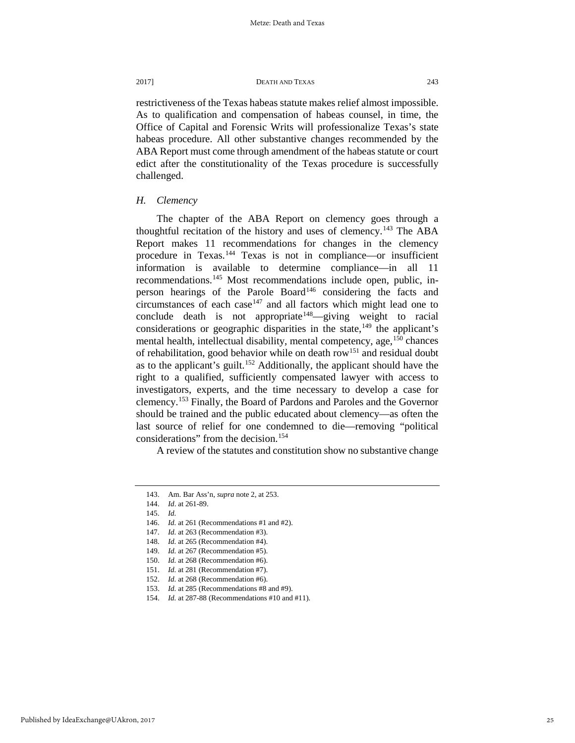restrictiveness of the Texas habeas statute makes relief almost impossible. As to qualification and compensation of habeas counsel, in time, the Office of Capital and Forensic Writs will professionalize Texas's state habeas procedure. All other substantive changes recommended by the ABA Report must come through amendment of the habeas statute or court edict after the constitutionality of the Texas procedure is successfully challenged.

### *H. Clemency*

The chapter of the ABA Report on clemency goes through a thoughtful recitation of the history and uses of clemency.[143] The ABA Report makes 11 recommendations for changes in the clemency procedure in Texas.[144] Texas is not in compliance—or insufficient information is available to determine compliance—in all 11 recommendations.[145] Most recommendations include open, public, in-person hearings of the Parole Board[146] considering the facts and circumstances of each case[147] and all factors which might lead one to conclude death is not appropriate[148]—giving weight to racial considerations or geographic disparities in the state,[149] the applicant's mental health, intellectual disability, mental competency, age,[150] chances of rehabilitation, good behavior while on death row[151] and residual doubt as to the applicant's guilt.[152] Additionally, the applicant should have the right to a qualified, sufficiently compensated lawyer with access to investigators, experts, and the time necessary to develop a case for clemency.[153] Finally, the Board of Pardons and Paroles and the Governor should be trained and the public educated about clemency—as often the last source of relief for one condemned to die—removing "political considerations" from the decision.[154]

A review of the statutes and constitution show no substantive change

---

143. Am. Bar Ass'n, *supra* note 2, at 253.
144. *Id*. at 261-89.
145. *Id.*
146. *Id.* at 261 (Recommendations #1 and #2).
147. *Id.* at 263 (Recommendation #3).
148. *Id.* at 265 (Recommendation #4).
149. *Id.* at 267 (Recommendation #5).
150. *Id.* at 268 (Recommendation #6).
151. *Id.* at 281 (Recommendation #7).
152. *Id.* at 268 (Recommendation #6).
153. *Id.* at 285 (Recommendations #8 and #9).
154. *Id.* at 287-88 (Recommendations #10 and #11).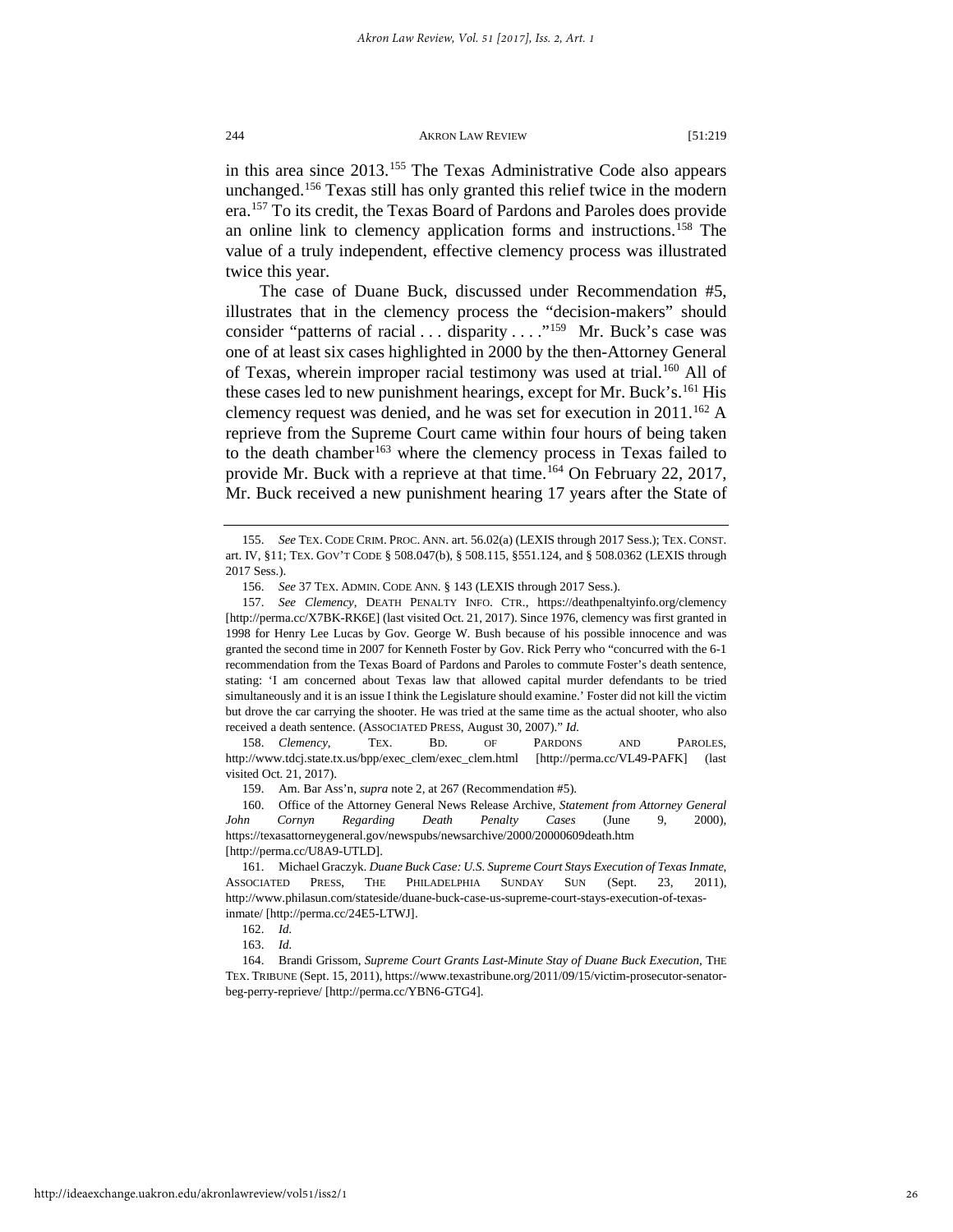in this area since 2013.[155] The Texas Administrative Code also appears unchanged.[156] Texas still has only granted this relief twice in the modern era.[157] To its credit, the Texas Board of Pardons and Paroles does provide an online link to clemency application forms and instructions.[158] The value of a truly independent, effective clemency process was illustrated twice this year.

The case of Duane Buck, discussed under Recommendation #5, illustrates that in the clemency process the "decision-makers" should consider "patterns of racial . . . disparity . . . ."[159] Mr. Buck's case was one of at least six cases highlighted in 2000 by the then-Attorney General of Texas, wherein improper racial testimony was used at trial.[160] All of these cases led to new punishment hearings, except for Mr. Buck's.[161] His clemency request was denied, and he was set for execution in 2011.[162] A reprieve from the Supreme Court came within four hours of being taken to the death chamber[163] where the clemency process in Texas failed to provide Mr. Buck with a reprieve at that time.[164] On February 22, 2017, Mr. Buck received a new punishment hearing 17 years after the State of

---

155. *See* TEX. CODE CRIM. PROC. ANN. art. 56.02(a) (LEXIS through 2017 Sess.); TEX. CONST. art. IV, §11; TEX. GOV'T CODE § 508.047(b), § 508.115, §551.124, and § 508.0362 (LEXIS through 2017 Sess.).

156. *See* 37 TEX. ADMIN. CODE ANN. § 143 (LEXIS through 2017 Sess.).

157. *See Clemency*, DEATH PENALTY INFO. CTR., https://deathpenaltyinfo.org/clemency [http://perma.cc/X7BK-RK6E] (last visited Oct. 21, 2017). Since 1976, clemency was first granted in 1998 for Henry Lee Lucas by Gov. George W. Bush because of his possible innocence and was granted the second time in 2007 for Kenneth Foster by Gov. Rick Perry who "concurred with the 6-1 recommendation from the Texas Board of Pardons and Paroles to commute Foster's death sentence, stating: 'I am concerned about Texas law that allowed capital murder defendants to be tried simultaneously and it is an issue I think the Legislature should examine.' Foster did not kill the victim but drove the car carrying the shooter. He was tried at the same time as the actual shooter, who also received a death sentence. (ASSOCIATED PRESS, August 30, 2007)." *Id.*

158. *Clemency*, TEX. BD. OF PARDONS AND PAROLES, http://www.tdcj.state.tx.us/bpp/exec_clem/exec_clem.html [http://perma.cc/VL49-PAFK] (last visited Oct. 21, 2017).

159. Am. Bar Ass'n, *supra* note 2, at 267 (Recommendation #5).

160. Office of the Attorney General News Release Archive, *Statement from Attorney General John Cornyn Regarding Death Penalty Cases* (June 9, 2000), https://texasattorneygeneral.gov/newspubs/newsarchive/2000/20000609death.htm [http://perma.cc/U8A9-UTLD].

161. Michael Graczyk. *Duane Buck Case: U.S. Supreme Court Stays Execution of Texas Inmate*, ASSOCIATED PRESS, THE PHILADELPHIA SUNDAY SUN (Sept. 23, 2011), http://www.philasun.com/stateside/duane-buck-case-us-supreme-court-stays-execution-of-texas-inmate/ [http://perma.cc/24E5-LTWJ].

162. *Id.*

163. *Id.*

164. Brandi Grissom, *Supreme Court Grants Last-Minute Stay of Duane Buck Execution*, THE TEX. TRIBUNE (Sept. 15, 2011), https://www.texastribune.org/2011/09/15/victim-prosecutor-senator-beg-perry-reprieve/ [http://perma.cc/YBN6-GTG4].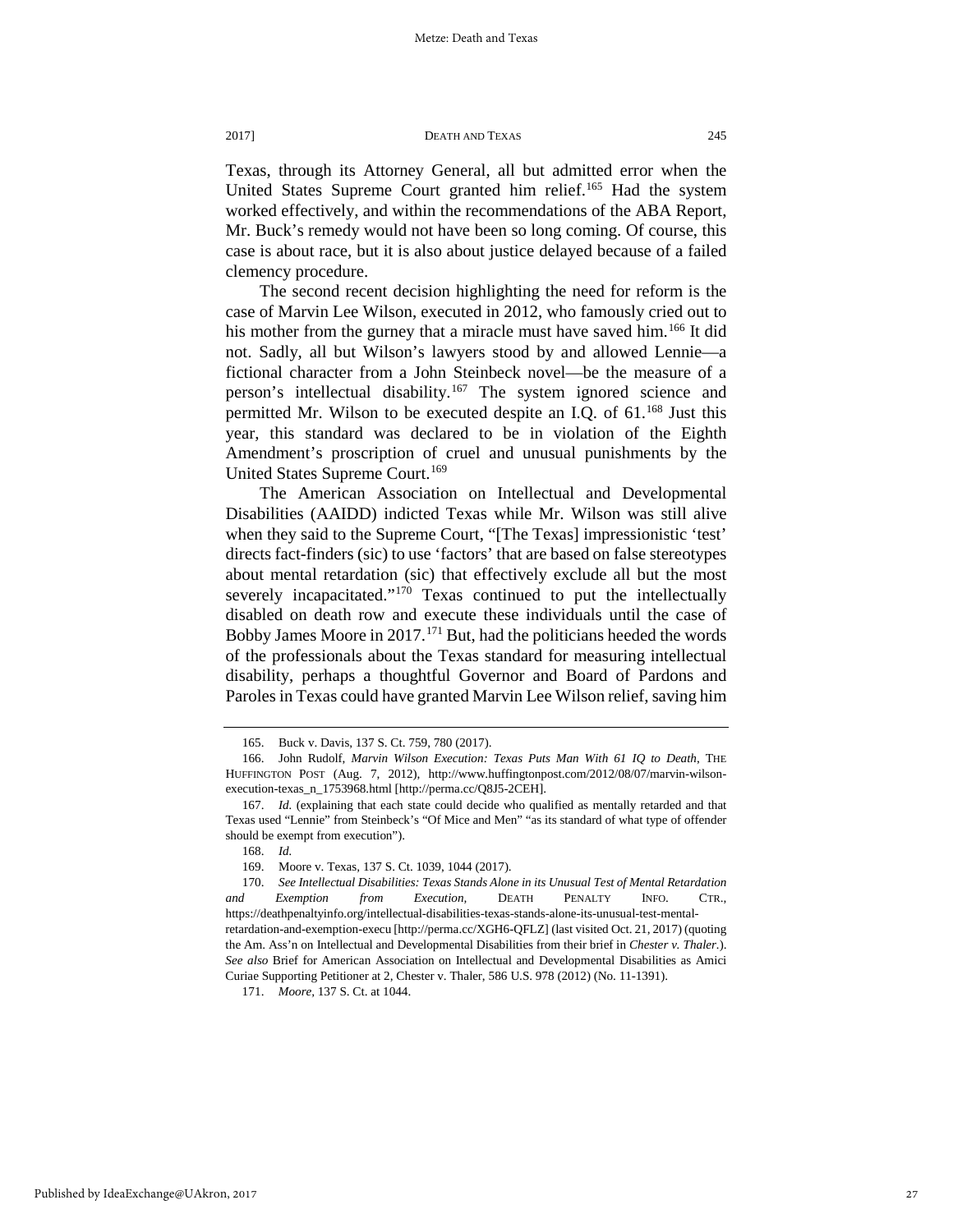Texas, through its Attorney General, all but admitted error when the United States Supreme Court granted him relief.[165] Had the system worked effectively, and within the recommendations of the ABA Report, Mr. Buck's remedy would not have been so long coming. Of course, this case is about race, but it is also about justice delayed because of a failed clemency procedure.

The second recent decision highlighting the need for reform is the case of Marvin Lee Wilson, executed in 2012, who famously cried out to his mother from the gurney that a miracle must have saved him.[166] It did not. Sadly, all but Wilson's lawyers stood by and allowed Lennie—a fictional character from a John Steinbeck novel—be the measure of a person's intellectual disability.[167] The system ignored science and permitted Mr. Wilson to be executed despite an I.Q. of 61.[168] Just this year, this standard was declared to be in violation of the Eighth Amendment's proscription of cruel and unusual punishments by the United States Supreme Court.[169]

The American Association on Intellectual and Developmental Disabilities (AAIDD) indicted Texas while Mr. Wilson was still alive when they said to the Supreme Court, "[The Texas] impressionistic 'test' directs fact-finders (sic) to use 'factors' that are based on false stereotypes about mental retardation (sic) that effectively exclude all but the most severely incapacitated."[170] Texas continued to put the intellectually disabled on death row and execute these individuals until the case of Bobby James Moore in 2017.[171] But, had the politicians heeded the words of the professionals about the Texas standard for measuring intellectual disability, perhaps a thoughtful Governor and Board of Pardons and Paroles in Texas could have granted Marvin Lee Wilson relief, saving him

---

165. Buck v. Davis, 137 S. Ct. 759, 780 (2017).

166. John Rudolf, *Marvin Wilson Execution: Texas Puts Man With 61 IQ to Death*, THE HUFFINGTON POST (Aug. 7, 2012), http://www.huffingtonpost.com/2012/08/07/marvin-wilson-execution-texas_n_1753968.html [http://perma.cc/Q8J5-2CEH].

167. *Id.* (explaining that each state could decide who qualified as mentally retarded and that Texas used "Lennie" from Steinbeck's "Of Mice and Men" "as its standard of what type of offender should be exempt from execution").

168. *Id.*

169. Moore v. Texas, 137 S. Ct. 1039, 1044 (2017).

170. *See Intellectual Disabilities: Texas Stands Alone in its Unusual Test of Mental Retardation and Exemption from Execution*, DEATH PENALTY INFO. CTR., https://deathpenaltyinfo.org/intellectual-disabilities-texas-stands-alone-its-unusual-test-mental-retardation-and-exemption-execu [http://perma.cc/XGH6-QFLZ] (last visited Oct. 21, 2017) (quoting the Am. Ass'n on Intellectual and Developmental Disabilities from their brief in *Chester v. Thaler.*). *See also* Brief for American Association on Intellectual and Developmental Disabilities as Amici Curiae Supporting Petitioner at 2, Chester v. Thaler, 586 U.S. 978 (2012) (No. 11-1391).

171. *Moore*, 137 S. Ct. at 1044.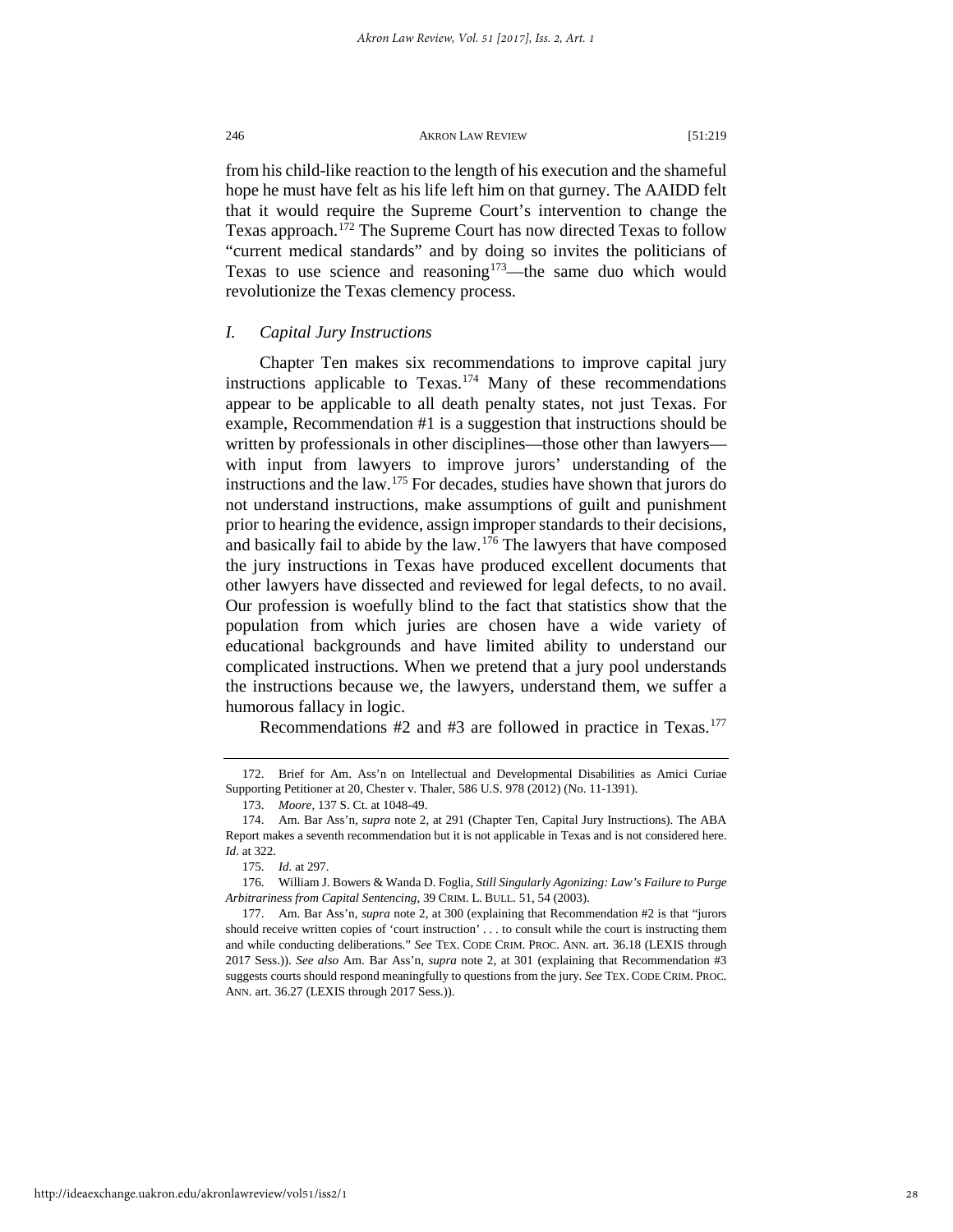from his child-like reaction to the length of his execution and the shameful hope he must have felt as his life left him on that gurney. The AAIDD felt that it would require the Supreme Court's intervention to change the Texas approach.[172] The Supreme Court has now directed Texas to follow "current medical standards" and by doing so invites the politicians of Texas to use science and reasoning[173]—the same duo which would revolutionize the Texas clemency process.

### *I. Capital Jury Instructions*

Chapter Ten makes six recommendations to improve capital jury instructions applicable to Texas.[174] Many of these recommendations appear to be applicable to all death penalty states, not just Texas. For example, Recommendation #1 is a suggestion that instructions should be written by professionals in other disciplines—those other than lawyers—with input from lawyers to improve jurors' understanding of the instructions and the law.[175] For decades, studies have shown that jurors do not understand instructions, make assumptions of guilt and punishment prior to hearing the evidence, assign improper standards to their decisions, and basically fail to abide by the law.[176] The lawyers that have composed the jury instructions in Texas have produced excellent documents that other lawyers have dissected and reviewed for legal defects, to no avail. Our profession is woefully blind to the fact that statistics show that the population from which juries are chosen have a wide variety of educational backgrounds and have limited ability to understand our complicated instructions. When we pretend that a jury pool understands the instructions because we, the lawyers, understand them, we suffer a humorous fallacy in logic.

Recommendations #2 and #3 are followed in practice in Texas.[177]

---

172. Brief for Am. Ass'n on Intellectual and Developmental Disabilities as Amici Curiae Supporting Petitioner at 20, Chester v. Thaler, 586 U.S. 978 (2012) (No. 11-1391).

173. *Moore*, 137 S. Ct. at 1048-49.

174. Am. Bar Ass'n, *supra* note 2, at 291 (Chapter Ten, Capital Jury Instructions). The ABA Report makes a seventh recommendation but it is not applicable in Texas and is not considered here. *Id*. at 322.

175. *Id.* at 297.

176. William J. Bowers & Wanda D. Foglia, *Still Singularly Agonizing: Law's Failure to Purge Arbitrariness from Capital Sentencing*, 39 CRIM. L. BULL. 51, 54 (2003).

177. Am. Bar Ass'n, *supra* note 2, at 300 (explaining that Recommendation #2 is that "jurors should receive written copies of 'court instruction' . . . to consult while the court is instructing them and while conducting deliberations." *See* TEX. CODE CRIM. PROC. ANN. art. 36.18 (LEXIS through 2017 Sess.)). *See also* Am. Bar Ass'n, *supra* note 2, at 301 (explaining that Recommendation #3 suggests courts should respond meaningfully to questions from the jury. *See* TEX. CODE CRIM. PROC. ANN. art. 36.27 (LEXIS through 2017 Sess.)).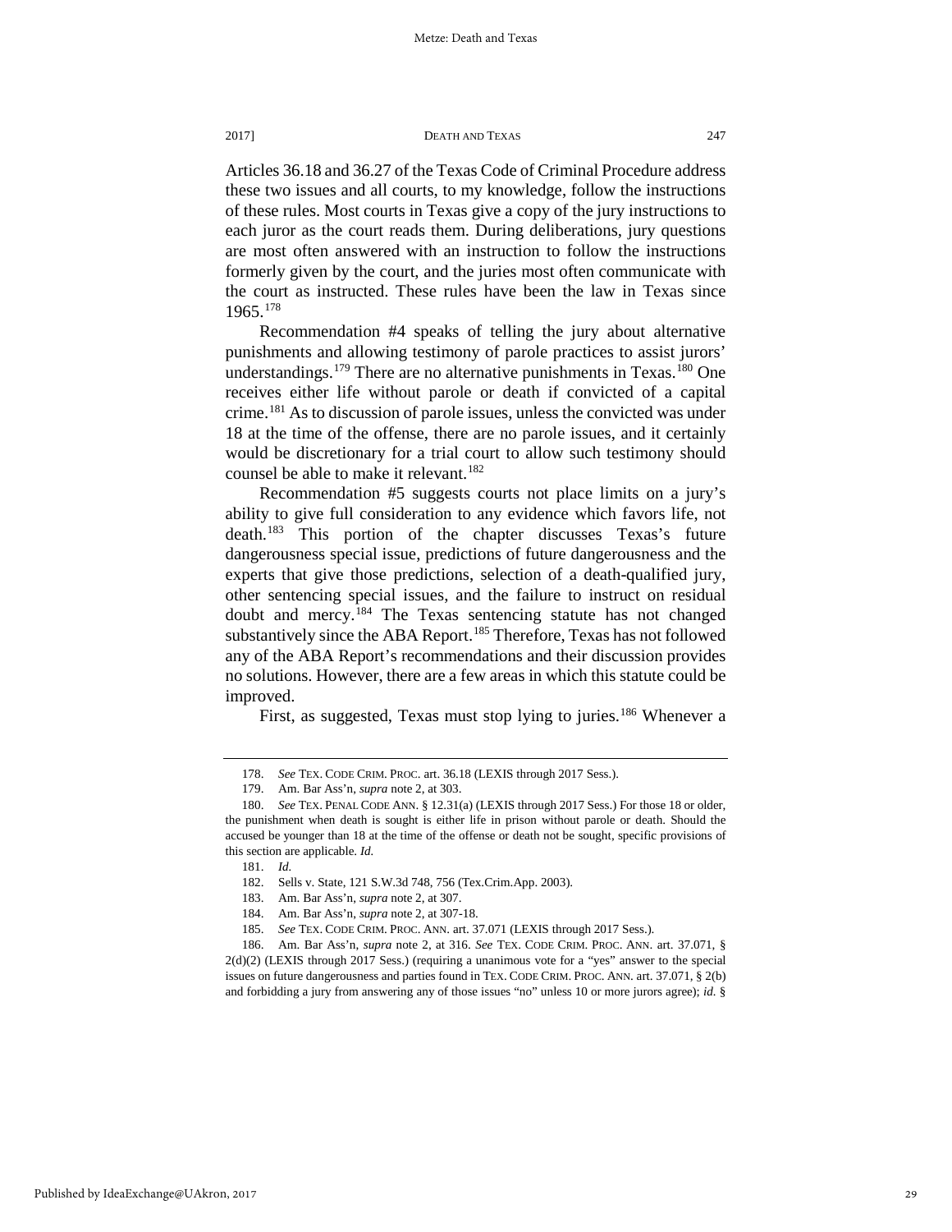Articles 36.18 and 36.27 of the Texas Code of Criminal Procedure address these two issues and all courts, to my knowledge, follow the instructions of these rules. Most courts in Texas give a copy of the jury instructions to each juror as the court reads them. During deliberations, jury questions are most often answered with an instruction to follow the instructions formerly given by the court, and the juries most often communicate with the court as instructed. These rules have been the law in Texas since 1965.[178]

Recommendation #4 speaks of telling the jury about alternative punishments and allowing testimony of parole practices to assist jurors' understandings.[179] There are no alternative punishments in Texas.[180] One receives either life without parole or death if convicted of a capital crime.[181] As to discussion of parole issues, unless the convicted was under 18 at the time of the offense, there are no parole issues, and it certainly would be discretionary for a trial court to allow such testimony should counsel be able to make it relevant.[182]

Recommendation #5 suggests courts not place limits on a jury's ability to give full consideration to any evidence which favors life, not death.[183] This portion of the chapter discusses Texas's future dangerousness special issue, predictions of future dangerousness and the experts that give those predictions, selection of a death-qualified jury, other sentencing special issues, and the failure to instruct on residual doubt and mercy.[184] The Texas sentencing statute has not changed substantively since the ABA Report.[185] Therefore, Texas has not followed any of the ABA Report's recommendations and their discussion provides no solutions. However, there are a few areas in which this statute could be improved.

First, as suggested, Texas must stop lying to juries.[186] Whenever a

---

178. *See* TEX. CODE CRIM. PROC. art. 36.18 (LEXIS through 2017 Sess.).

179. Am. Bar Ass'n, *supra* note 2, at 303.

180. *See* TEX. PENAL CODE ANN. § 12.31(a) (LEXIS through 2017 Sess.) For those 18 or older, the punishment when death is sought is either life in prison without parole or death. Should the accused be younger than 18 at the time of the offense or death not be sought, specific provisions of this section are applicable. *Id.*

181. *Id.*

182. Sells v. State, 121 S.W.3d 748, 756 (Tex.Crim.App. 2003).

183. Am. Bar Ass'n, *supra* note 2, at 307.

184. Am. Bar Ass'n, *supra* note 2, at 307-18.

185. *See* TEX. CODE CRIM. PROC. ANN. art. 37.071 (LEXIS through 2017 Sess.).

186. Am. Bar Ass'n, *supra* note 2, at 316. *See* TEX. CODE CRIM. PROC. ANN. art. 37.071, § 2(d)(2) (LEXIS through 2017 Sess.) (requiring a unanimous vote for a "yes" answer to the special issues on future dangerousness and parties found in TEX. CODE CRIM. PROC. ANN. art. 37.071, § 2(b) and forbidding a jury from answering any of those issues "no" unless 10 or more jurors agree); *id.* §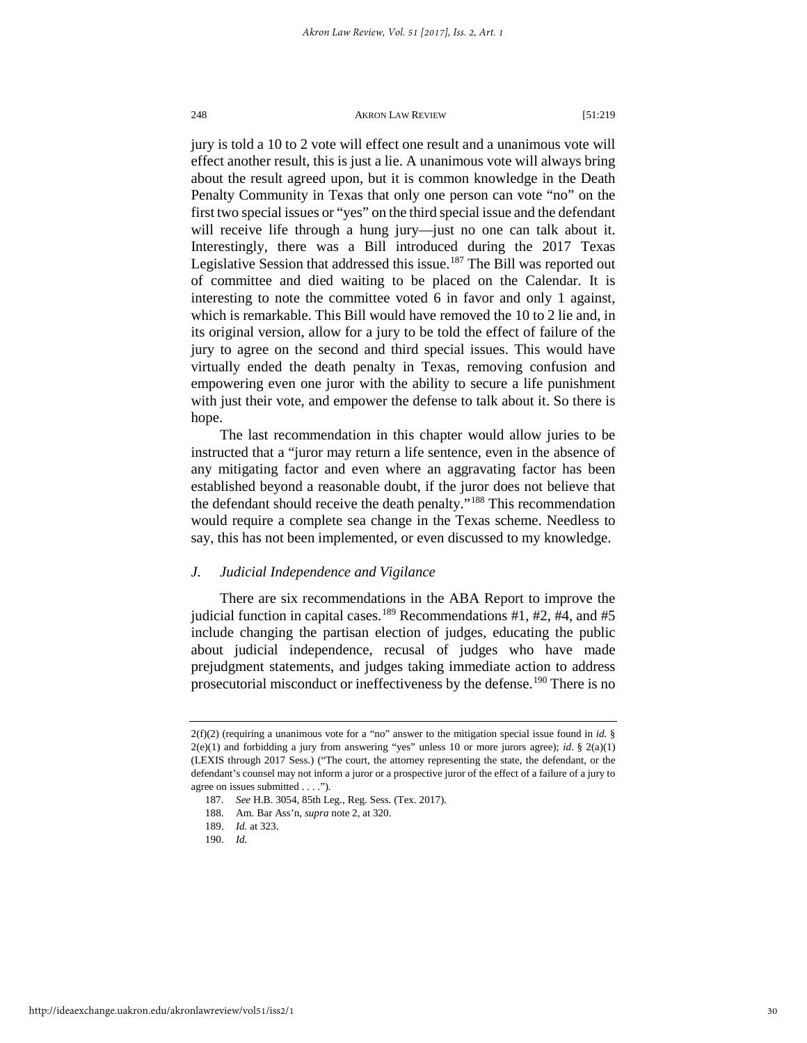jury is told a 10 to 2 vote will effect one result and a unanimous vote will effect another result, this is just a lie. A unanimous vote will always bring about the result agreed upon, but it is common knowledge in the Death Penalty Community in Texas that only one person can vote "no" on the first two special issues or "yes" on the third special issue and the defendant will receive life through a hung jury—just no one can talk about it. Interestingly, there was a Bill introduced during the 2017 Texas Legislative Session that addressed this issue.[187] The Bill was reported out of committee and died waiting to be placed on the Calendar. It is interesting to note the committee voted 6 in favor and only 1 against, which is remarkable. This Bill would have removed the 10 to 2 lie and, in its original version, allow for a jury to be told the effect of failure of the jury to agree on the second and third special issues. This would have virtually ended the death penalty in Texas, removing confusion and empowering even one juror with the ability to secure a life punishment with just their vote, and empower the defense to talk about it. So there is hope.

The last recommendation in this chapter would allow juries to be instructed that a "juror may return a life sentence, even in the absence of any mitigating factor and even where an aggravating factor has been established beyond a reasonable doubt, if the juror does not believe that the defendant should receive the death penalty."[188] This recommendation would require a complete sea change in the Texas scheme. Needless to say, this has not been implemented, or even discussed to my knowledge.

### *J. Judicial Independence and Vigilance*

There are six recommendations in the ABA Report to improve the judicial function in capital cases.[189] Recommendations #1, #2, #4, and #5 include changing the partisan election of judges, educating the public about judicial independence, recusal of judges who have made prejudgment statements, and judges taking immediate action to address prosecutorial misconduct or ineffectiveness by the defense.[190] There is no

---

2(f)(2) (requiring a unanimous vote for a "no" answer to the mitigation special issue found in *id.* § 2(e)(1) and forbidding a jury from answering "yes" unless 10 or more jurors agree); *id*. § 2(a)(1) (LEXIS through 2017 Sess.) ("The court, the attorney representing the state, the defendant, or the defendant's counsel may not inform a juror or a prospective juror of the effect of a failure of a jury to agree on issues submitted . . . .").

187. *See* H.B. 3054, 85th Leg., Reg. Sess. (Tex. 2017).

188. Am. Bar Ass'n, *supra* note 2, at 320.

189. *Id.* at 323.

190. *Id.*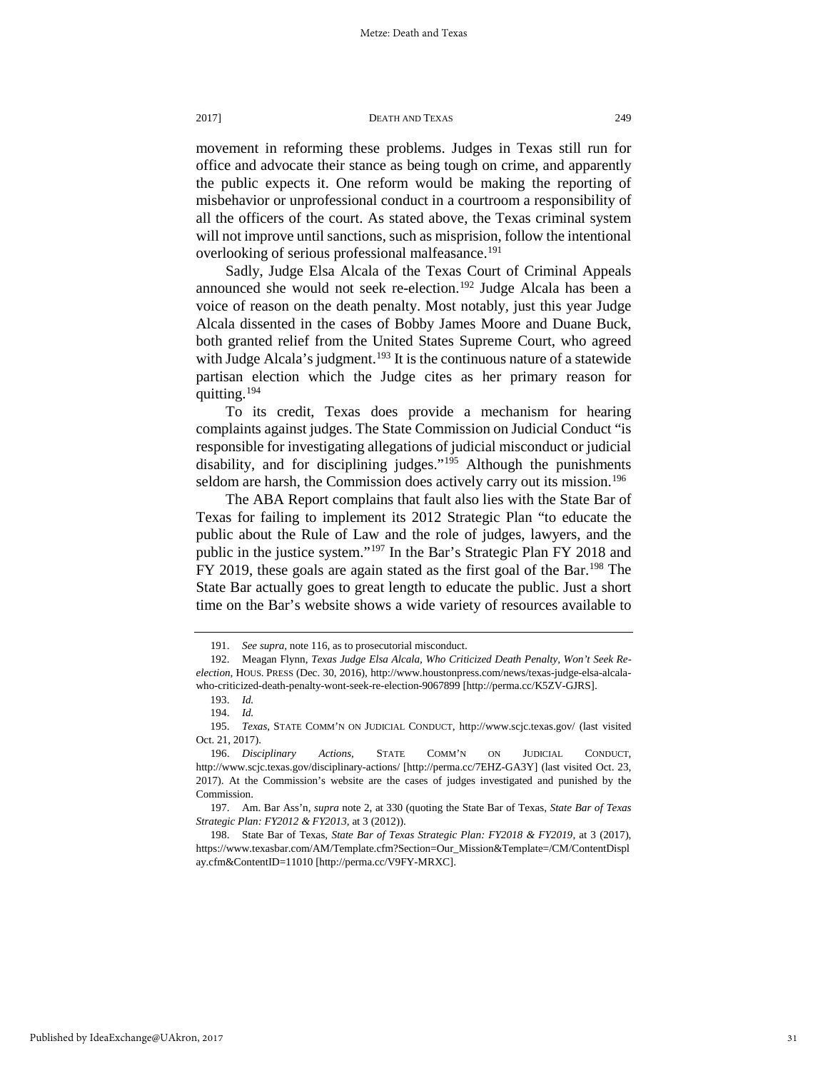movement in reforming these problems. Judges in Texas still run for office and advocate their stance as being tough on crime, and apparently the public expects it. One reform would be making the reporting of misbehavior or unprofessional conduct in a courtroom a responsibility of all the officers of the court. As stated above, the Texas criminal system will not improve until sanctions, such as misprision, follow the intentional overlooking of serious professional malfeasance.[191]

Sadly, Judge Elsa Alcala of the Texas Court of Criminal Appeals announced she would not seek re-election.[192] Judge Alcala has been a voice of reason on the death penalty. Most notably, just this year Judge Alcala dissented in the cases of Bobby James Moore and Duane Buck, both granted relief from the United States Supreme Court, who agreed with Judge Alcala's judgment.[193] It is the continuous nature of a statewide partisan election which the Judge cites as her primary reason for quitting.[194]

To its credit, Texas does provide a mechanism for hearing complaints against judges. The State Commission on Judicial Conduct "is responsible for investigating allegations of judicial misconduct or judicial disability, and for disciplining judges."[195] Although the punishments seldom are harsh, the Commission does actively carry out its mission.[196]

The ABA Report complains that fault also lies with the State Bar of Texas for failing to implement its 2012 Strategic Plan "to educate the public about the Rule of Law and the role of judges, lawyers, and the public in the justice system."[197] In the Bar's Strategic Plan FY 2018 and FY 2019, these goals are again stated as the first goal of the Bar.[198] The State Bar actually goes to great length to educate the public. Just a short time on the Bar's website shows a wide variety of resources available to

---

191. *See supra*, note 116, as to prosecutorial misconduct.

192. Meagan Flynn, *Texas Judge Elsa Alcala, Who Criticized Death Penalty, Won't Seek Re-election*, HOUS. PRESS (Dec. 30, 2016), http://www.houstonpress.com/news/texas-judge-elsa-alcala-who-criticized-death-penalty-wont-seek-re-election-9067899 [http://perma.cc/K5ZV-GJRS].

193. *Id.*

194. *Id.*

195. *Texas*, STATE COMM'N ON JUDICIAL CONDUCT, http://www.scjc.texas.gov/ (last visited Oct. 21, 2017).

196. *Disciplinary Actions*, STATE COMM'N ON JUDICIAL CONDUCT, http://www.scjc.texas.gov/disciplinary-actions/ [http://perma.cc/7EHZ-GA3Y] (last visited Oct. 23, 2017). At the Commission's website are the cases of judges investigated and punished by the Commission.

197. Am. Bar Ass'n, *supra* note 2, at 330 (quoting the State Bar of Texas, *State Bar of Texas Strategic Plan: FY2012 & FY2013*, at 3 (2012)).

198. State Bar of Texas, *State Bar of Texas Strategic Plan: FY2018 & FY2019*, at 3 (2017), https://www.texasbar.com/AM/Template.cfm?Section=Our_Mission&Template=/CM/ContentDisplay.cfm&ContentID=11010 [http://perma.cc/V9FY-MRXC].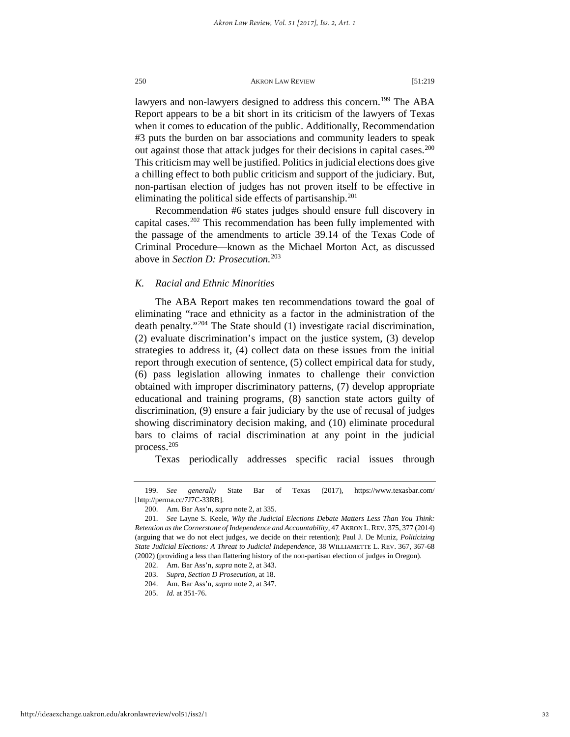lawyers and non-lawyers designed to address this concern.[199] The ABA Report appears to be a bit short in its criticism of the lawyers of Texas when it comes to education of the public. Additionally, Recommendation #3 puts the burden on bar associations and community leaders to speak out against those that attack judges for their decisions in capital cases.[200] This criticism may well be justified. Politics in judicial elections does give a chilling effect to both public criticism and support of the judiciary. But, non-partisan election of judges has not proven itself to be effective in eliminating the political side effects of partisanship.[201]

Recommendation #6 states judges should ensure full discovery in capital cases.[202] This recommendation has been fully implemented with the passage of the amendments to article 39.14 of the Texas Code of Criminal Procedure—known as the Michael Morton Act, as discussed above in *Section D: Prosecution.*[203]

### *K. Racial and Ethnic Minorities*

The ABA Report makes ten recommendations toward the goal of eliminating "race and ethnicity as a factor in the administration of the death penalty."[204] The State should (1) investigate racial discrimination, (2) evaluate discrimination's impact on the justice system, (3) develop strategies to address it, (4) collect data on these issues from the initial report through execution of sentence, (5) collect empirical data for study, (6) pass legislation allowing inmates to challenge their conviction obtained with improper discriminatory patterns, (7) develop appropriate educational and training programs, (8) sanction state actors guilty of discrimination, (9) ensure a fair judiciary by the use of recusal of judges showing discriminatory decision making, and (10) eliminate procedural bars to claims of racial discrimination at any point in the judicial process.[205]

Texas periodically addresses specific racial issues through

---

199. *See generally* State Bar of Texas (2017), https://www.texasbar.com/ [http://perma.cc/7J7C-33RB].

200. Am. Bar Ass'n, *supra* note 2, at 335.

201. *See* Layne S. Keele, *Why the Judicial Elections Debate Matters Less Than You Think: Retention as the Cornerstone of Independence and Accountability*, 47 AKRON L. REV. 375, 377 (2014) (arguing that we do not elect judges, we decide on their retention); Paul J. De Muniz, *Politicizing State Judicial Elections: A Threat to Judicial Independence*, 38 WILLIAMETTE L. REV. 367, 367-68 (2002) (providing a less than flattering history of the non-partisan election of judges in Oregon).

202. Am. Bar Ass'n, *supra* note 2, at 343.

203. *Supra*, *Section D Prosecution*, at 18.

204. Am. Bar Ass'n, *supra* note 2, at 347.

205. *Id.* at 351-76.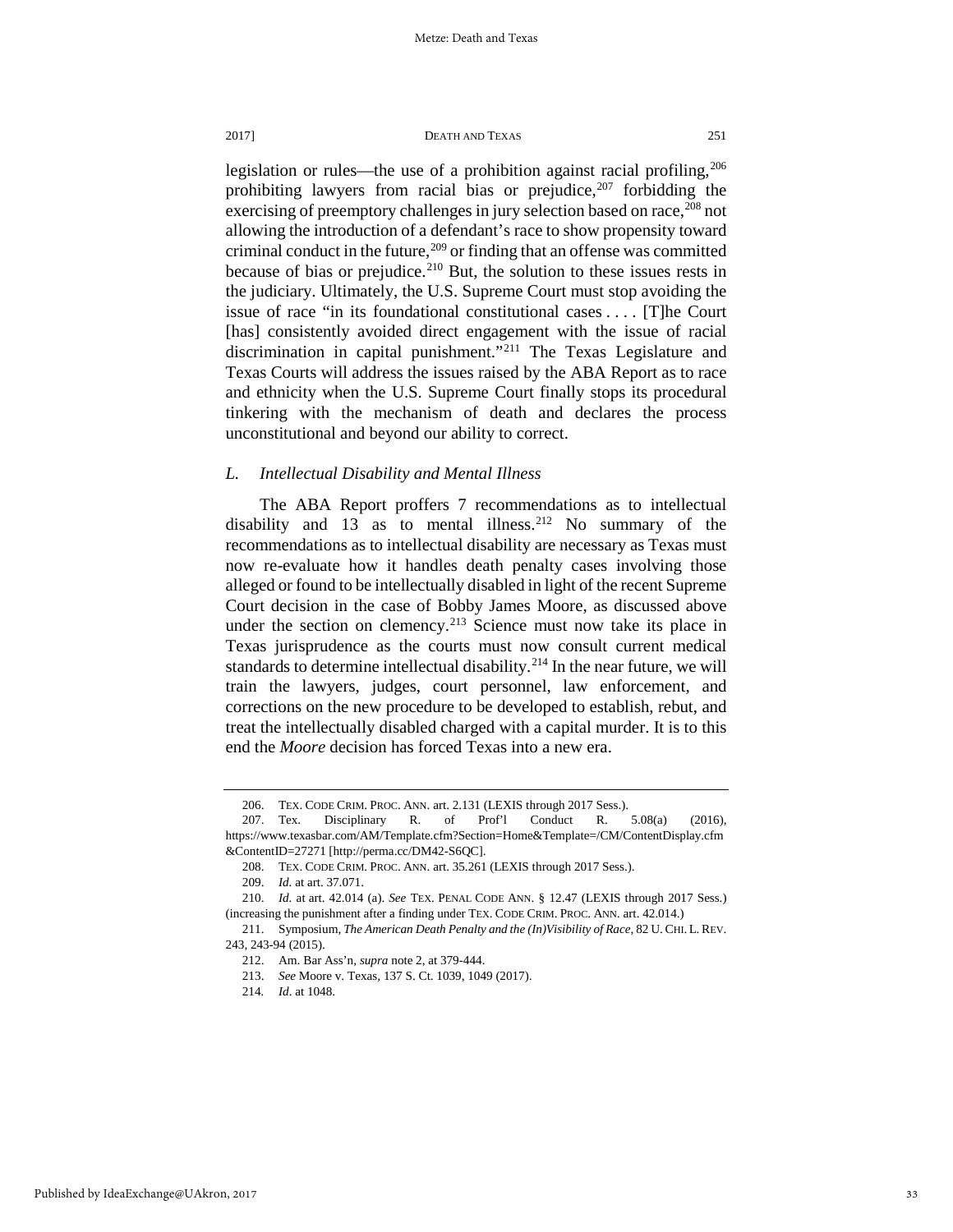legislation or rules—the use of a prohibition against racial profiling,[206] prohibiting lawyers from racial bias or prejudice,[207] forbidding the exercising of preemptory challenges in jury selection based on race,[208] not allowing the introduction of a defendant's race to show propensity toward criminal conduct in the future,[209] or finding that an offense was committed because of bias or prejudice.[210] But, the solution to these issues rests in the judiciary. Ultimately, the U.S. Supreme Court must stop avoiding the issue of race "in its foundational constitutional cases . . . . [T]he Court [has] consistently avoided direct engagement with the issue of racial discrimination in capital punishment."[211] The Texas Legislature and Texas Courts will address the issues raised by the ABA Report as to race and ethnicity when the U.S. Supreme Court finally stops its procedural tinkering with the mechanism of death and declares the process unconstitutional and beyond our ability to correct.

### *L. Intellectual Disability and Mental Illness*

The ABA Report proffers 7 recommendations as to intellectual disability and 13 as to mental illness.[212] No summary of the recommendations as to intellectual disability are necessary as Texas must now re-evaluate how it handles death penalty cases involving those alleged or found to be intellectually disabled in light of the recent Supreme Court decision in the case of Bobby James Moore, as discussed above under the section on clemency.[213] Science must now take its place in Texas jurisprudence as the courts must now consult current medical standards to determine intellectual disability.[214] In the near future, we will train the lawyers, judges, court personnel, law enforcement, and corrections on the new procedure to be developed to establish, rebut, and treat the intellectually disabled charged with a capital murder. It is to this end the *Moore* decision has forced Texas into a new era.

---

206. TEX. CODE CRIM. PROC. ANN. art. 2.131 (LEXIS through 2017 Sess.).

207. Tex. Disciplinary R. of Prof'l Conduct R. 5.08(a) (2016), https://www.texasbar.com/AM/Template.cfm?Section=Home&Template=/CM/ContentDisplay.cfm&ContentID=27271 [http://perma.cc/DM42-S6QC].

208. TEX. CODE CRIM. PROC. ANN. art. 35.261 (LEXIS through 2017 Sess.).

209. *Id.* at art. 37.071.

210. *Id.* at art. 42.014 (a). *See* TEX. PENAL CODE ANN. § 12.47 (LEXIS through 2017 Sess.) (increasing the punishment after a finding under TEX. CODE CRIM. PROC. ANN. art. 42.014.)

211. Symposium, *The American Death Penalty and the (In)Visibility of Race*, 82 U. CHI. L. REV. 243, 243-94 (2015).

212. Am. Bar Ass'n, *supra* note 2, at 379-444.

213. *See* Moore v. Texas, 137 S. Ct. 1039, 1049 (2017).

214. *Id*. at 1048.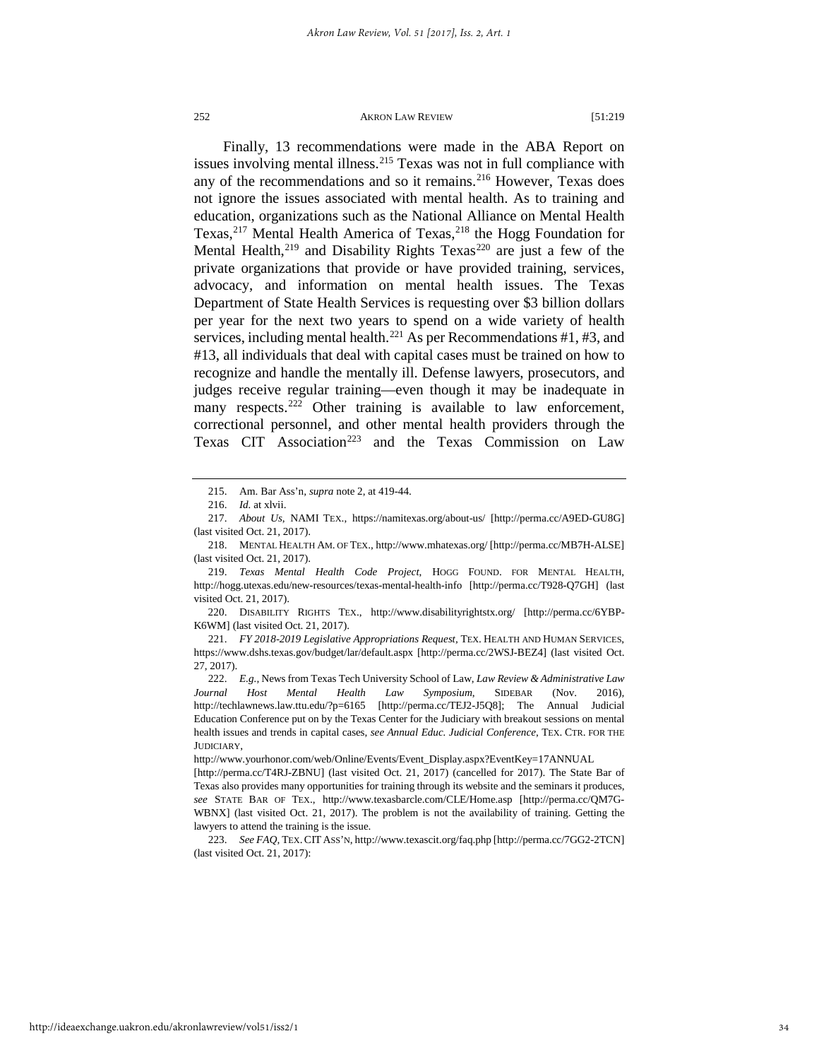Finally, 13 recommendations were made in the ABA Report on issues involving mental illness.[215] Texas was not in full compliance with any of the recommendations and so it remains.[216] However, Texas does not ignore the issues associated with mental health. As to training and education, organizations such as the National Alliance on Mental Health Texas,[217] Mental Health America of Texas,[218] the Hogg Foundation for Mental Health,[219] and Disability Rights Texas[220] are just a few of the private organizations that provide or have provided training, services, advocacy, and information on mental health issues. The Texas Department of State Health Services is requesting over $3 billion dollars per year for the next two years to spend on a wide variety of health services, including mental health.[221] As per Recommendations #1, #3, and #13, all individuals that deal with capital cases must be trained on how to recognize and handle the mentally ill. Defense lawyers, prosecutors, and judges receive regular training—even though it may be inadequate in many respects.[222] Other training is available to law enforcement, correctional personnel, and other mental health providers through the Texas CIT Association[223] and the Texas Commission on Law

---

215. Am. Bar Ass'n, *supra* note 2, at 419-44.

216. *Id.* at xlvii.

217. *About Us*, NAMI TEX., https://namitexas.org/about-us/ [http://perma.cc/A9ED-GU8G] (last visited Oct. 21, 2017).

218. MENTAL HEALTH AM. OF TEX., http://www.mhatexas.org/ [http://perma.cc/MB7H-ALSE] (last visited Oct. 21, 2017).

219. *Texas Mental Health Code Project*, HOGG FOUND. FOR MENTAL HEALTH, http://hogg.utexas.edu/new-resources/texas-mental-health-info [http://perma.cc/T928-Q7GH] (last visited Oct. 21, 2017).

220. DISABILITY RIGHTS TEX., http://www.disabilityrightstx.org/ [http://perma.cc/6YBP-K6WM] (last visited Oct. 21, 2017).

221. *FY 2018-2019 Legislative Appropriations Request*, TEX. HEALTH AND HUMAN SERVICES, https://www.dshs.texas.gov/budget/lar/default.aspx [http://perma.cc/2WSJ-BEZ4] (last visited Oct. 27, 2017).

222. *E.g.*, News from Texas Tech University School of Law, *Law Review & Administrative Law Journal Host Mental Health Law Symposium*, SIDEBAR (Nov. 2016), http://techlawnews.law.ttu.edu/?p=6165 [http://perma.cc/TEJ2-J5Q8]; The Annual Judicial Education Conference put on by the Texas Center for the Judiciary with breakout sessions on mental health issues and trends in capital cases, *see Annual Educ. Judicial Conference*, TEX. CTR. FOR THE JUDICIARY, http://www.yourhonor.com/web/Online/Events/Event_Display.aspx?EventKey=17ANNUAL [http://perma.cc/T4RJ-ZBNU] (last visited Oct. 21, 2017) (cancelled for 2017). The State Bar of Texas also provides many opportunities for training through its website and the seminars it produces, *see* STATE BAR OF TEX., http://www.texasbarcle.com/CLE/Home.asp [http://perma.cc/QM7G-WBNX] (last visited Oct. 21, 2017). The problem is not the availability of training. Getting the lawyers to attend the training is the issue.

223. *See FAQ*, TEX. CIT ASS'N, http://www.texascit.org/faq.php [http://perma.cc/7GG2-2TCN] (last visited Oct. 21, 2017):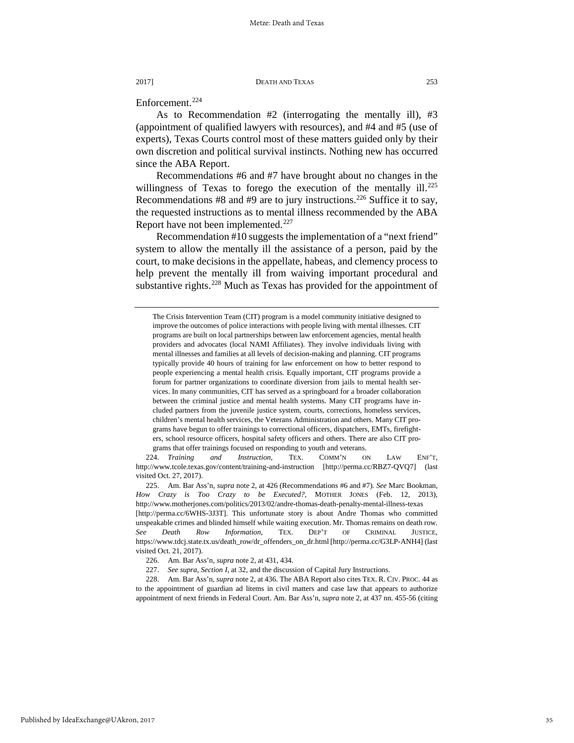Enforcement.[224]

As to Recommendation #2 (interrogating the mentally ill), #3 (appointment of qualified lawyers with resources), and #4 and #5 (use of experts), Texas Courts control most of these matters guided only by their own discretion and political survival instincts. Nothing new has occurred since the ABA Report.

Recommendations #6 and #7 have brought about no changes in the willingness of Texas to forego the execution of the mentally ill.[225] Recommendations #8 and #9 are to jury instructions.[226] Suffice it to say, the requested instructions as to mental illness recommended by the ABA Report have not been implemented.[227]

Recommendation #10 suggests the implementation of a "next friend" system to allow the mentally ill the assistance of a person, paid by the court, to make decisions in the appellate, habeas, and clemency process to help prevent the mentally ill from waiving important procedural and substantive rights.[228] Much as Texas has provided for the appointment of

---

> The Crisis Intervention Team (CIT) program is a model community initiative designed to improve the outcomes of police interactions with people living with mental illnesses. CIT programs are built on local partnerships between law enforcement agencies, mental health providers and advocates (local NAMI Affiliates). They involve individuals living with mental illnesses and families at all levels of decision-making and planning. CIT programs typically provide 40 hours of training for law enforcement on how to better respond to people experiencing a mental health crisis. Equally important, CIT programs provide a forum for partner organizations to coordinate diversion from jails to mental health services. In many communities, CIT has served as a springboard for a broader collaboration between the criminal justice and mental health systems. Many CIT programs have included partners from the juvenile justice system, courts, corrections, homeless services, children's mental health services, the Veterans Administration and others. Many CIT programs have begun to offer trainings to correctional officers, dispatchers, EMTs, firefighters, school resource officers, hospital safety officers and others. There are also CIT programs that offer trainings focused on responding to youth and veterans.

224. *Training and Instruction*, TEX. COMM'N ON LAW ENF'T, http://www.tcole.texas.gov/content/training-and-instruction [http://perma.cc/RBZ7-QVQ7] (last visited Oct. 27, 2017).

225. Am. Bar Ass'n, *supra* note 2, at 426 (Recommendations #6 and #7). *See* Marc Bookman, *How Crazy is Too Crazy to be Executed?*, MOTHER JONES (Feb. 12, 2013), http://www.motherjones.com/politics/2013/02/andre-thomas-death-penalty-mental-illness-texas [http://perma.cc/6WHS-3J3T]. This unfortunate story is about Andre Thomas who committed unspeakable crimes and blinded himself while waiting execution. Mr. Thomas remains on death row. *See Death Row Information*, TEX. DEP'T OF CRIMINAL JUSTICE, https://www.tdcj.state.tx.us/death_row/dr_offenders_on_dr.html [http://perma.cc/G3LP-ANH4] (last visited Oct. 21, 2017).

226. Am. Bar Ass'n, *supra* note 2, at 431, 434.

227. *See supra*, *Section I*, at 32, and the discussion of Capital Jury Instructions.

228. Am. Bar Ass'n, *supra* note 2, at 436. The ABA Report also cites TEX. R. CIV. PROC. 44 as to the appointment of guardian ad litems in civil matters and case law that appears to authorize appointment of next friends in Federal Court. Am. Bar Ass'n, *supra* note 2, at 437 nn. 455-56 (citing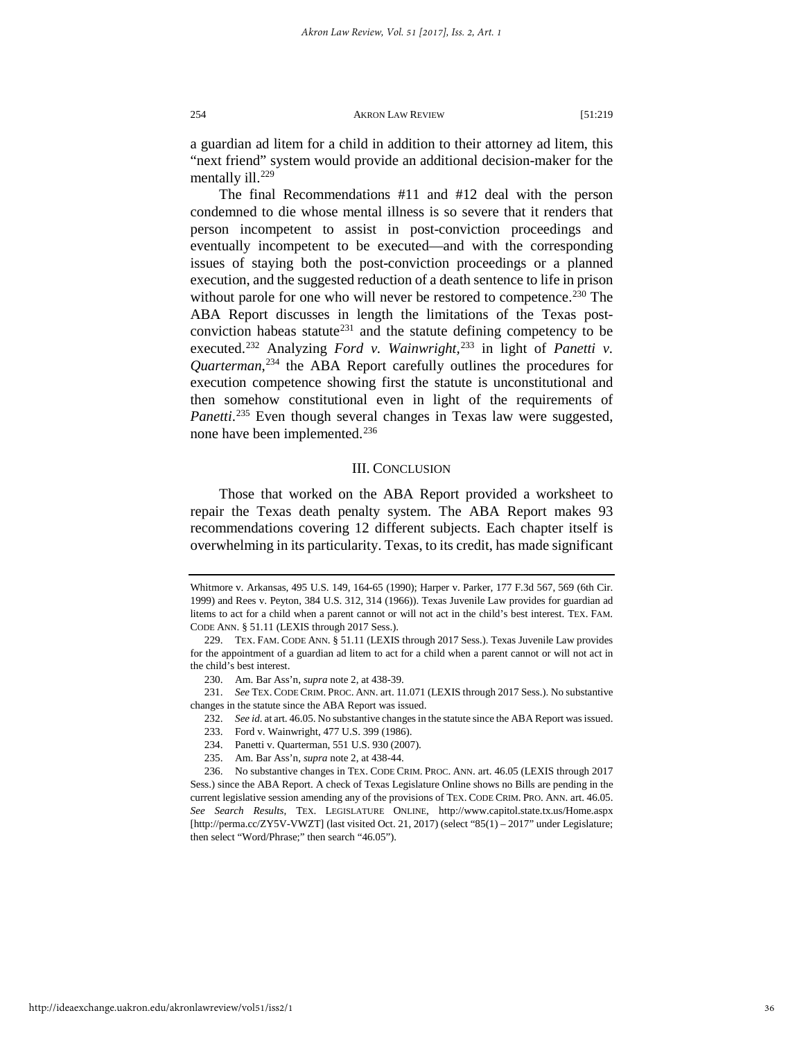a guardian ad litem for a child in addition to their attorney ad litem, this "next friend" system would provide an additional decision-maker for the mentally ill.[229]

The final Recommendations #11 and #12 deal with the person condemned to die whose mental illness is so severe that it renders that person incompetent to assist in post-conviction proceedings and eventually incompetent to be executed—and with the corresponding issues of staying both the post-conviction proceedings or a planned execution, and the suggested reduction of a death sentence to life in prison without parole for one who will never be restored to competence.[230] The ABA Report discusses in length the limitations of the Texas post-conviction habeas statute[231] and the statute defining competency to be executed.[232] Analyzing *Ford v. Wainwright*,[233] in light of *Panetti v. Quarterman*,[234] the ABA Report carefully outlines the procedures for execution competence showing first the statute is unconstitutional and then somehow constitutional even in light of the requirements of *Panetti*.[235] Even though several changes in Texas law were suggested, none have been implemented.[236]

## III. CONCLUSION

Those that worked on the ABA Report provided a worksheet to repair the Texas death penalty system. The ABA Report makes 93 recommendations covering 12 different subjects. Each chapter itself is overwhelming in its particularity. Texas, to its credit, has made significant

---

Whitmore v. Arkansas, 495 U.S. 149, 164-65 (1990); Harper v. Parker, 177 F.3d 567, 569 (6th Cir. 1999) and Rees v. Peyton, 384 U.S. 312, 314 (1966)). Texas Juvenile Law provides for guardian ad litems to act for a child when a parent cannot or will not act in the child's best interest. TEX. FAM. CODE ANN. § 51.11 (LEXIS through 2017 Sess.).

229. TEX. FAM. CODE ANN. § 51.11 (LEXIS through 2017 Sess.). Texas Juvenile Law provides for the appointment of a guardian ad litem to act for a child when a parent cannot or will not act in the child's best interest.

230. Am. Bar Ass'n, *supra* note 2, at 438-39.

231. *See* TEX. CODE CRIM. PROC. ANN. art. 11.071 (LEXIS through 2017 Sess.). No substantive changes in the statute since the ABA Report was issued.

232. *See id.* at art. 46.05. No substantive changes in the statute since the ABA Report was issued.

233. Ford v. Wainwright, 477 U.S. 399 (1986).

234. Panetti v. Quarterman, 551 U.S. 930 (2007).

235. Am. Bar Ass'n, *supra* note 2, at 438-44.

236. No substantive changes in TEX. CODE CRIM. PROC. ANN. art. 46.05 (LEXIS through 2017 Sess.) since the ABA Report. A check of Texas Legislature Online shows no Bills are pending in the current legislative session amending any of the provisions of TEX. CODE CRIM. PRO. ANN. art. 46.05. *See Search Results*, TEX. LEGISLATURE ONLINE, http://www.capitol.state.tx.us/Home.aspx [http://perma.cc/ZY5V-VWZT] (last visited Oct. 21, 2017) (select "85(1) – 2017" under Legislature; then select "Word/Phrase;" then search "46.05").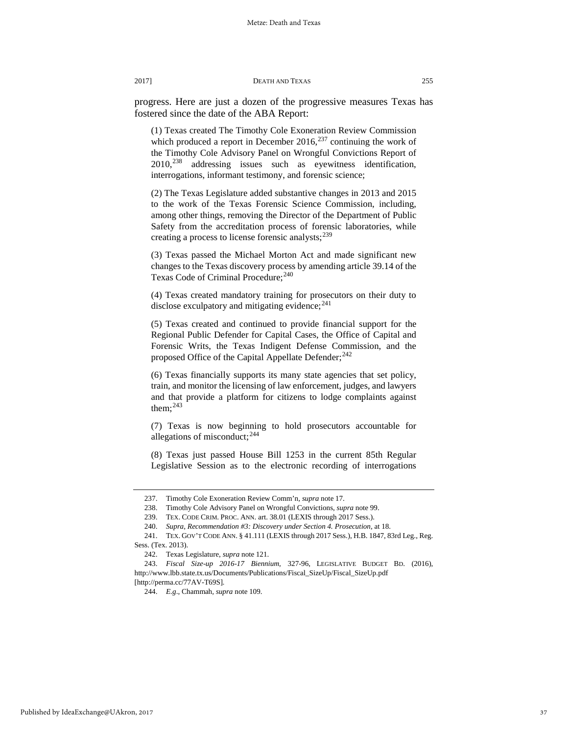progress. Here are just a dozen of the progressive measures Texas has fostered since the date of the ABA Report:

> (1) Texas created The Timothy Cole Exoneration Review Commission which produced a report in December 2016,[237] continuing the work of the Timothy Cole Advisory Panel on Wrongful Convictions Report of 2010,[238] addressing issues such as eyewitness identification, interrogations, informant testimony, and forensic science;
>
> (2) The Texas Legislature added substantive changes in 2013 and 2015 to the work of the Texas Forensic Science Commission, including, among other things, removing the Director of the Department of Public Safety from the accreditation process of forensic laboratories, while creating a process to license forensic analysts;[239]
>
> (3) Texas passed the Michael Morton Act and made significant new changes to the Texas discovery process by amending article 39.14 of the Texas Code of Criminal Procedure;[240]
>
> (4) Texas created mandatory training for prosecutors on their duty to disclose exculpatory and mitigating evidence;[241]
>
> (5) Texas created and continued to provide financial support for the Regional Public Defender for Capital Cases, the Office of Capital and Forensic Writs, the Texas Indigent Defense Commission, and the proposed Office of the Capital Appellate Defender;[242]
>
> (6) Texas financially supports its many state agencies that set policy, train, and monitor the licensing of law enforcement, judges, and lawyers and that provide a platform for citizens to lodge complaints against them;[243]
>
> (7) Texas is now beginning to hold prosecutors accountable for allegations of misconduct;[244]
>
> (8) Texas just passed House Bill 1253 in the current 85th Regular Legislative Session as to the electronic recording of interrogations

---

237. Timothy Cole Exoneration Review Comm'n, *supra* note 17.

238. Timothy Cole Advisory Panel on Wrongful Convictions, *supra* note 99.

239. TEX. CODE CRIM. PROC. ANN. art. 38.01 (LEXIS through 2017 Sess.).

240. *Supra*, *Recommendation #3: Discovery under Section 4. Prosecution*, at 18.

241. TEX. GOV'T CODE ANN. § 41.111 (LEXIS through 2017 Sess.), H.B. 1847, 83rd Leg., Reg. Sess. (Tex. 2013).

242. Texas Legislature, *supra* note 121.

243. *Fiscal Size-up 2016-17 Biennium*, 327-96, LEGISLATIVE BUDGET BD. (2016), http://www.lbb.state.tx.us/Documents/Publications/Fiscal_SizeUp/Fiscal_SizeUp.pdf [http://perma.cc/77AV-T69S].

244. *E.g*., Chammah, *supra* note 109.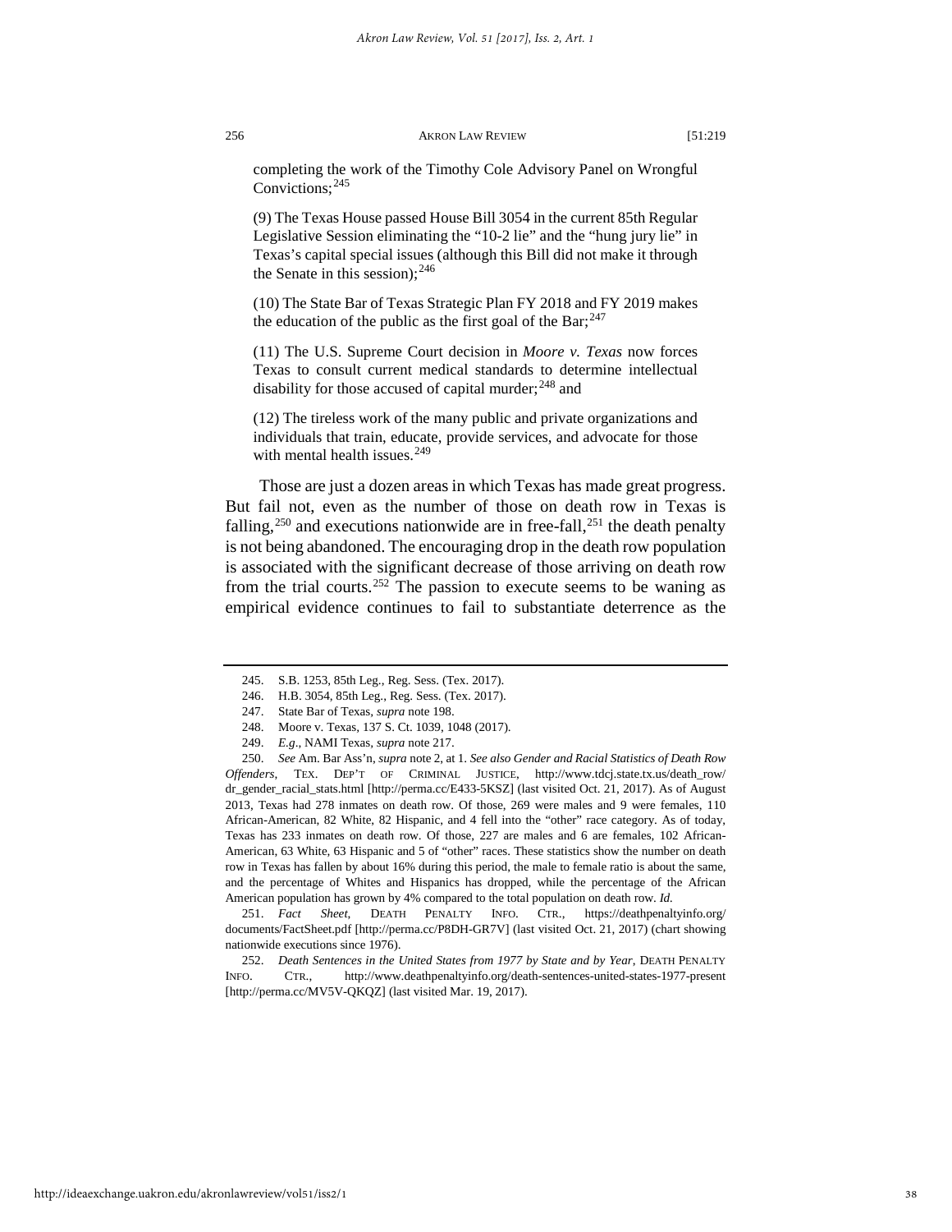completing the work of the Timothy Cole Advisory Panel on Wrongful Convictions;[245]

(9) The Texas House passed House Bill 3054 in the current 85th Regular Legislative Session eliminating the "10-2 lie" and the "hung jury lie" in Texas's capital special issues (although this Bill did not make it through the Senate in this session);[246]

(10) The State Bar of Texas Strategic Plan FY 2018 and FY 2019 makes the education of the public as the first goal of the Bar;[247]

(11) The U.S. Supreme Court decision in *Moore v. Texas* now forces Texas to consult current medical standards to determine intellectual disability for those accused of capital murder;[248] and

(12) The tireless work of the many public and private organizations and individuals that train, educate, provide services, and advocate for those with mental health issues.[249]

Those are just a dozen areas in which Texas has made great progress. But fail not, even as the number of those on death row in Texas is falling,[250] and executions nationwide are in free-fall,[251] the death penalty is not being abandoned. The encouraging drop in the death row population is associated with the significant decrease of those arriving on death row from the trial courts.[252] The passion to execute seems to be waning as empirical evidence continues to fail to substantiate deterrence as the

---

245. S.B. 1253, 85th Leg., Reg. Sess. (Tex. 2017).

246. H.B. 3054, 85th Leg., Reg. Sess. (Tex. 2017).

247. State Bar of Texas, *supra* note 198.

248. Moore v. Texas, 137 S. Ct. 1039, 1048 (2017).

249. *E.g.*, NAMI Texas, *supra* note 217.

250. *See* Am. Bar Ass'n, *supra* note 2, at 1. *See also Gender and Racial Statistics of Death Row Offenders*, TEX. DEP'T OF CRIMINAL JUSTICE, http://www.tdcj.state.tx.us/death_row/dr_gender_racial_stats.html [http://perma.cc/E433-5KSZ] (last visited Oct. 21, 2017). As of August 2013, Texas had 278 inmates on death row. Of those, 269 were males and 9 were females, 110 African-American, 82 White, 82 Hispanic, and 4 fell into the "other" race category. As of today, Texas has 233 inmates on death row. Of those, 227 are males and 6 are females, 102 African-American, 63 White, 63 Hispanic and 5 of "other" races. These statistics show the number on death row in Texas has fallen by about 16% during this period, the male to female ratio is about the same, and the percentage of Whites and Hispanics has dropped, while the percentage of the African American population has grown by 4% compared to the total population on death row. *Id.*

251. *Fact Sheet*, DEATH PENALTY INFO. CTR., https://deathpenaltyinfo.org/documents/FactSheet.pdf [http://perma.cc/P8DH-GR7V] (last visited Oct. 21, 2017) (chart showing nationwide executions since 1976).

252. *Death Sentences in the United States from 1977 by State and by Year*, DEATH PENALTY INFO. CTR., http://www.deathpenaltyinfo.org/death-sentences-united-states-1977-present [http://perma.cc/MV5V-QKQZ] (last visited Mar. 19, 2017).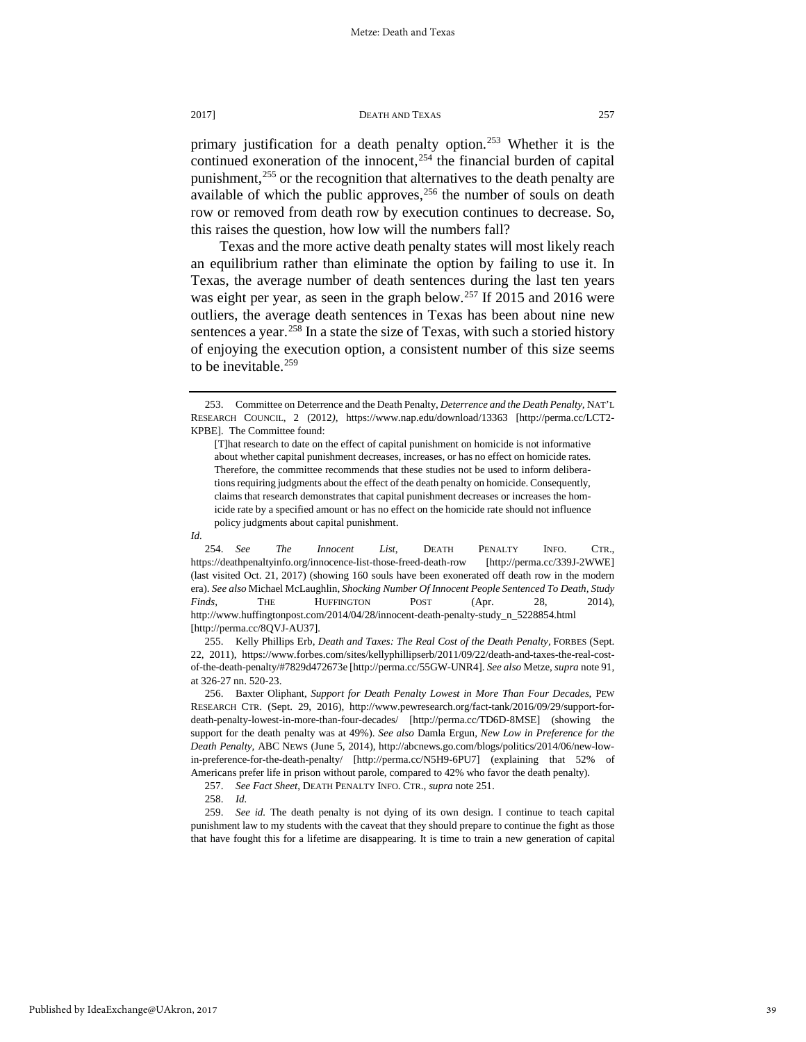primary justification for a death penalty option.[253] Whether it is the continued exoneration of the innocent,[254] the financial burden of capital punishment,[255] or the recognition that alternatives to the death penalty are available of which the public approves,[256] the number of souls on death row or removed from death row by execution continues to decrease. So, this raises the question, how low will the numbers fall?

Texas and the more active death penalty states will most likely reach an equilibrium rather than eliminate the option by failing to use it. In Texas, the average number of death sentences during the last ten years was eight per year, as seen in the graph below.[257] If 2015 and 2016 were outliers, the average death sentences in Texas has been about nine new sentences a year.[258] In a state the size of Texas, with such a storied history of enjoying the execution option, a consistent number of this size seems to be inevitable.[259]

---

253. Committee on Deterrence and the Death Penalty, *Deterrence and the Death Penalty*, NAT'L RESEARCH COUNCIL, 2 (2012), https://www.nap.edu/download/13363 [http://perma.cc/LCT2-KPBE]. The Committee found:

> [T]hat research to date on the effect of capital punishment on homicide is not informative about whether capital punishment decreases, increases, or has no effect on homicide rates. Therefore, the committee recommends that these studies not be used to inform deliberations requiring judgments about the effect of the death penalty on homicide. Consequently, claims that research demonstrates that capital punishment decreases or increases the homicide rate by a specified amount or has no effect on the homicide rate should not influence policy judgments about capital punishment.

*Id.*

254. *See The Innocent List*, DEATH PENALTY INFO. CTR., https://deathpenaltyinfo.org/innocence-list-those-freed-death-row [http://perma.cc/339J-2WWE] (last visited Oct. 21, 2017) (showing 160 souls have been exonerated off death row in the modern era). *See also* Michael McLaughlin, *Shocking Number Of Innocent People Sentenced To Death, Study Finds*, THE HUFFINGTON POST (Apr. 28, 2014), http://www.huffingtonpost.com/2014/04/28/innocent-death-penalty-study_n_5228854.html [http://perma.cc/8QVJ-AU37].

255. Kelly Phillips Erb, *Death and Taxes: The Real Cost of the Death Penalty*, FORBES (Sept. 22, 2011), https://www.forbes.com/sites/kellyphillipserb/2011/09/22/death-and-taxes-the-real-cost-of-the-death-penalty/#7829d472673e [http://perma.cc/55GW-UNR4]. *See also* Metze, *supra* note 91, at 326-27 nn. 520-23.

256. Baxter Oliphant, *Support for Death Penalty Lowest in More Than Four Decades*, PEW RESEARCH CTR. (Sept. 29, 2016), http://www.pewresearch.org/fact-tank/2016/09/29/support-for-death-penalty-lowest-in-more-than-four-decades/ [http://perma.cc/TD6D-8MSE] (showing the support for the death penalty was at 49%). *See also* Damla Ergun, *New Low in Preference for the Death Penalty*, ABC NEWS (June 5, 2014), http://abcnews.go.com/blogs/politics/2014/06/new-low-in-preference-for-the-death-penalty/ [http://perma.cc/N5H9-6PU7] (explaining that 52% of Americans prefer life in prison without parole, compared to 42% who favor the death penalty).

257. *See Fact Sheet*, DEATH PENALTY INFO. CTR., *supra* note 251.

258. *Id.*

259. *See id.* The death penalty is not dying of its own design. I continue to teach capital punishment law to my students with the caveat that they should prepare to continue the fight as those that have fought this for a lifetime are disappearing. It is time to train a new generation of capital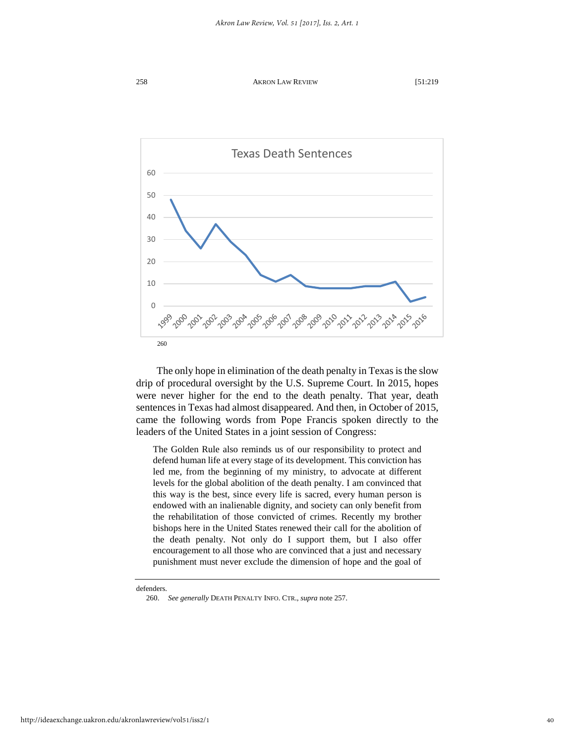**Texas Death Sentences**[260]

The only hope in elimination of the death penalty in Texas is the slow drip of procedural oversight by the U.S. Supreme Court. In 2015, hopes were never higher for the end to the death penalty. That year, death sentences in Texas had almost disappeared. And then, in October of 2015, came the following words from Pope Francis spoken directly to the leaders of the United States in a joint session of Congress:

> The Golden Rule also reminds us of our responsibility to protect and defend human life at every stage of its development. This conviction has led me, from the beginning of my ministry, to advocate at different levels for the global abolition of the death penalty. I am convinced that this way is the best, since every life is sacred, every human person is endowed with an inalienable dignity, and society can only benefit from the rehabilitation of those convicted of crimes. Recently my brother bishops here in the United States renewed their call for the abolition of the death penalty. Not only do I support them, but I also offer encouragement to all those who are convinced that a just and necessary punishment must never exclude the dimension of hope and the goal of

---

defenders.

260. *See generally* DEATH PENALTY INFO. CTR., *supra* note 257.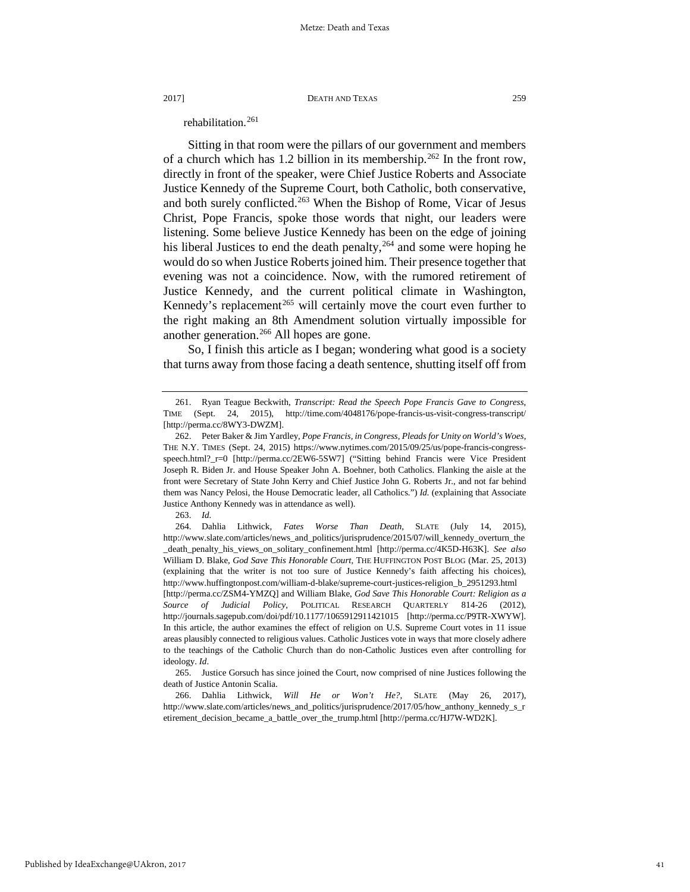rehabilitation.[261]

Sitting in that room were the pillars of our government and members of a church which has 1.2 billion in its membership.[262] In the front row, directly in front of the speaker, were Chief Justice Roberts and Associate Justice Kennedy of the Supreme Court, both Catholic, both conservative, and both surely conflicted.[263] When the Bishop of Rome, Vicar of Jesus Christ, Pope Francis, spoke those words that night, our leaders were listening. Some believe Justice Kennedy has been on the edge of joining his liberal Justices to end the death penalty,[264] and some were hoping he would do so when Justice Roberts joined him. Their presence together that evening was not a coincidence. Now, with the rumored retirement of Justice Kennedy, and the current political climate in Washington, Kennedy's replacement[265] will certainly move the court even further to the right making an 8th Amendment solution virtually impossible for another generation.[266] All hopes are gone.

So, I finish this article as I began; wondering what good is a society that turns away from those facing a death sentence, shutting itself off from

---

261. Ryan Teague Beckwith, *Transcript: Read the Speech Pope Francis Gave to Congress*, TIME (Sept. 24, 2015), http://time.com/4048176/pope-francis-us-visit-congress-transcript/ [http://perma.cc/8WY3-DWZM].

262. Peter Baker & Jim Yardley, *Pope Francis, in Congress, Pleads for Unity on World's Woes*, THE N.Y. TIMES (Sept. 24, 2015) https://www.nytimes.com/2015/09/25/us/pope-francis-congress-speech.html?_r=0 [http://perma.cc/2EW6-5SW7] ("Sitting behind Francis were Vice President Joseph R. Biden Jr. and House Speaker John A. Boehner, both Catholics. Flanking the aisle at the front were Secretary of State John Kerry and Chief Justice John G. Roberts Jr., and not far behind them was Nancy Pelosi, the House Democratic leader, all Catholics.") *Id.* (explaining that Associate Justice Anthony Kennedy was in attendance as well).

263. *Id.*

264. Dahlia Lithwick, *Fates Worse Than Death*, SLATE (July 14, 2015), http://www.slate.com/articles/news_and_politics/jurisprudence/2015/07/will_kennedy_overturn_the_death_penalty_his_views_on_solitary_confinement.html [http://perma.cc/4K5D-H63K]. *See also* William D. Blake, *God Save This Honorable Court*, THE HUFFINGTON POST BLOG (Mar. 25, 2013) (explaining that the writer is not too sure of Justice Kennedy's faith affecting his choices), http://www.huffingtonpost.com/william-d-blake/supreme-court-justices-religion_b_2951293.html [http://perma.cc/ZSM4-YMZQ] and William Blake, *God Save This Honorable Court: Religion as a Source of Judicial Policy*, POLITICAL RESEARCH QUARTERLY 814-26 (2012), http://journals.sagepub.com/doi/pdf/10.1177/1065912911421015 [http://perma.cc/P9TR-XWYW]. In this article, the author examines the effect of religion on U.S. Supreme Court votes in 11 issue areas plausibly connected to religious values. Catholic Justices vote in ways that more closely adhere to the teachings of the Catholic Church than do non-Catholic Justices even after controlling for ideology. *Id.*

265. Justice Gorsuch has since joined the Court, now comprised of nine Justices following the death of Justice Antonin Scalia.

266. Dahlia Lithwick, *Will He or Won't He?*, SLATE (May 26, 2017), http://www.slate.com/articles/news_and_politics/jurisprudence/2017/05/how_anthony_kennedy_s_retirement_decision_became_a_battle_over_the_trump.html [http://perma.cc/HJ7W-WD2K].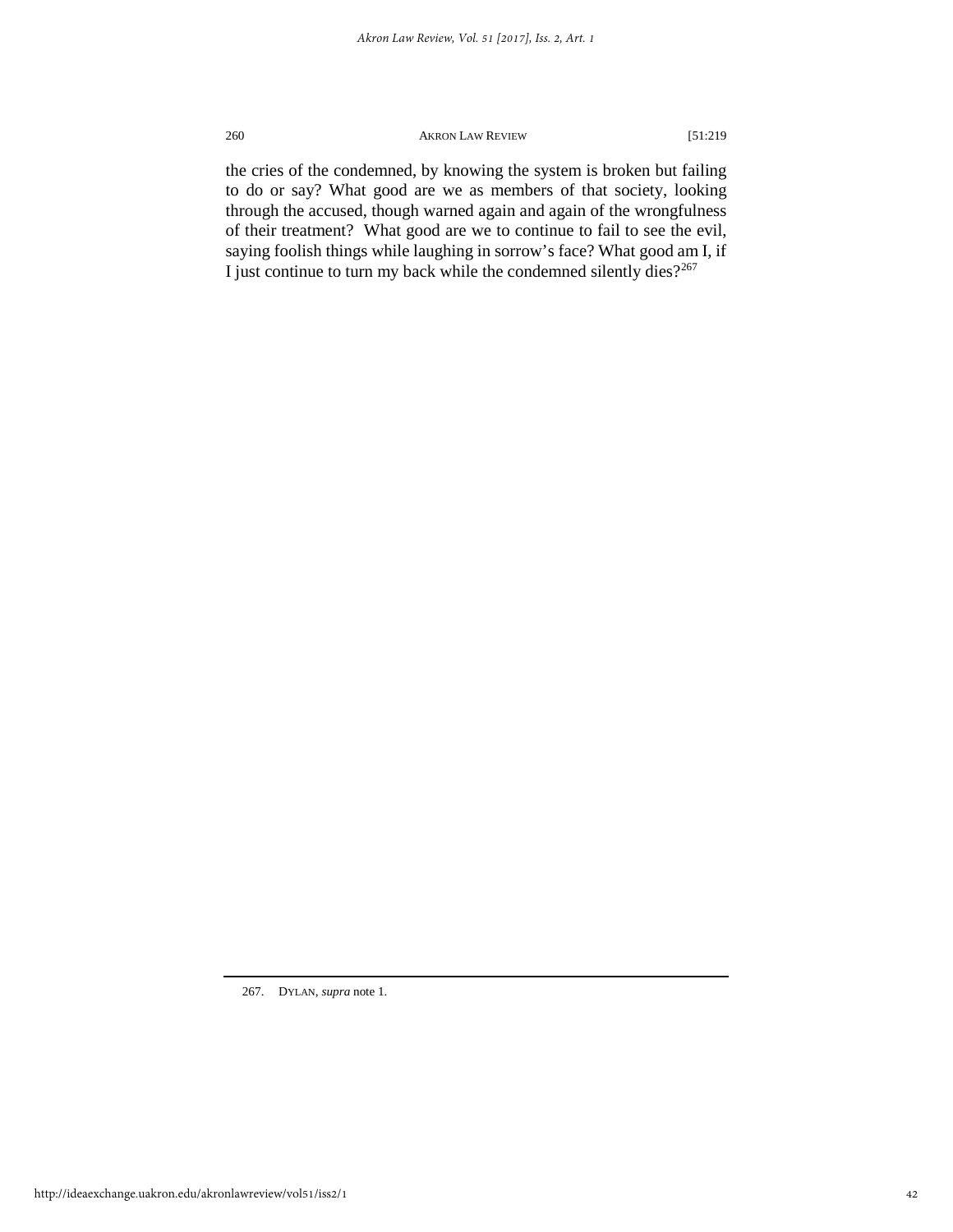the cries of the condemned, by knowing the system is broken but failing to do or say? What good are we as members of that society, looking through the accused, though warned again and again of the wrongfulness of their treatment? What good are we to continue to fail to see the evil, saying foolish things while laughing in sorrow's face? What good am I, if I just continue to turn my back while the condemned silently dies?[267]

---

267. DYLAN, *supra* note 1.